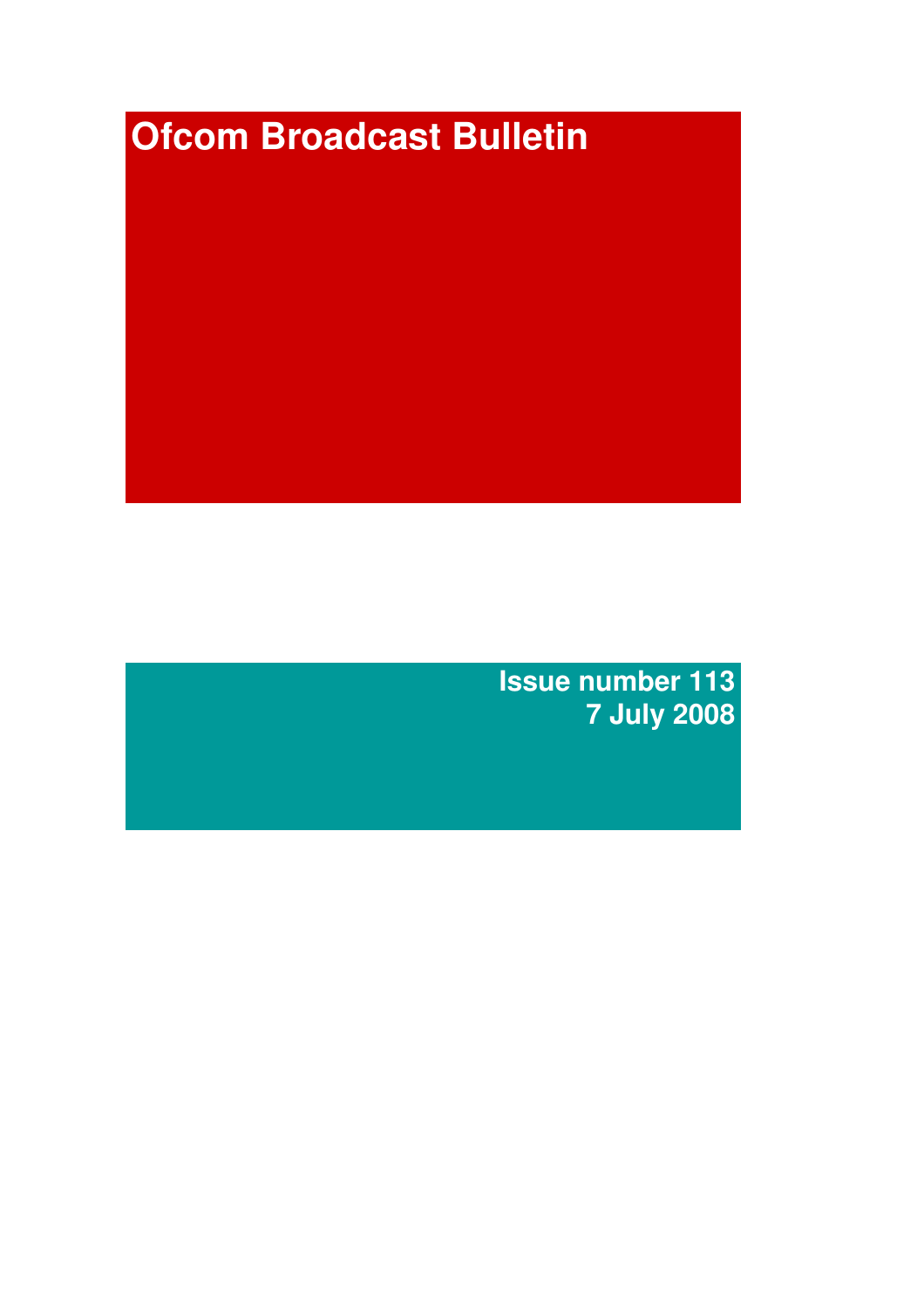# Ofcom Broadcast Bulletin

**Issue number 113**
**7 July 2008**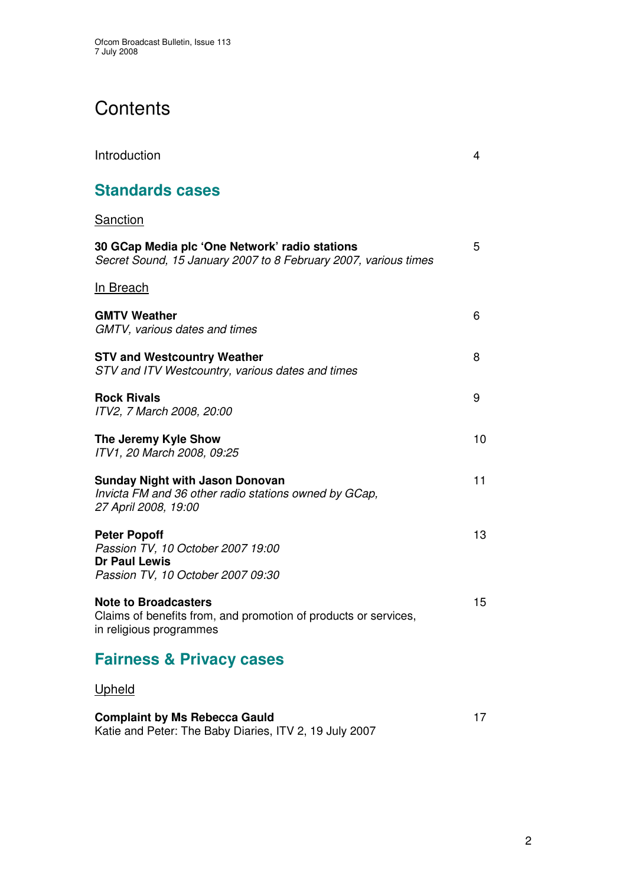# Contents

| | |
|---|---|
| Introduction | 4 |

## Standards cases

Sanction

| | |
|---|---|
| **30 GCap Media plc 'One Network' radio stations**<br>*Secret Sound, 15 January 2007 to 8 February 2007, various times* | 5 |

In Breach

| | |
|---|---|
| **GMTV Weather**<br>*GMTV, various dates and times* | 6 |
| **STV and Westcountry Weather**<br>*STV and ITV Westcountry, various dates and times* | 8 |
| **Rock Rivals**<br>*ITV2, 7 March 2008, 20:00* | 9 |
| **The Jeremy Kyle Show**<br>*ITV1, 20 March 2008, 09:25* | 10 |
| **Sunday Night with Jason Donovan**<br>*Invicta FM and 36 other radio stations owned by GCap, 27 April 2008, 19:00* | 11 |
| **Peter Popoff**<br>*Passion TV, 10 October 2007 19:00*<br>**Dr Paul Lewis**<br>*Passion TV, 10 October 2007 09:30* | 13 |
| **Note to Broadcasters**<br>Claims of benefits from, and promotion of products or services, in religious programmes | 15 |

## Fairness & Privacy cases

Upheld

| | |
|---|---|
| **Complaint by Ms Rebecca Gauld**<br>Katie and Peter: The Baby Diaries, ITV 2, 19 July 2007 | 17 |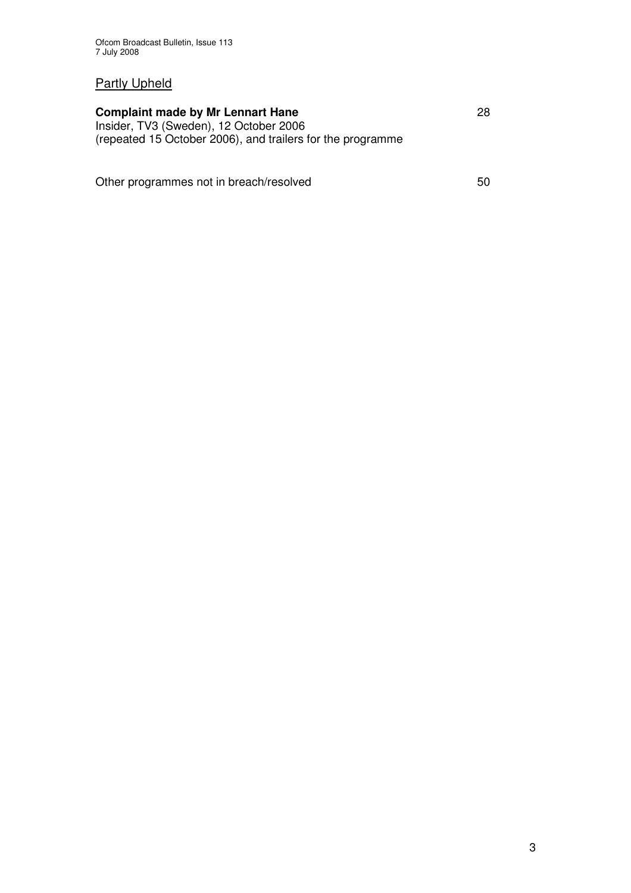<u>Partly Upheld</u>

**Complaint made by Mr Lennart Hane** 28
Insider, TV3 (Sweden), 12 October 2006
(repeated 15 October 2006), and trailers for the programme

Other programmes not in breach/resolved 50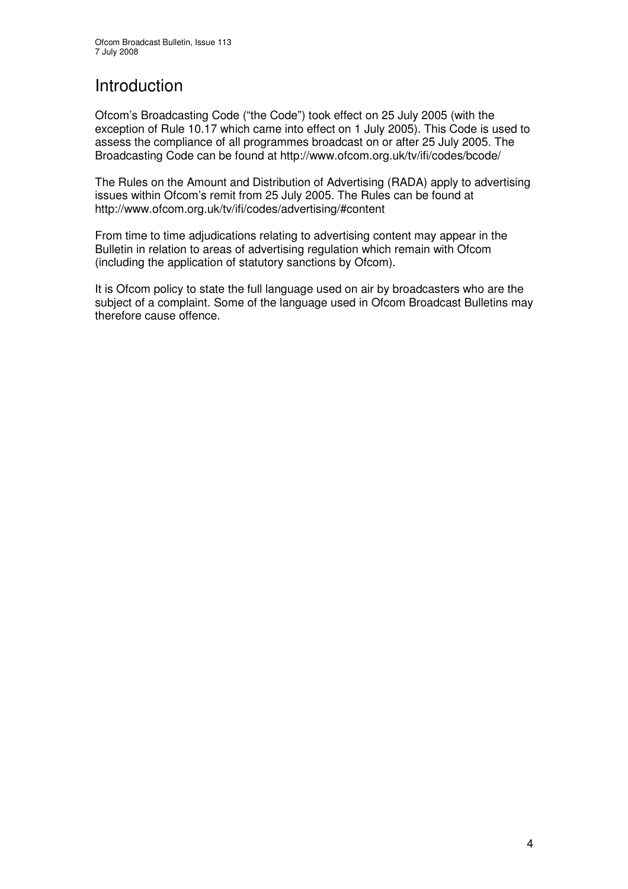# Introduction

Ofcom's Broadcasting Code ("the Code") took effect on 25 July 2005 (with the exception of Rule 10.17 which came into effect on 1 July 2005). This Code is used to assess the compliance of all programmes broadcast on or after 25 July 2005. The Broadcasting Code can be found at http://www.ofcom.org.uk/tv/ifi/codes/bcode/

The Rules on the Amount and Distribution of Advertising (RADA) apply to advertising issues within Ofcom's remit from 25 July 2005. The Rules can be found at http://www.ofcom.org.uk/tv/ifi/codes/advertising/#content

From time to time adjudications relating to advertising content may appear in the Bulletin in relation to areas of advertising regulation which remain with Ofcom (including the application of statutory sanctions by Ofcom).

It is Ofcom policy to state the full language used on air by broadcasters who are the subject of a complaint. Some of the language used in Ofcom Broadcast Bulletins may therefore cause offence.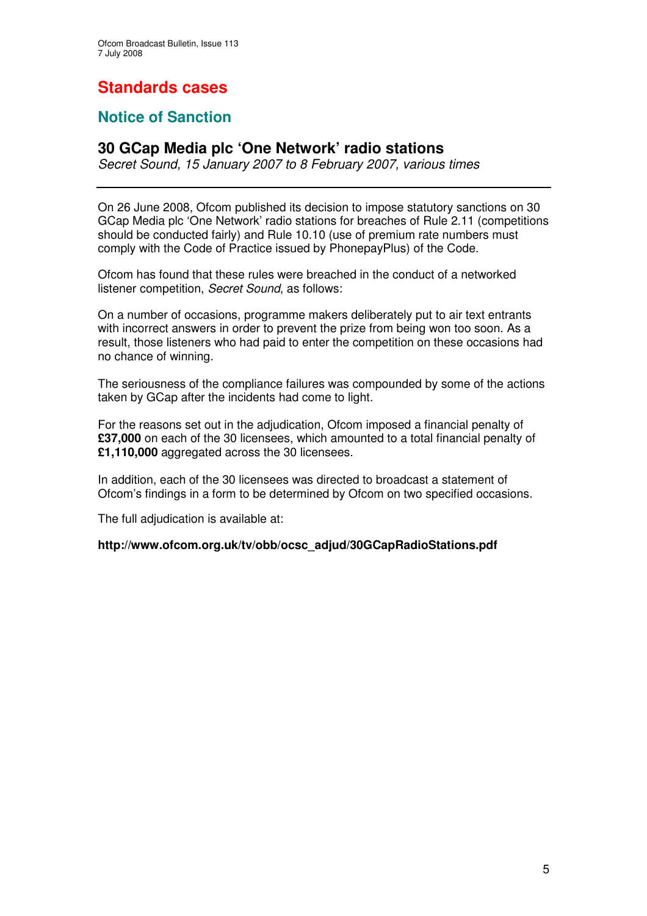# Standards cases

## Notice of Sanction

### 30 GCap Media plc 'One Network' radio stations

*Secret Sound, 15 January 2007 to 8 February 2007, various times*

---

On 26 June 2008, Ofcom published its decision to impose statutory sanctions on 30 GCap Media plc 'One Network' radio stations for breaches of Rule 2.11 (competitions should be conducted fairly) and Rule 10.10 (use of premium rate numbers must comply with the Code of Practice issued by PhonepayPlus) of the Code.

Ofcom has found that these rules were breached in the conduct of a networked listener competition, *Secret Sound*, as follows:

On a number of occasions, programme makers deliberately put to air text entrants with incorrect answers in order to prevent the prize from being won too soon. As a result, those listeners who had paid to enter the competition on these occasions had no chance of winning.

The seriousness of the compliance failures was compounded by some of the actions taken by GCap after the incidents had come to light.

For the reasons set out in the adjudication, Ofcom imposed a financial penalty of **£37,000** on each of the 30 licensees, which amounted to a total financial penalty of **£1,110,000** aggregated across the 30 licensees.

In addition, each of the 30 licensees was directed to broadcast a statement of Ofcom's findings in a form to be determined by Ofcom on two specified occasions.

The full adjudication is available at:

**http://www.ofcom.org.uk/tv/obb/ocsc_adjud/30GCapRadioStations.pdf**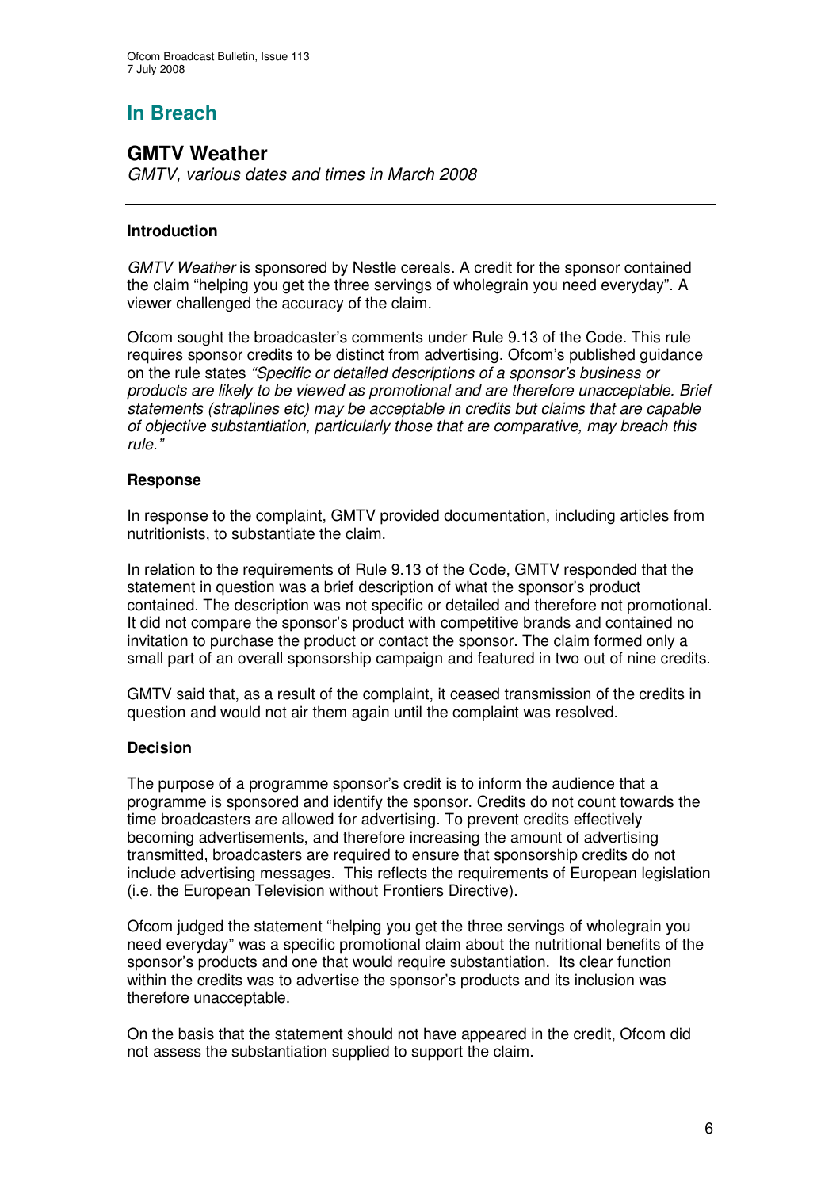# In Breach

## GMTV Weather

*GMTV, various dates and times in March 2008*

---

### Introduction

*GMTV Weather* is sponsored by Nestle cereals. A credit for the sponsor contained the claim "helping you get the three servings of wholegrain you need everyday". A viewer challenged the accuracy of the claim.

Ofcom sought the broadcaster's comments under Rule 9.13 of the Code. This rule requires sponsor credits to be distinct from advertising. Ofcom's published guidance on the rule states *"Specific or detailed descriptions of a sponsor's business or products are likely to be viewed as promotional and are therefore unacceptable. Brief statements (straplines etc) may be acceptable in credits but claims that are capable of objective substantiation, particularly those that are comparative, may breach this rule."*

### Response

In response to the complaint, GMTV provided documentation, including articles from nutritionists, to substantiate the claim.

In relation to the requirements of Rule 9.13 of the Code, GMTV responded that the statement in question was a brief description of what the sponsor's product contained. The description was not specific or detailed and therefore not promotional. It did not compare the sponsor's product with competitive brands and contained no invitation to purchase the product or contact the sponsor. The claim formed only a small part of an overall sponsorship campaign and featured in two out of nine credits.

GMTV said that, as a result of the complaint, it ceased transmission of the credits in question and would not air them again until the complaint was resolved.

### Decision

The purpose of a programme sponsor's credit is to inform the audience that a programme is sponsored and identify the sponsor. Credits do not count towards the time broadcasters are allowed for advertising. To prevent credits effectively becoming advertisements, and therefore increasing the amount of advertising transmitted, broadcasters are required to ensure that sponsorship credits do not include advertising messages. This reflects the requirements of European legislation (i.e. the European Television without Frontiers Directive).

Ofcom judged the statement "helping you get the three servings of wholegrain you need everyday" was a specific promotional claim about the nutritional benefits of the sponsor's products and one that would require substantiation. Its clear function within the credits was to advertise the sponsor's products and its inclusion was therefore unacceptable.

On the basis that the statement should not have appeared in the credit, Ofcom did not assess the substantiation supplied to support the claim.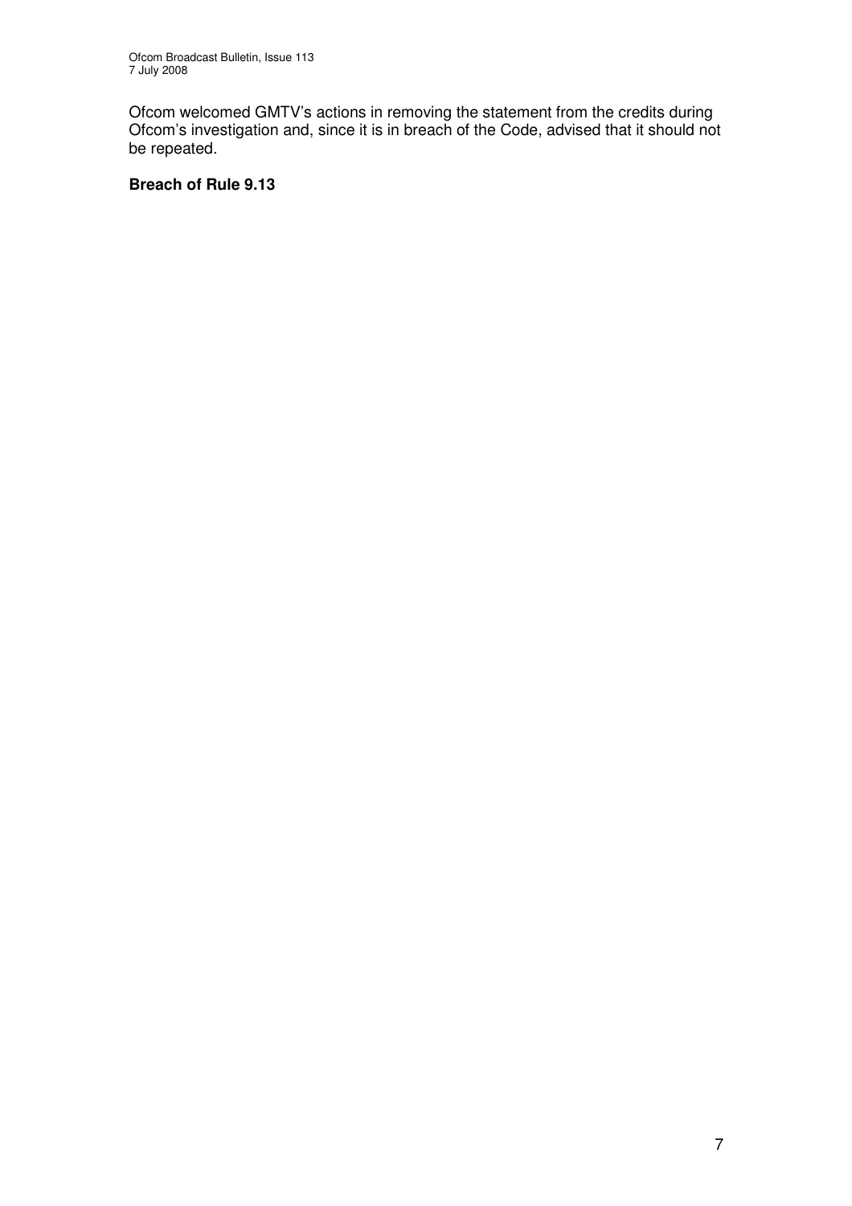Ofcom welcomed GMTV's actions in removing the statement from the credits during Ofcom's investigation and, since it is in breach of the Code, advised that it should not be repeated.

**Breach of Rule 9.13**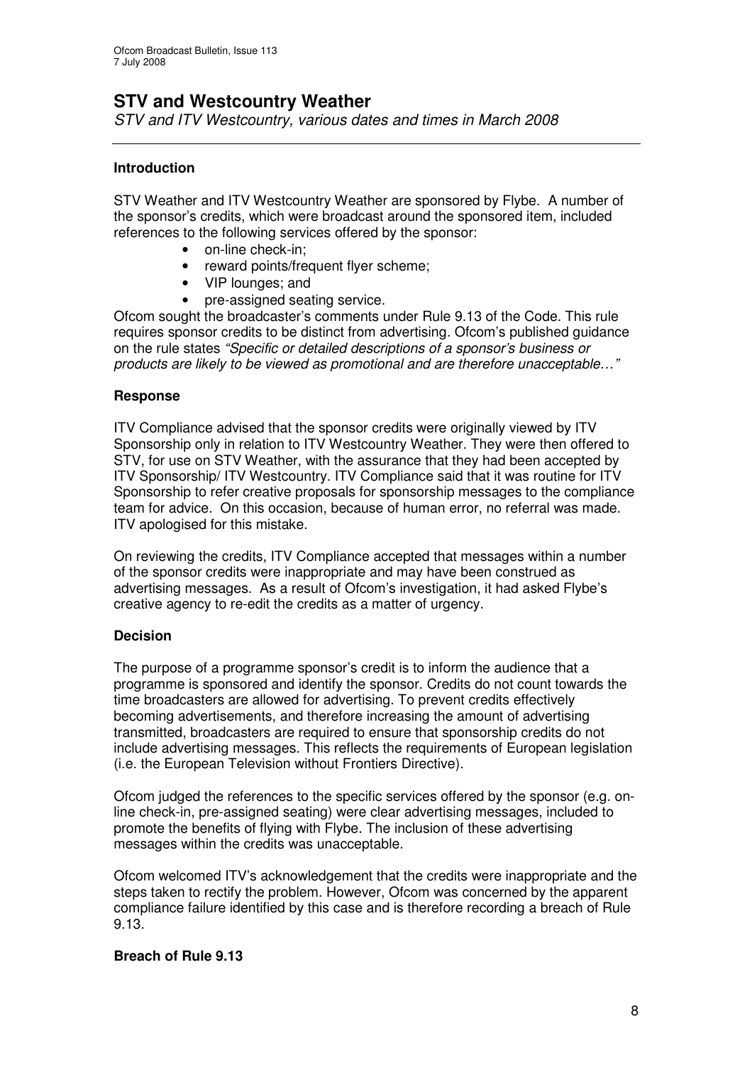## STV and Westcountry Weather

*STV and ITV Westcountry, various dates and times in March 2008*

---

### Introduction

STV Weather and ITV Westcountry Weather are sponsored by Flybe. A number of the sponsor's credits, which were broadcast around the sponsored item, included references to the following services offered by the sponsor:

- on-line check-in;
- reward points/frequent flyer scheme;
- VIP lounges; and
- pre-assigned seating service.

Ofcom sought the broadcaster's comments under Rule 9.13 of the Code. This rule requires sponsor credits to be distinct from advertising. Ofcom's published guidance on the rule states *"Specific or detailed descriptions of a sponsor's business or products are likely to be viewed as promotional and are therefore unacceptable…"*

### Response

ITV Compliance advised that the sponsor credits were originally viewed by ITV Sponsorship only in relation to ITV Westcountry Weather. They were then offered to STV, for use on STV Weather, with the assurance that they had been accepted by ITV Sponsorship/ ITV Westcountry. ITV Compliance said that it was routine for ITV Sponsorship to refer creative proposals for sponsorship messages to the compliance team for advice. On this occasion, because of human error, no referral was made. ITV apologised for this mistake.

On reviewing the credits, ITV Compliance accepted that messages within a number of the sponsor credits were inappropriate and may have been construed as advertising messages. As a result of Ofcom's investigation, it had asked Flybe's creative agency to re-edit the credits as a matter of urgency.

### Decision

The purpose of a programme sponsor's credit is to inform the audience that a programme is sponsored and identify the sponsor. Credits do not count towards the time broadcasters are allowed for advertising. To prevent credits effectively becoming advertisements, and therefore increasing the amount of advertising transmitted, broadcasters are required to ensure that sponsorship credits do not include advertising messages. This reflects the requirements of European legislation (i.e. the European Television without Frontiers Directive).

Ofcom judged the references to the specific services offered by the sponsor (e.g. on-line check-in, pre-assigned seating) were clear advertising messages, included to promote the benefits of flying with Flybe. The inclusion of these advertising messages within the credits was unacceptable.

Ofcom welcomed ITV's acknowledgement that the credits were inappropriate and the steps taken to rectify the problem. However, Ofcom was concerned by the apparent compliance failure identified by this case and is therefore recording a breach of Rule 9.13.

**Breach of Rule 9.13**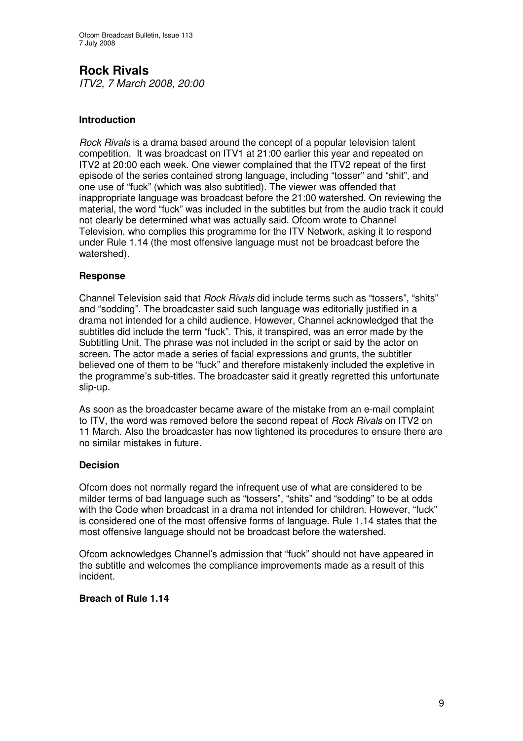## Rock Rivals

*ITV2, 7 March 2008, 20:00*

---

### Introduction

*Rock Rivals* is a drama based around the concept of a popular television talent competition. It was broadcast on ITV1 at 21:00 earlier this year and repeated on ITV2 at 20:00 each week. One viewer complained that the ITV2 repeat of the first episode of the series contained strong language, including "tosser" and "shit", and one use of "fuck" (which was also subtitled). The viewer was offended that inappropriate language was broadcast before the 21:00 watershed. On reviewing the material, the word "fuck" was included in the subtitles but from the audio track it could not clearly be determined what was actually said. Ofcom wrote to Channel Television, who complies this programme for the ITV Network, asking it to respond under Rule 1.14 (the most offensive language must not be broadcast before the watershed).

### Response

Channel Television said that *Rock Rivals* did include terms such as "tossers", "shits" and "sodding". The broadcaster said such language was editorially justified in a drama not intended for a child audience. However, Channel acknowledged that the subtitles did include the term "fuck". This, it transpired, was an error made by the Subtitling Unit. The phrase was not included in the script or said by the actor on screen. The actor made a series of facial expressions and grunts, the subtitler believed one of them to be "fuck" and therefore mistakenly included the expletive in the programme's sub-titles. The broadcaster said it greatly regretted this unfortunate slip-up.

As soon as the broadcaster became aware of the mistake from an e-mail complaint to ITV, the word was removed before the second repeat of *Rock Rivals* on ITV2 on 11 March. Also the broadcaster has now tightened its procedures to ensure there are no similar mistakes in future.

### Decision

Ofcom does not normally regard the infrequent use of what are considered to be milder terms of bad language such as "tossers", "shits" and "sodding" to be at odds with the Code when broadcast in a drama not intended for children. However, "fuck" is considered one of the most offensive forms of language. Rule 1.14 states that the most offensive language should not be broadcast before the watershed.

Ofcom acknowledges Channel's admission that "fuck" should not have appeared in the subtitle and welcomes the compliance improvements made as a result of this incident.

**Breach of Rule 1.14**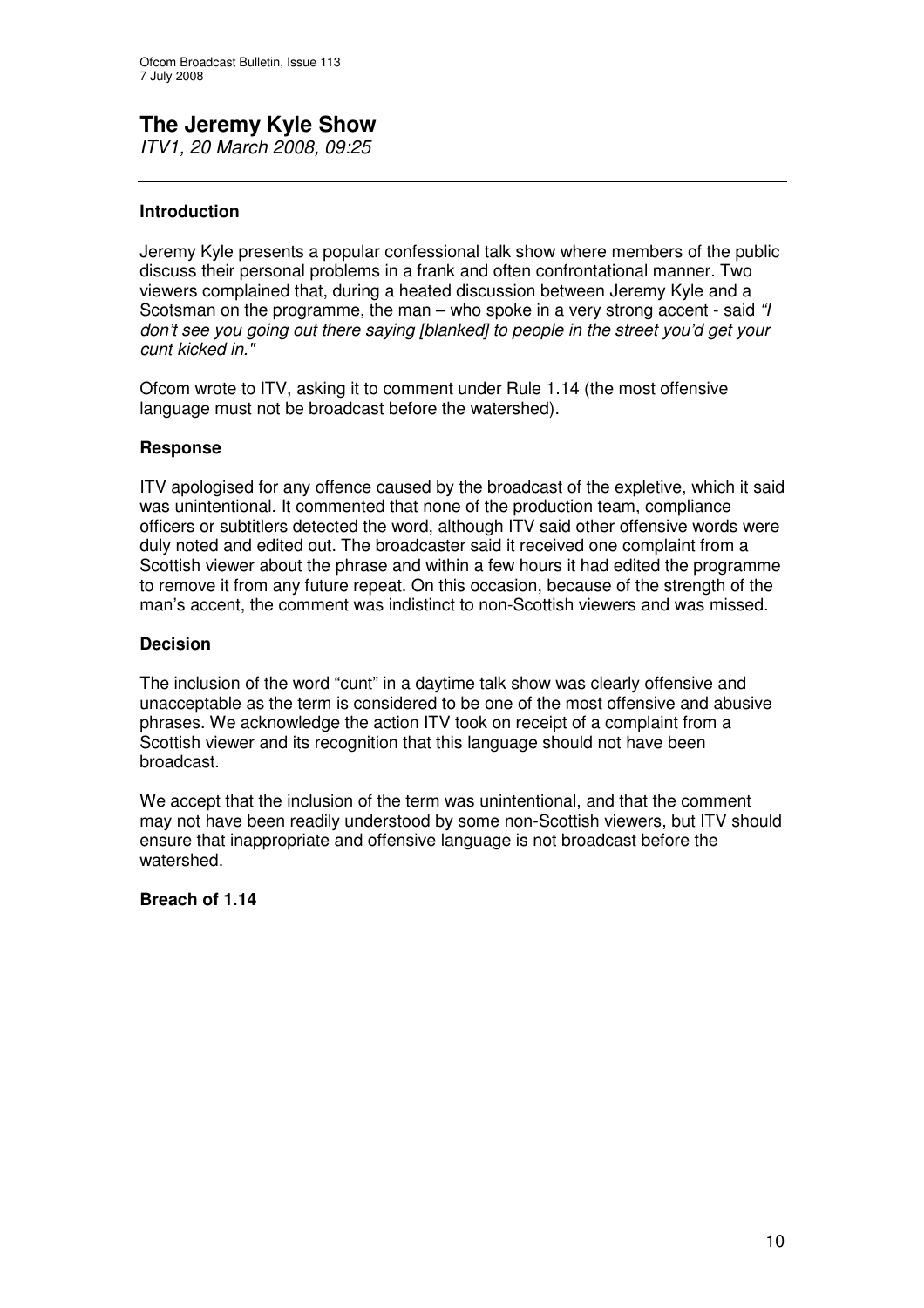# The Jeremy Kyle Show

*ITV1, 20 March 2008, 09:25*

---

### Introduction

Jeremy Kyle presents a popular confessional talk show where members of the public discuss their personal problems in a frank and often confrontational manner. Two viewers complained that, during a heated discussion between Jeremy Kyle and a Scotsman on the programme, the man – who spoke in a very strong accent - said *"I don't see you going out there saying [blanked] to people in the street you'd get your cunt kicked in."*

Ofcom wrote to ITV, asking it to comment under Rule 1.14 (the most offensive language must not be broadcast before the watershed).

### Response

ITV apologised for any offence caused by the broadcast of the expletive, which it said was unintentional. It commented that none of the production team, compliance officers or subtitlers detected the word, although ITV said other offensive words were duly noted and edited out. The broadcaster said it received one complaint from a Scottish viewer about the phrase and within a few hours it had edited the programme to remove it from any future repeat. On this occasion, because of the strength of the man's accent, the comment was indistinct to non-Scottish viewers and was missed.

### Decision

The inclusion of the word "cunt" in a daytime talk show was clearly offensive and unacceptable as the term is considered to be one of the most offensive and abusive phrases. We acknowledge the action ITV took on receipt of a complaint from a Scottish viewer and its recognition that this language should not have been broadcast.

We accept that the inclusion of the term was unintentional, and that the comment may not have been readily understood by some non-Scottish viewers, but ITV should ensure that inappropriate and offensive language is not broadcast before the watershed.

**Breach of 1.14**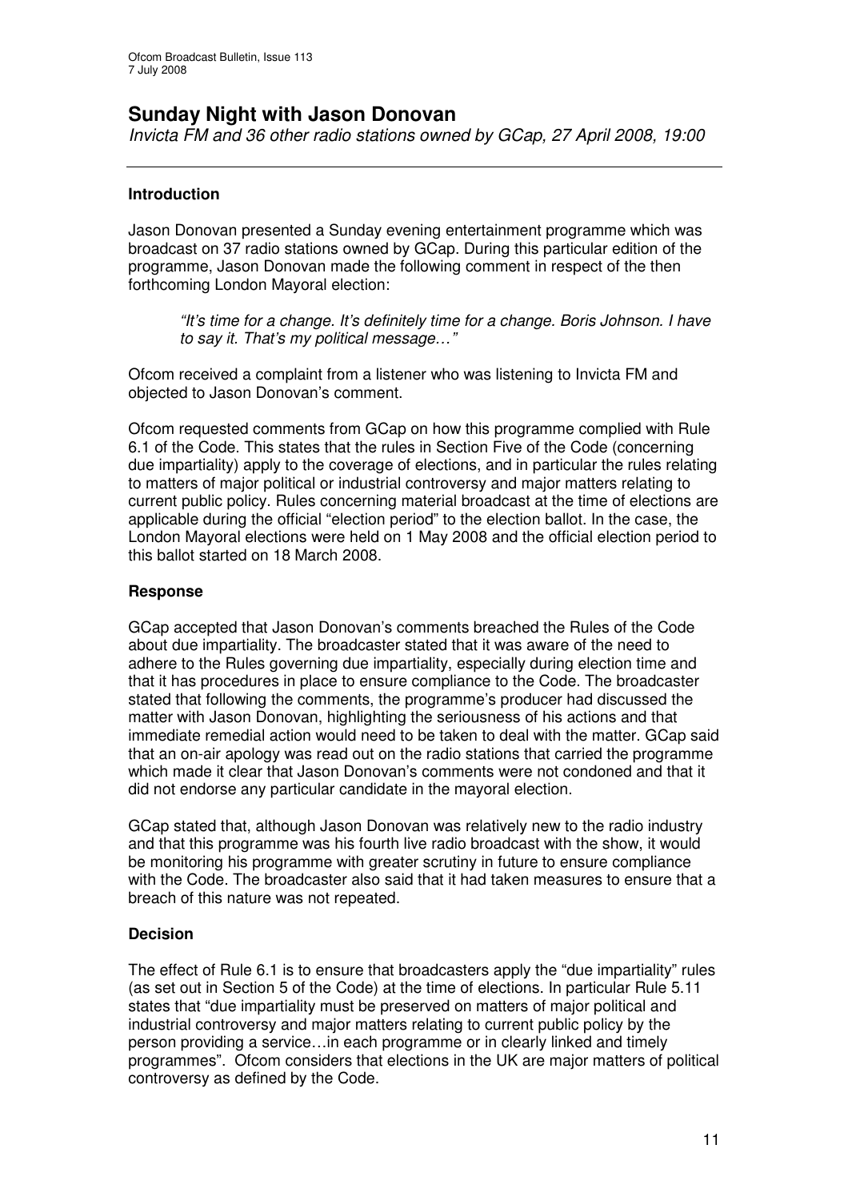# Sunday Night with Jason Donovan

*Invicta FM and 36 other radio stations owned by GCap, 27 April 2008, 19:00*

---

### Introduction

Jason Donovan presented a Sunday evening entertainment programme which was broadcast on 37 radio stations owned by GCap. During this particular edition of the programme, Jason Donovan made the following comment in respect of the then forthcoming London Mayoral election:

> *"It's time for a change. It's definitely time for a change. Boris Johnson. I have to say it. That's my political message…"*

Ofcom received a complaint from a listener who was listening to Invicta FM and objected to Jason Donovan's comment.

Ofcom requested comments from GCap on how this programme complied with Rule 6.1 of the Code. This states that the rules in Section Five of the Code (concerning due impartiality) apply to the coverage of elections, and in particular the rules relating to matters of major political or industrial controversy and major matters relating to current public policy. Rules concerning material broadcast at the time of elections are applicable during the official "election period" to the election ballot. In the case, the London Mayoral elections were held on 1 May 2008 and the official election period to this ballot started on 18 March 2008.

### Response

GCap accepted that Jason Donovan's comments breached the Rules of the Code about due impartiality. The broadcaster stated that it was aware of the need to adhere to the Rules governing due impartiality, especially during election time and that it has procedures in place to ensure compliance to the Code. The broadcaster stated that following the comments, the programme's producer had discussed the matter with Jason Donovan, highlighting the seriousness of his actions and that immediate remedial action would need to be taken to deal with the matter. GCap said that an on-air apology was read out on the radio stations that carried the programme which made it clear that Jason Donovan's comments were not condoned and that it did not endorse any particular candidate in the mayoral election.

GCap stated that, although Jason Donovan was relatively new to the radio industry and that this programme was his fourth live radio broadcast with the show, it would be monitoring his programme with greater scrutiny in future to ensure compliance with the Code. The broadcaster also said that it had taken measures to ensure that a breach of this nature was not repeated.

### Decision

The effect of Rule 6.1 is to ensure that broadcasters apply the "due impartiality" rules (as set out in Section 5 of the Code) at the time of elections. In particular Rule 5.11 states that "due impartiality must be preserved on matters of major political and industrial controversy and major matters relating to current public policy by the person providing a service…in each programme or in clearly linked and timely programmes". Ofcom considers that elections in the UK are major matters of political controversy as defined by the Code.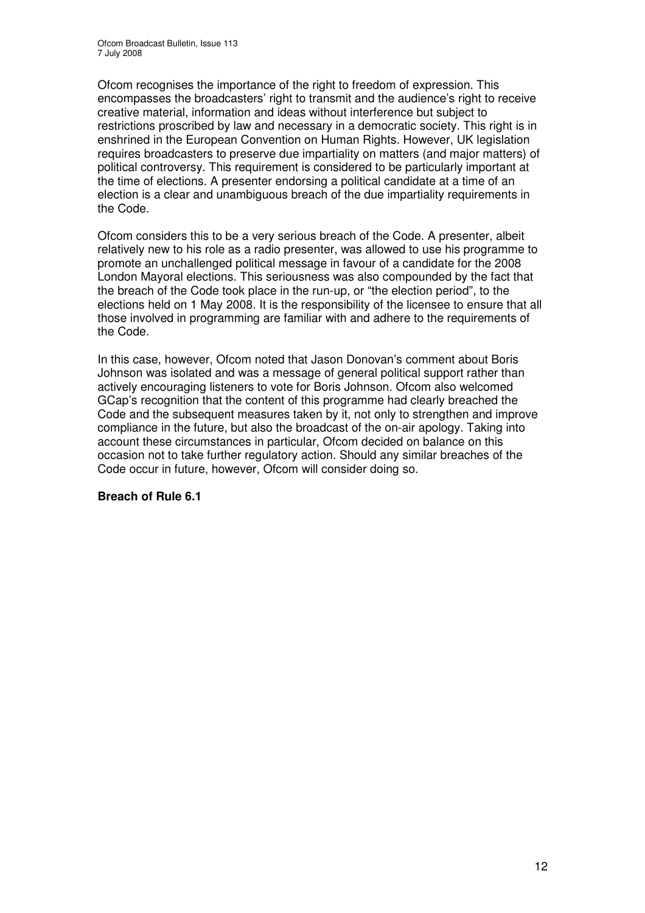Ofcom recognises the importance of the right to freedom of expression. This encompasses the broadcasters' right to transmit and the audience's right to receive creative material, information and ideas without interference but subject to restrictions proscribed by law and necessary in a democratic society. This right is in enshrined in the European Convention on Human Rights. However, UK legislation requires broadcasters to preserve due impartiality on matters (and major matters) of political controversy. This requirement is considered to be particularly important at the time of elections. A presenter endorsing a political candidate at a time of an election is a clear and unambiguous breach of the due impartiality requirements in the Code.

Ofcom considers this to be a very serious breach of the Code. A presenter, albeit relatively new to his role as a radio presenter, was allowed to use his programme to promote an unchallenged political message in favour of a candidate for the 2008 London Mayoral elections. This seriousness was also compounded by the fact that the breach of the Code took place in the run-up, or "the election period", to the elections held on 1 May 2008. It is the responsibility of the licensee to ensure that all those involved in programming are familiar with and adhere to the requirements of the Code.

In this case, however, Ofcom noted that Jason Donovan's comment about Boris Johnson was isolated and was a message of general political support rather than actively encouraging listeners to vote for Boris Johnson. Ofcom also welcomed GCap's recognition that the content of this programme had clearly breached the Code and the subsequent measures taken by it, not only to strengthen and improve compliance in the future, but also the broadcast of the on-air apology. Taking into account these circumstances in particular, Ofcom decided on balance on this occasion not to take further regulatory action. Should any similar breaches of the Code occur in future, however, Ofcom will consider doing so.

**Breach of Rule 6.1**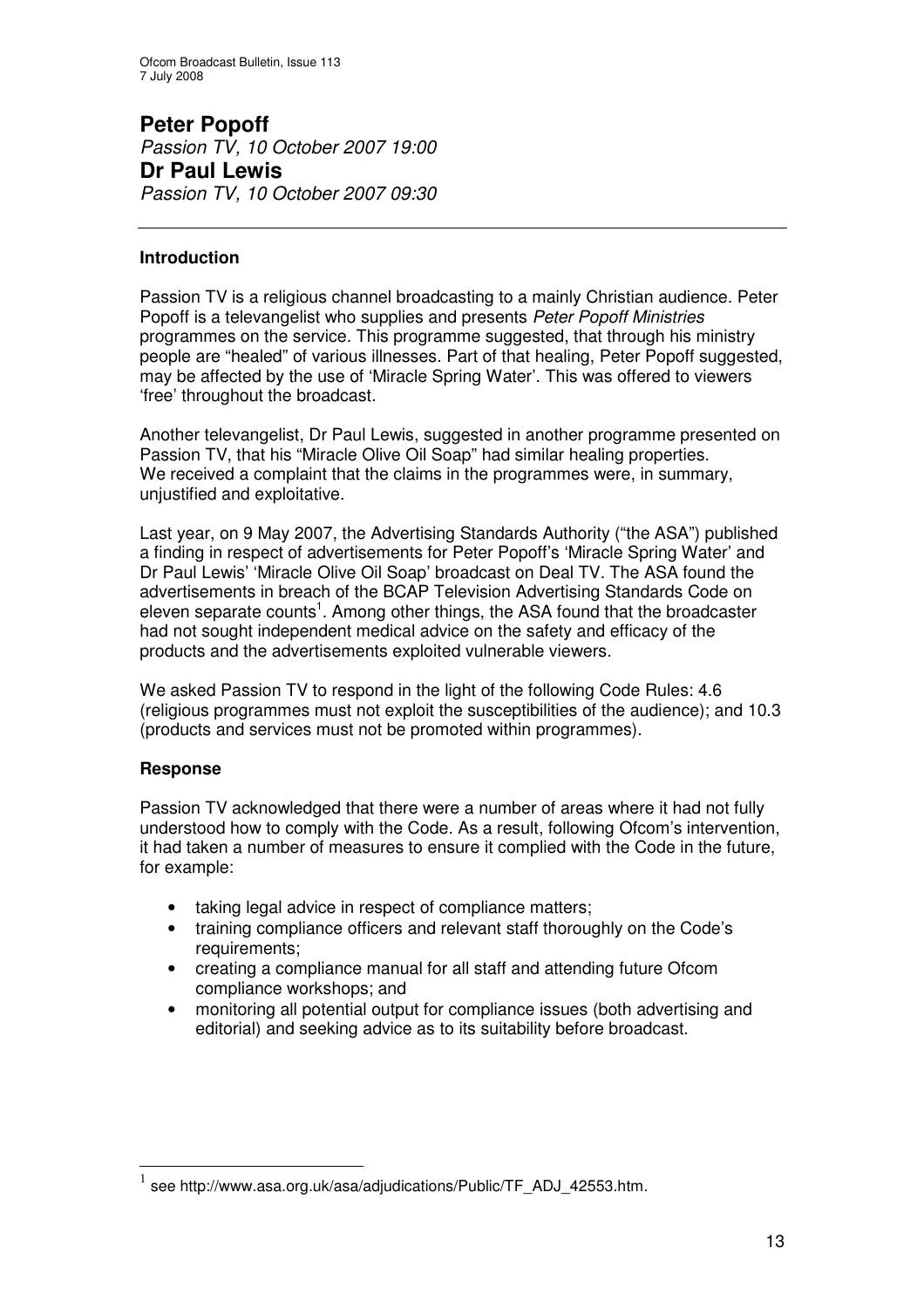## Peter Popoff

*Passion TV, 10 October 2007 19:00*

## Dr Paul Lewis

*Passion TV, 10 October 2007 09:30*

---

### Introduction

Passion TV is a religious channel broadcasting to a mainly Christian audience. Peter Popoff is a televangelist who supplies and presents *Peter Popoff Ministries* programmes on the service. This programme suggested, that through his ministry people are "healed" of various illnesses. Part of that healing, Peter Popoff suggested, may be affected by the use of 'Miracle Spring Water'. This was offered to viewers 'free' throughout the broadcast.

Another televangelist, Dr Paul Lewis, suggested in another programme presented on Passion TV, that his "Miracle Olive Oil Soap" had similar healing properties. We received a complaint that the claims in the programmes were, in summary, unjustified and exploitative.

Last year, on 9 May 2007, the Advertising Standards Authority ("the ASA") published a finding in respect of advertisements for Peter Popoff's 'Miracle Spring Water' and Dr Paul Lewis' 'Miracle Olive Oil Soap' broadcast on Deal TV. The ASA found the advertisements in breach of the BCAP Television Advertising Standards Code on eleven separate counts[1]. Among other things, the ASA found that the broadcaster had not sought independent medical advice on the safety and efficacy of the products and the advertisements exploited vulnerable viewers.

We asked Passion TV to respond in the light of the following Code Rules: 4.6 (religious programmes must not exploit the susceptibilities of the audience); and 10.3 (products and services must not be promoted within programmes).

### Response

Passion TV acknowledged that there were a number of areas where it had not fully understood how to comply with the Code. As a result, following Ofcom's intervention, it had taken a number of measures to ensure it complied with the Code in the future, for example:

- taking legal advice in respect of compliance matters;
- training compliance officers and relevant staff thoroughly on the Code's requirements;
- creating a compliance manual for all staff and attending future Ofcom compliance workshops; and
- monitoring all potential output for compliance issues (both advertising and editorial) and seeking advice as to its suitability before broadcast.

---

[1] see http://www.asa.org.uk/asa/adjudications/Public/TF_ADJ_42553.htm.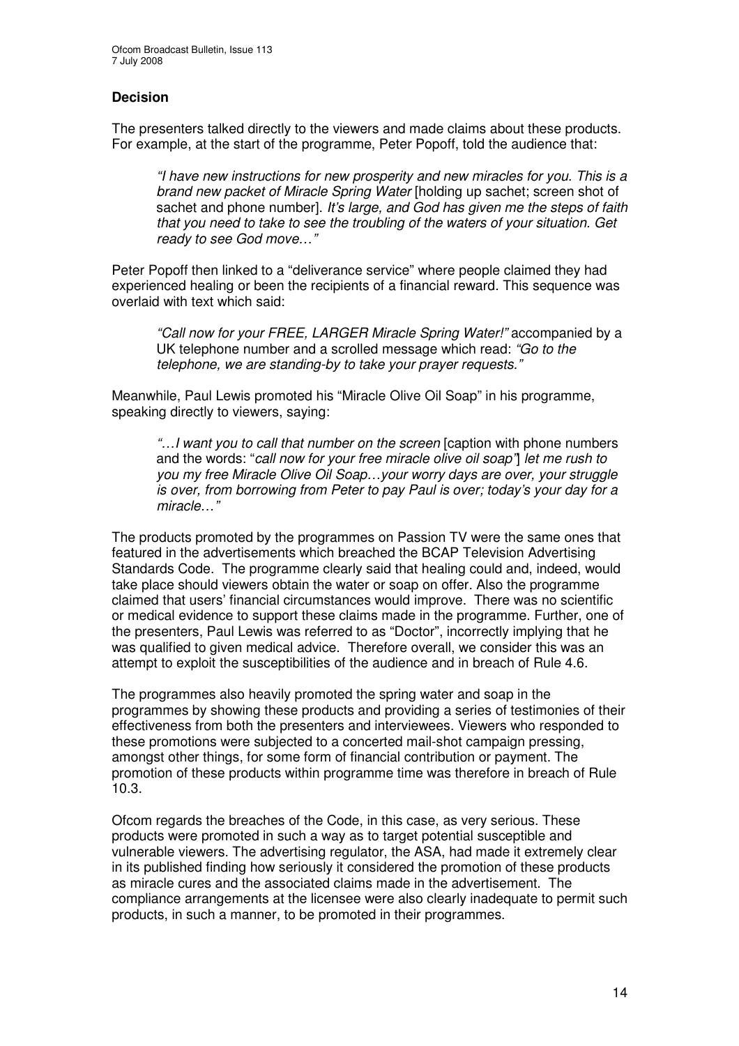## Decision

The presenters talked directly to the viewers and made claims about these products. For example, at the start of the programme, Peter Popoff, told the audience that:

> *"I have new instructions for new prosperity and new miracles for you. This is a brand new packet of Miracle Spring Water* [holding up sachet; screen shot of sachet and phone number]. *It's large, and God has given me the steps of faith that you need to take to see the troubling of the waters of your situation. Get ready to see God move…"*

Peter Popoff then linked to a "deliverance service" where people claimed they had experienced healing or been the recipients of a financial reward. This sequence was overlaid with text which said:

> *"Call now for your FREE, LARGER Miracle Spring Water!"* accompanied by a UK telephone number and a scrolled message which read: *"Go to the telephone, we are standing-by to take your prayer requests."*

Meanwhile, Paul Lewis promoted his "Miracle Olive Oil Soap" in his programme, speaking directly to viewers, saying:

> *"…I want you to call that number on the screen* [caption with phone numbers and the words: "*call now for your free miracle olive oil soap"*] *let me rush to you my free Miracle Olive Oil Soap…your worry days are over, your struggle is over, from borrowing from Peter to pay Paul is over; today's your day for a miracle…"*

The products promoted by the programmes on Passion TV were the same ones that featured in the advertisements which breached the BCAP Television Advertising Standards Code. The programme clearly said that healing could and, indeed, would take place should viewers obtain the water or soap on offer. Also the programme claimed that users' financial circumstances would improve. There was no scientific or medical evidence to support these claims made in the programme. Further, one of the presenters, Paul Lewis was referred to as "Doctor", incorrectly implying that he was qualified to given medical advice. Therefore overall, we consider this was an attempt to exploit the susceptibilities of the audience and in breach of Rule 4.6.

The programmes also heavily promoted the spring water and soap in the programmes by showing these products and providing a series of testimonies of their effectiveness from both the presenters and interviewees. Viewers who responded to these promotions were subjected to a concerted mail-shot campaign pressing, amongst other things, for some form of financial contribution or payment. The promotion of these products within programme time was therefore in breach of Rule 10.3.

Ofcom regards the breaches of the Code, in this case, as very serious. These products were promoted in such a way as to target potential susceptible and vulnerable viewers. The advertising regulator, the ASA, had made it extremely clear in its published finding how seriously it considered the promotion of these products as miracle cures and the associated claims made in the advertisement. The compliance arrangements at the licensee were also clearly inadequate to permit such products, in such a manner, to be promoted in their programmes.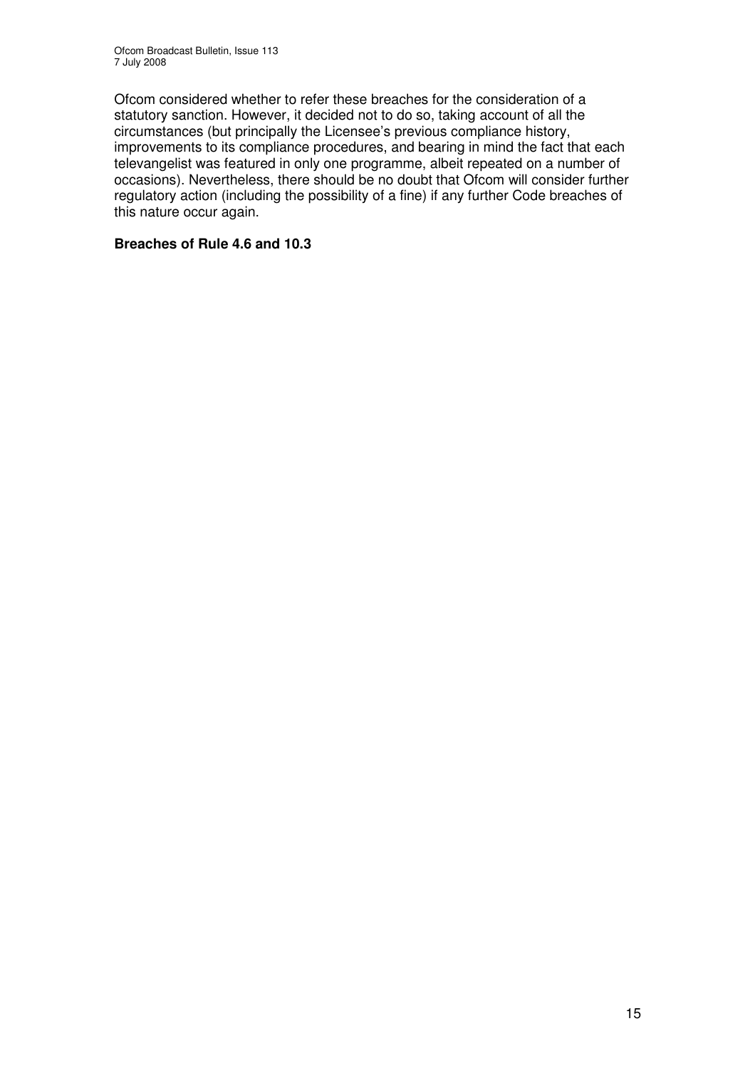Ofcom considered whether to refer these breaches for the consideration of a statutory sanction. However, it decided not to do so, taking account of all the circumstances (but principally the Licensee's previous compliance history, improvements to its compliance procedures, and bearing in mind the fact that each televangelist was featured in only one programme, albeit repeated on a number of occasions). Nevertheless, there should be no doubt that Ofcom will consider further regulatory action (including the possibility of a fine) if any further Code breaches of this nature occur again.

**Breaches of Rule 4.6 and 10.3**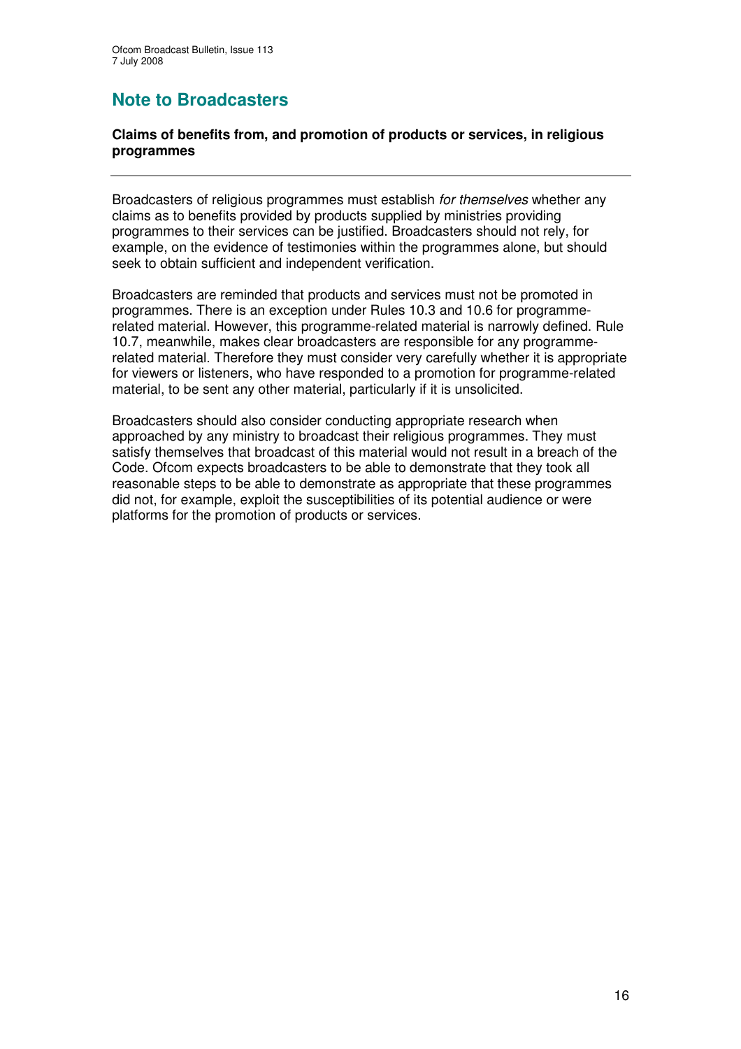# Note to Broadcasters

**Claims of benefits from, and promotion of products or services, in religious programmes**

---

Broadcasters of religious programmes must establish *for themselves* whether any claims as to benefits provided by products supplied by ministries providing programmes to their services can be justified. Broadcasters should not rely, for example, on the evidence of testimonies within the programmes alone, but should seek to obtain sufficient and independent verification.

Broadcasters are reminded that products and services must not be promoted in programmes. There is an exception under Rules 10.3 and 10.6 for programme-related material. However, this programme-related material is narrowly defined. Rule 10.7, meanwhile, makes clear broadcasters are responsible for any programme-related material. Therefore they must consider very carefully whether it is appropriate for viewers or listeners, who have responded to a promotion for programme-related material, to be sent any other material, particularly if it is unsolicited.

Broadcasters should also consider conducting appropriate research when approached by any ministry to broadcast their religious programmes. They must satisfy themselves that broadcast of this material would not result in a breach of the Code. Ofcom expects broadcasters to be able to demonstrate that they took all reasonable steps to be able to demonstrate as appropriate that these programmes did not, for example, exploit the susceptibilities of its potential audience or were platforms for the promotion of products or services.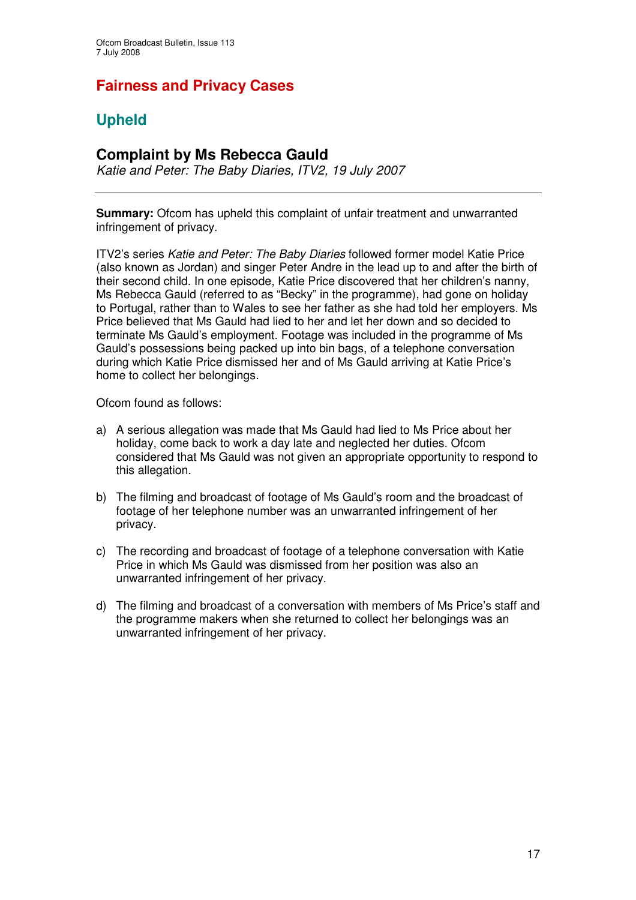# Fairness and Privacy Cases

## Upheld

### Complaint by Ms Rebecca Gauld

*Katie and Peter: The Baby Diaries, ITV2, 19 July 2007*

---

**Summary:** Ofcom has upheld this complaint of unfair treatment and unwarranted infringement of privacy.

ITV2's series *Katie and Peter: The Baby Diaries* followed former model Katie Price (also known as Jordan) and singer Peter Andre in the lead up to and after the birth of their second child. In one episode, Katie Price discovered that her children's nanny, Ms Rebecca Gauld (referred to as "Becky" in the programme), had gone on holiday to Portugal, rather than to Wales to see her father as she had told her employers. Ms Price believed that Ms Gauld had lied to her and let her down and so decided to terminate Ms Gauld's employment. Footage was included in the programme of Ms Gauld's possessions being packed up into bin bags, of a telephone conversation during which Katie Price dismissed her and of Ms Gauld arriving at Katie Price's home to collect her belongings.

Ofcom found as follows:

a) A serious allegation was made that Ms Gauld had lied to Ms Price about her holiday, come back to work a day late and neglected her duties. Ofcom considered that Ms Gauld was not given an appropriate opportunity to respond to this allegation.

b) The filming and broadcast of footage of Ms Gauld's room and the broadcast of footage of her telephone number was an unwarranted infringement of her privacy.

c) The recording and broadcast of footage of a telephone conversation with Katie Price in which Ms Gauld was dismissed from her position was also an unwarranted infringement of her privacy.

d) The filming and broadcast of a conversation with members of Ms Price's staff and the programme makers when she returned to collect her belongings was an unwarranted infringement of her privacy.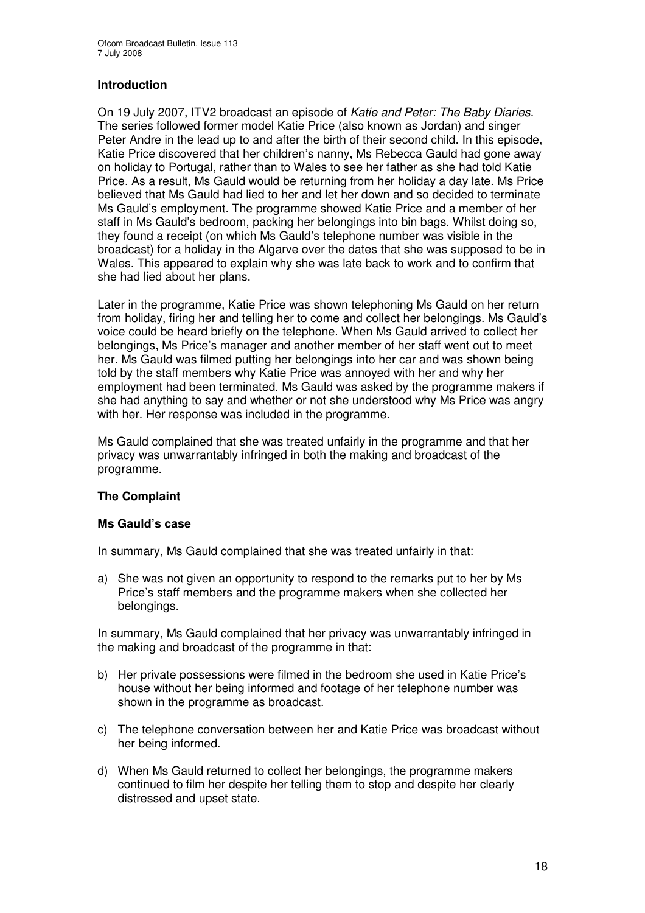### Introduction

On 19 July 2007, ITV2 broadcast an episode of *Katie and Peter: The Baby Diaries*. The series followed former model Katie Price (also known as Jordan) and singer Peter Andre in the lead up to and after the birth of their second child. In this episode, Katie Price discovered that her children's nanny, Ms Rebecca Gauld had gone away on holiday to Portugal, rather than to Wales to see her father as she had told Katie Price. As a result, Ms Gauld would be returning from her holiday a day late. Ms Price believed that Ms Gauld had lied to her and let her down and so decided to terminate Ms Gauld's employment. The programme showed Katie Price and a member of her staff in Ms Gauld's bedroom, packing her belongings into bin bags. Whilst doing so, they found a receipt (on which Ms Gauld's telephone number was visible in the broadcast) for a holiday in the Algarve over the dates that she was supposed to be in Wales. This appeared to explain why she was late back to work and to confirm that she had lied about her plans.

Later in the programme, Katie Price was shown telephoning Ms Gauld on her return from holiday, firing her and telling her to come and collect her belongings. Ms Gauld's voice could be heard briefly on the telephone. When Ms Gauld arrived to collect her belongings, Ms Price's manager and another member of her staff went out to meet her. Ms Gauld was filmed putting her belongings into her car and was shown being told by the staff members why Katie Price was annoyed with her and why her employment had been terminated. Ms Gauld was asked by the programme makers if she had anything to say and whether or not she understood why Ms Price was angry with her. Her response was included in the programme.

Ms Gauld complained that she was treated unfairly in the programme and that her privacy was unwarrantably infringed in both the making and broadcast of the programme.

### The Complaint

#### Ms Gauld's case

In summary, Ms Gauld complained that she was treated unfairly in that:

a) She was not given an opportunity to respond to the remarks put to her by Ms Price's staff members and the programme makers when she collected her belongings.

In summary, Ms Gauld complained that her privacy was unwarrantably infringed in the making and broadcast of the programme in that:

b) Her private possessions were filmed in the bedroom she used in Katie Price's house without her being informed and footage of her telephone number was shown in the programme as broadcast.

c) The telephone conversation between her and Katie Price was broadcast without her being informed.

d) When Ms Gauld returned to collect her belongings, the programme makers continued to film her despite her telling them to stop and despite her clearly distressed and upset state.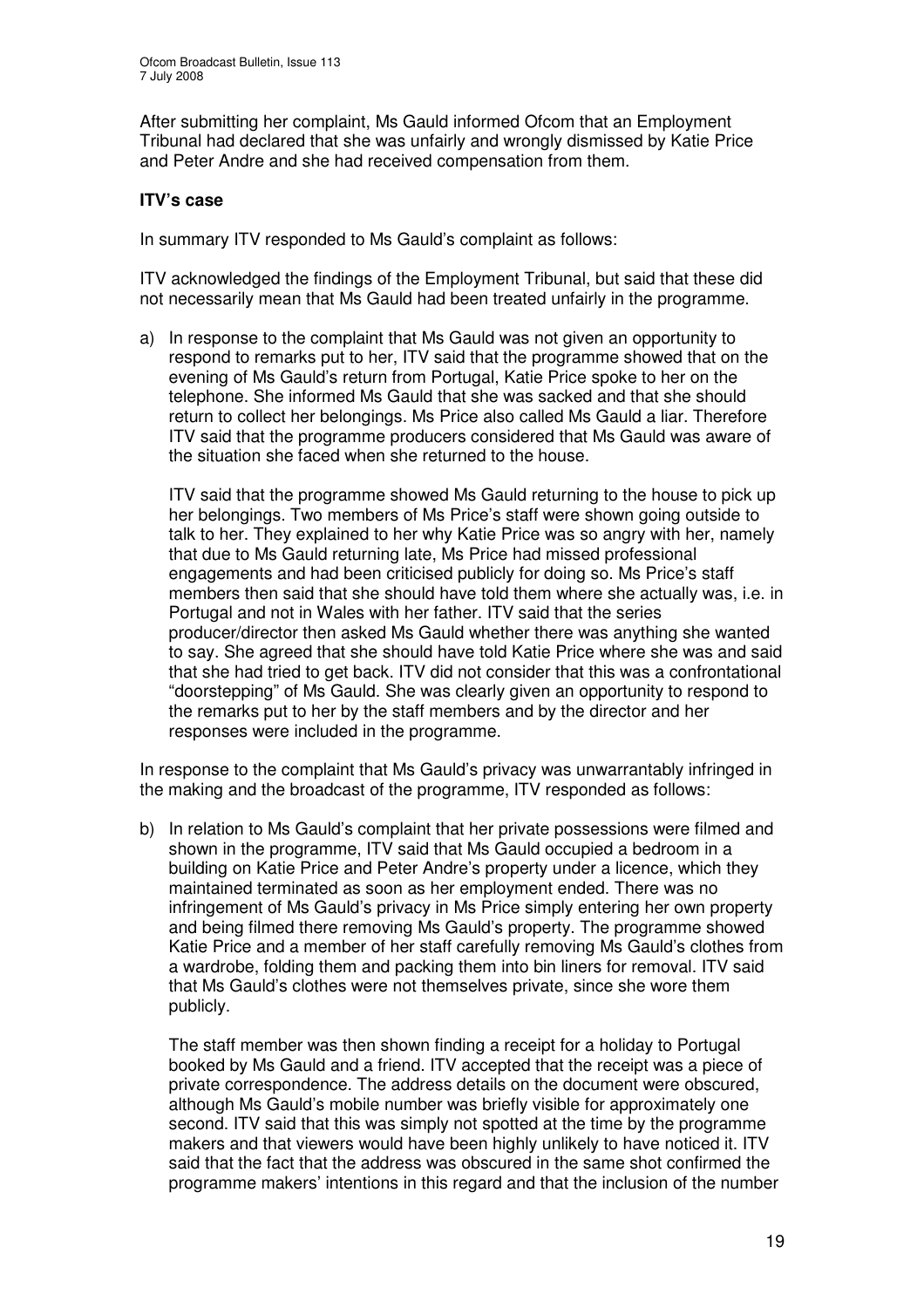After submitting her complaint, Ms Gauld informed Ofcom that an Employment Tribunal had declared that she was unfairly and wrongly dismissed by Katie Price and Peter Andre and she had received compensation from them.

**ITV's case**

In summary ITV responded to Ms Gauld's complaint as follows:

ITV acknowledged the findings of the Employment Tribunal, but said that these did not necessarily mean that Ms Gauld had been treated unfairly in the programme.

a) In response to the complaint that Ms Gauld was not given an opportunity to respond to remarks put to her, ITV said that the programme showed that on the evening of Ms Gauld's return from Portugal, Katie Price spoke to her on the telephone. She informed Ms Gauld that she was sacked and that she should return to collect her belongings. Ms Price also called Ms Gauld a liar. Therefore ITV said that the programme producers considered that Ms Gauld was aware of the situation she faced when she returned to the house.

   ITV said that the programme showed Ms Gauld returning to the house to pick up her belongings. Two members of Ms Price's staff were shown going outside to talk to her. They explained to her why Katie Price was so angry with her, namely that due to Ms Gauld returning late, Ms Price had missed professional engagements and had been criticised publicly for doing so. Ms Price's staff members then said that she should have told them where she actually was, i.e. in Portugal and not in Wales with her father. ITV said that the series producer/director then asked Ms Gauld whether there was anything she wanted to say. She agreed that she should have told Katie Price where she was and said that she had tried to get back. ITV did not consider that this was a confrontational "doorstepping" of Ms Gauld. She was clearly given an opportunity to respond to the remarks put to her by the staff members and by the director and her responses were included in the programme.

In response to the complaint that Ms Gauld's privacy was unwarrantably infringed in the making and the broadcast of the programme, ITV responded as follows:

b) In relation to Ms Gauld's complaint that her private possessions were filmed and shown in the programme, ITV said that Ms Gauld occupied a bedroom in a building on Katie Price and Peter Andre's property under a licence, which they maintained terminated as soon as her employment ended. There was no infringement of Ms Gauld's privacy in Ms Price simply entering her own property and being filmed there removing Ms Gauld's property. The programme showed Katie Price and a member of her staff carefully removing Ms Gauld's clothes from a wardrobe, folding them and packing them into bin liners for removal. ITV said that Ms Gauld's clothes were not themselves private, since she wore them publicly.

   The staff member was then shown finding a receipt for a holiday to Portugal booked by Ms Gauld and a friend. ITV accepted that the receipt was a piece of private correspondence. The address details on the document were obscured, although Ms Gauld's mobile number was briefly visible for approximately one second. ITV said that this was simply not spotted at the time by the programme makers and that viewers would have been highly unlikely to have noticed it. ITV said that the fact that the address was obscured in the same shot confirmed the programme makers' intentions in this regard and that the inclusion of the number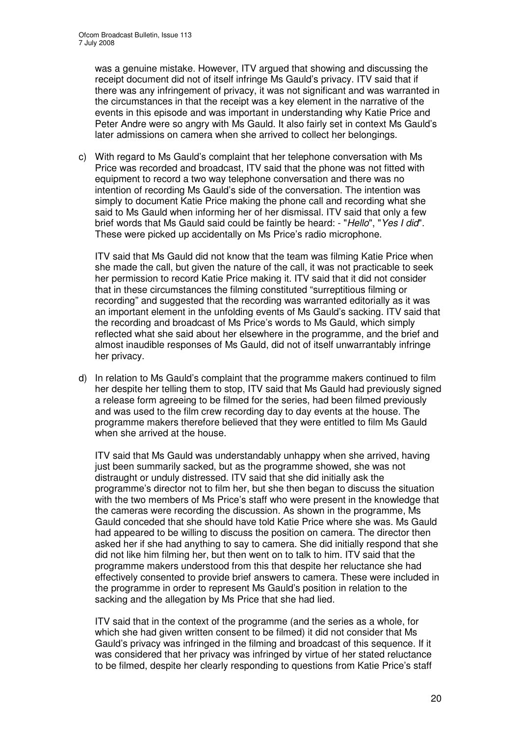was a genuine mistake. However, ITV argued that showing and discussing the receipt document did not of itself infringe Ms Gauld's privacy. ITV said that if there was any infringement of privacy, it was not significant and was warranted in the circumstances in that the receipt was a key element in the narrative of the events in this episode and was important in understanding why Katie Price and Peter Andre were so angry with Ms Gauld. It also fairly set in context Ms Gauld's later admissions on camera when she arrived to collect her belongings.

c) With regard to Ms Gauld's complaint that her telephone conversation with Ms Price was recorded and broadcast, ITV said that the phone was not fitted with equipment to record a two way telephone conversation and there was no intention of recording Ms Gauld's side of the conversation. The intention was simply to document Katie Price making the phone call and recording what she said to Ms Gauld when informing her of her dismissal. ITV said that only a few brief words that Ms Gauld said could be faintly be heard: - "*Hello*", "*Yes I did*". These were picked up accidentally on Ms Price's radio microphone.

   ITV said that Ms Gauld did not know that the team was filming Katie Price when she made the call, but given the nature of the call, it was not practicable to seek her permission to record Katie Price making it. ITV said that it did not consider that in these circumstances the filming constituted "surreptitious filming or recording" and suggested that the recording was warranted editorially as it was an important element in the unfolding events of Ms Gauld's sacking. ITV said that the recording and broadcast of Ms Price's words to Ms Gauld, which simply reflected what she said about her elsewhere in the programme, and the brief and almost inaudible responses of Ms Gauld, did not of itself unwarrantably infringe her privacy.

d) In relation to Ms Gauld's complaint that the programme makers continued to film her despite her telling them to stop, ITV said that Ms Gauld had previously signed a release form agreeing to be filmed for the series, had been filmed previously and was used to the film crew recording day to day events at the house. The programme makers therefore believed that they were entitled to film Ms Gauld when she arrived at the house.

   ITV said that Ms Gauld was understandably unhappy when she arrived, having just been summarily sacked, but as the programme showed, she was not distraught or unduly distressed. ITV said that she did initially ask the programme's director not to film her, but she then began to discuss the situation with the two members of Ms Price's staff who were present in the knowledge that the cameras were recording the discussion. As shown in the programme, Ms Gauld conceded that she should have told Katie Price where she was. Ms Gauld had appeared to be willing to discuss the position on camera. The director then asked her if she had anything to say to camera. She did initially respond that she did not like him filming her, but then went on to talk to him. ITV said that the programme makers understood from this that despite her reluctance she had effectively consented to provide brief answers to camera. These were included in the programme in order to represent Ms Gauld's position in relation to the sacking and the allegation by Ms Price that she had lied.

   ITV said that in the context of the programme (and the series as a whole, for which she had given written consent to be filmed) it did not consider that Ms Gauld's privacy was infringed in the filming and broadcast of this sequence. If it was considered that her privacy was infringed by virtue of her stated reluctance to be filmed, despite her clearly responding to questions from Katie Price's staff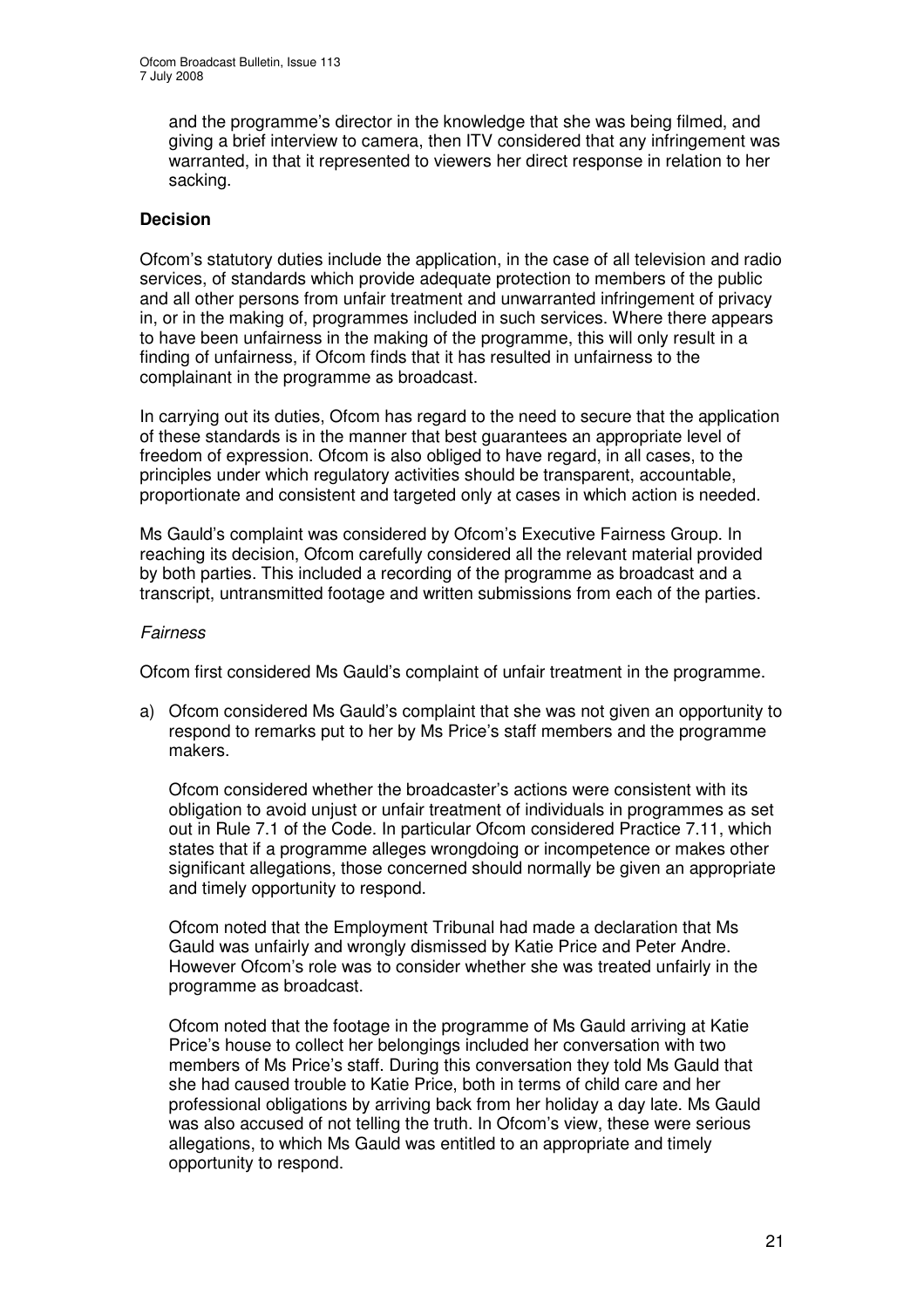and the programme's director in the knowledge that she was being filmed, and giving a brief interview to camera, then ITV considered that any infringement was warranted, in that it represented to viewers her direct response in relation to her sacking.

**Decision**

Ofcom's statutory duties include the application, in the case of all television and radio services, of standards which provide adequate protection to members of the public and all other persons from unfair treatment and unwarranted infringement of privacy in, or in the making of, programmes included in such services. Where there appears to have been unfairness in the making of the programme, this will only result in a finding of unfairness, if Ofcom finds that it has resulted in unfairness to the complainant in the programme as broadcast.

In carrying out its duties, Ofcom has regard to the need to secure that the application of these standards is in the manner that best guarantees an appropriate level of freedom of expression. Ofcom is also obliged to have regard, in all cases, to the principles under which regulatory activities should be transparent, accountable, proportionate and consistent and targeted only at cases in which action is needed.

Ms Gauld's complaint was considered by Ofcom's Executive Fairness Group. In reaching its decision, Ofcom carefully considered all the relevant material provided by both parties. This included a recording of the programme as broadcast and a transcript, untransmitted footage and written submissions from each of the parties.

*Fairness*

Ofcom first considered Ms Gauld's complaint of unfair treatment in the programme.

a) Ofcom considered Ms Gauld's complaint that she was not given an opportunity to respond to remarks put to her by Ms Price's staff members and the programme makers.

   Ofcom considered whether the broadcaster's actions were consistent with its obligation to avoid unjust or unfair treatment of individuals in programmes as set out in Rule 7.1 of the Code. In particular Ofcom considered Practice 7.11, which states that if a programme alleges wrongdoing or incompetence or makes other significant allegations, those concerned should normally be given an appropriate and timely opportunity to respond.

   Ofcom noted that the Employment Tribunal had made a declaration that Ms Gauld was unfairly and wrongly dismissed by Katie Price and Peter Andre. However Ofcom's role was to consider whether she was treated unfairly in the programme as broadcast.

   Ofcom noted that the footage in the programme of Ms Gauld arriving at Katie Price's house to collect her belongings included her conversation with two members of Ms Price's staff. During this conversation they told Ms Gauld that she had caused trouble to Katie Price, both in terms of child care and her professional obligations by arriving back from her holiday a day late. Ms Gauld was also accused of not telling the truth. In Ofcom's view, these were serious allegations, to which Ms Gauld was entitled to an appropriate and timely opportunity to respond.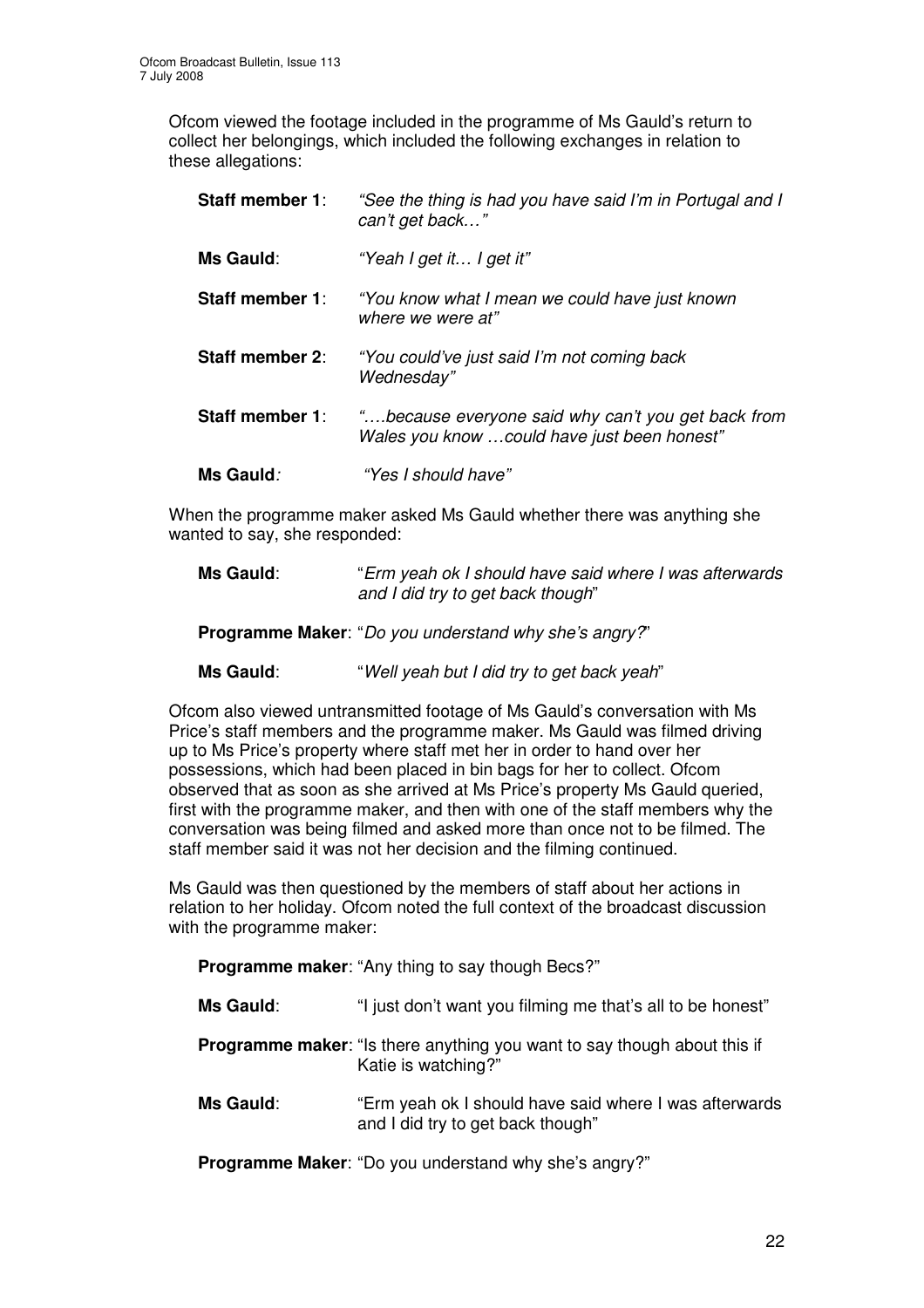Ofcom viewed the footage included in the programme of Ms Gauld's return to collect her belongings, which included the following exchanges in relation to these allegations:

**Staff member 1**: *"See the thing is had you have said I'm in Portugal and I can't get back…"*

**Ms Gauld**: *"Yeah I get it… I get it"*

**Staff member 1**: *"You know what I mean we could have just known where we were at"*

**Staff member 2**: *"You could've just said I'm not coming back Wednesday"*

**Staff member 1**: *"….because everyone said why can't you get back from Wales you know …could have just been honest"*

**Ms Gauld***:* *"Yes I should have"*

When the programme maker asked Ms Gauld whether there was anything she wanted to say, she responded:

**Ms Gauld**: "*Erm yeah ok I should have said where I was afterwards and I did try to get back though*"

**Programme Maker**: "*Do you understand why she's angry?*"

**Ms Gauld**: "*Well yeah but I did try to get back yeah*"

Ofcom also viewed untransmitted footage of Ms Gauld's conversation with Ms Price's staff members and the programme maker. Ms Gauld was filmed driving up to Ms Price's property where staff met her in order to hand over her possessions, which had been placed in bin bags for her to collect. Ofcom observed that as soon as she arrived at Ms Price's property Ms Gauld queried, first with the programme maker, and then with one of the staff members why the conversation was being filmed and asked more than once not to be filmed. The staff member said it was not her decision and the filming continued.

Ms Gauld was then questioned by the members of staff about her actions in relation to her holiday. Ofcom noted the full context of the broadcast discussion with the programme maker:

**Programme maker**: "Any thing to say though Becs?"

**Ms Gauld**: "I just don't want you filming me that's all to be honest"

**Programme maker**: "Is there anything you want to say though about this if Katie is watching?"

**Ms Gauld**: "Erm yeah ok I should have said where I was afterwards and I did try to get back though"

**Programme Maker**: "Do you understand why she's angry?"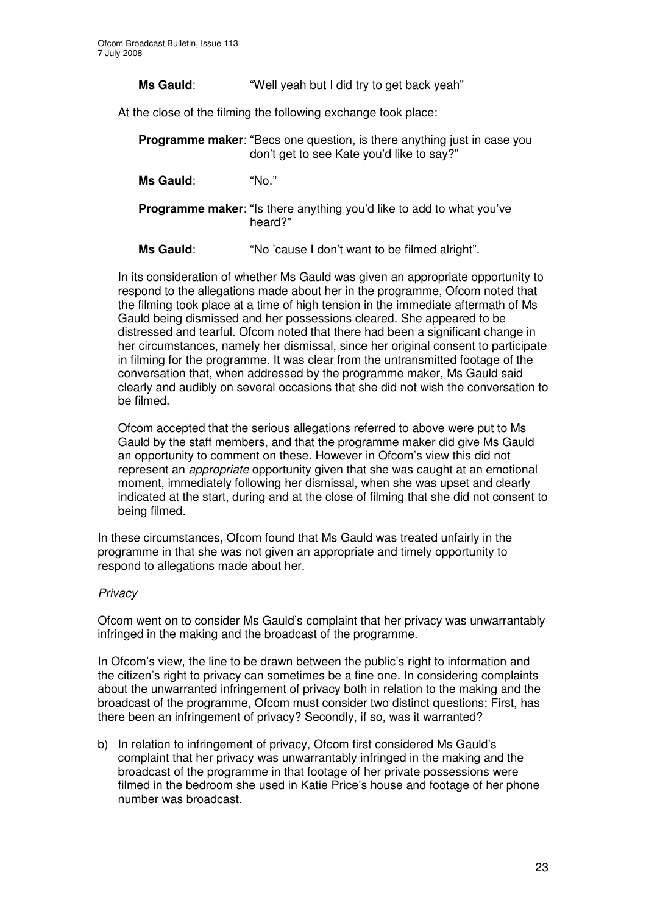**Ms Gauld**: "Well yeah but I did try to get back yeah"

At the close of the filming the following exchange took place:

**Programme maker**: "Becs one question, is there anything just in case you don't get to see Kate you'd like to say?"

**Ms Gauld**: "No."

**Programme maker**: "Is there anything you'd like to add to what you've heard?"

**Ms Gauld**: "No 'cause I don't want to be filmed alright".

In its consideration of whether Ms Gauld was given an appropriate opportunity to respond to the allegations made about her in the programme, Ofcom noted that the filming took place at a time of high tension in the immediate aftermath of Ms Gauld being dismissed and her possessions cleared. She appeared to be distressed and tearful. Ofcom noted that there had been a significant change in her circumstances, namely her dismissal, since her original consent to participate in filming for the programme. It was clear from the untransmitted footage of the conversation that, when addressed by the programme maker, Ms Gauld said clearly and audibly on several occasions that she did not wish the conversation to be filmed.

Ofcom accepted that the serious allegations referred to above were put to Ms Gauld by the staff members, and that the programme maker did give Ms Gauld an opportunity to comment on these. However in Ofcom's view this did not represent an *appropriate* opportunity given that she was caught at an emotional moment, immediately following her dismissal, when she was upset and clearly indicated at the start, during and at the close of filming that she did not consent to being filmed.

In these circumstances, Ofcom found that Ms Gauld was treated unfairly in the programme in that she was not given an appropriate and timely opportunity to respond to allegations made about her.

*Privacy*

Ofcom went on to consider Ms Gauld's complaint that her privacy was unwarrantably infringed in the making and the broadcast of the programme.

In Ofcom's view, the line to be drawn between the public's right to information and the citizen's right to privacy can sometimes be a fine one. In considering complaints about the unwarranted infringement of privacy both in relation to the making and the broadcast of the programme, Ofcom must consider two distinct questions: First, has there been an infringement of privacy? Secondly, if so, was it warranted?

b) In relation to infringement of privacy, Ofcom first considered Ms Gauld's complaint that her privacy was unwarrantably infringed in the making and the broadcast of the programme in that footage of her private possessions were filmed in the bedroom she used in Katie Price's house and footage of her phone number was broadcast.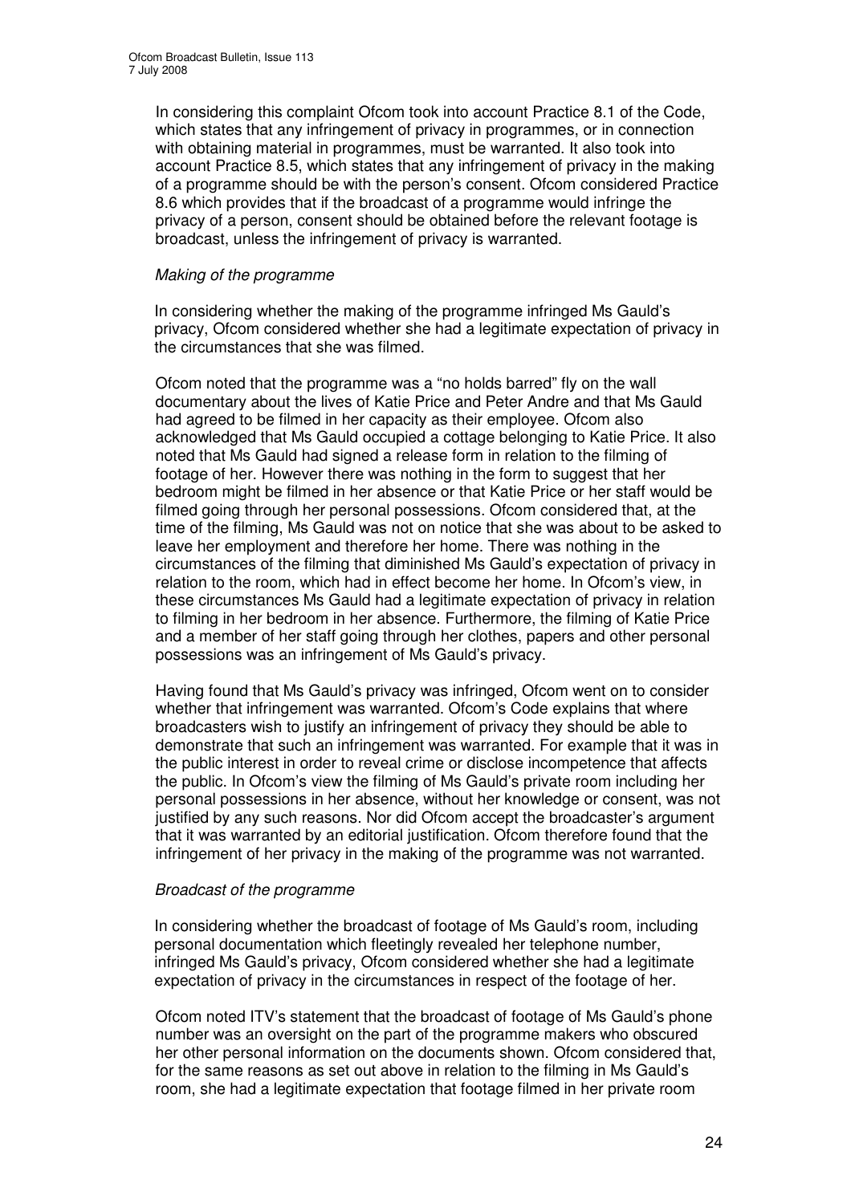In considering this complaint Ofcom took into account Practice 8.1 of the Code, which states that any infringement of privacy in programmes, or in connection with obtaining material in programmes, must be warranted. It also took into account Practice 8.5, which states that any infringement of privacy in the making of a programme should be with the person's consent. Ofcom considered Practice 8.6 which provides that if the broadcast of a programme would infringe the privacy of a person, consent should be obtained before the relevant footage is broadcast, unless the infringement of privacy is warranted.

*Making of the programme*

In considering whether the making of the programme infringed Ms Gauld's privacy, Ofcom considered whether she had a legitimate expectation of privacy in the circumstances that she was filmed.

Ofcom noted that the programme was a "no holds barred" fly on the wall documentary about the lives of Katie Price and Peter Andre and that Ms Gauld had agreed to be filmed in her capacity as their employee. Ofcom also acknowledged that Ms Gauld occupied a cottage belonging to Katie Price. It also noted that Ms Gauld had signed a release form in relation to the filming of footage of her. However there was nothing in the form to suggest that her bedroom might be filmed in her absence or that Katie Price or her staff would be filmed going through her personal possessions. Ofcom considered that, at the time of the filming, Ms Gauld was not on notice that she was about to be asked to leave her employment and therefore her home. There was nothing in the circumstances of the filming that diminished Ms Gauld's expectation of privacy in relation to the room, which had in effect become her home. In Ofcom's view, in these circumstances Ms Gauld had a legitimate expectation of privacy in relation to filming in her bedroom in her absence. Furthermore, the filming of Katie Price and a member of her staff going through her clothes, papers and other personal possessions was an infringement of Ms Gauld's privacy.

Having found that Ms Gauld's privacy was infringed, Ofcom went on to consider whether that infringement was warranted. Ofcom's Code explains that where broadcasters wish to justify an infringement of privacy they should be able to demonstrate that such an infringement was warranted. For example that it was in the public interest in order to reveal crime or disclose incompetence that affects the public. In Ofcom's view the filming of Ms Gauld's private room including her personal possessions in her absence, without her knowledge or consent, was not justified by any such reasons. Nor did Ofcom accept the broadcaster's argument that it was warranted by an editorial justification. Ofcom therefore found that the infringement of her privacy in the making of the programme was not warranted.

*Broadcast of the programme*

In considering whether the broadcast of footage of Ms Gauld's room, including personal documentation which fleetingly revealed her telephone number, infringed Ms Gauld's privacy, Ofcom considered whether she had a legitimate expectation of privacy in the circumstances in respect of the footage of her.

Ofcom noted ITV's statement that the broadcast of footage of Ms Gauld's phone number was an oversight on the part of the programme makers who obscured her other personal information on the documents shown. Ofcom considered that, for the same reasons as set out above in relation to the filming in Ms Gauld's room, she had a legitimate expectation that footage filmed in her private room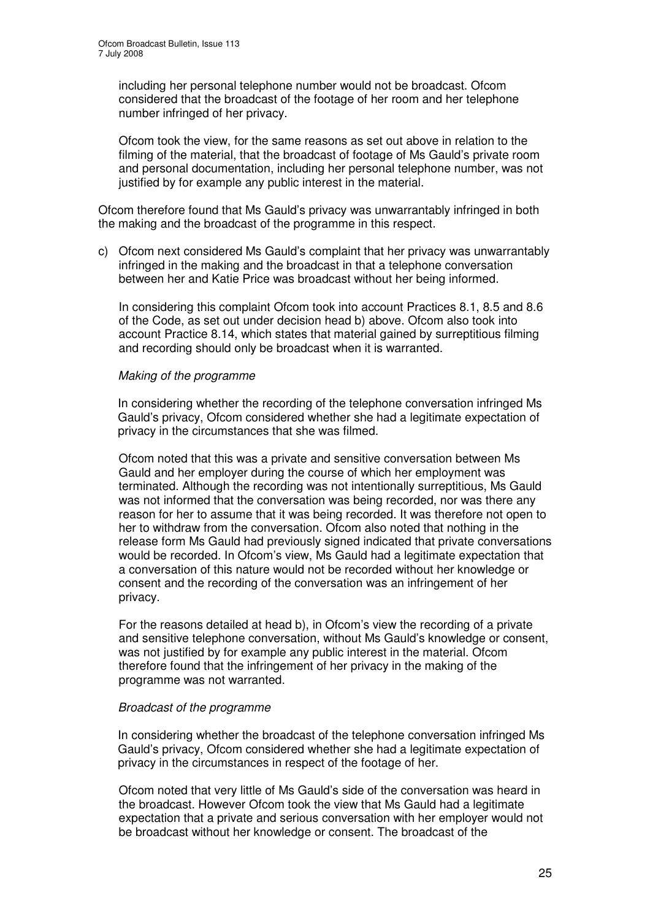including her personal telephone number would not be broadcast. Ofcom considered that the broadcast of the footage of her room and her telephone number infringed of her privacy.

Ofcom took the view, for the same reasons as set out above in relation to the filming of the material, that the broadcast of footage of Ms Gauld's private room and personal documentation, including her personal telephone number, was not justified by for example any public interest in the material.

Ofcom therefore found that Ms Gauld's privacy was unwarrantably infringed in both the making and the broadcast of the programme in this respect.

c) Ofcom next considered Ms Gauld's complaint that her privacy was unwarrantably infringed in the making and the broadcast in that a telephone conversation between her and Katie Price was broadcast without her being informed.

In considering this complaint Ofcom took into account Practices 8.1, 8.5 and 8.6 of the Code, as set out under decision head b) above. Ofcom also took into account Practice 8.14, which states that material gained by surreptitious filming and recording should only be broadcast when it is warranted.

*Making of the programme*

In considering whether the recording of the telephone conversation infringed Ms Gauld's privacy, Ofcom considered whether she had a legitimate expectation of privacy in the circumstances that she was filmed.

Ofcom noted that this was a private and sensitive conversation between Ms Gauld and her employer during the course of which her employment was terminated. Although the recording was not intentionally surreptitious, Ms Gauld was not informed that the conversation was being recorded, nor was there any reason for her to assume that it was being recorded. It was therefore not open to her to withdraw from the conversation. Ofcom also noted that nothing in the release form Ms Gauld had previously signed indicated that private conversations would be recorded. In Ofcom's view, Ms Gauld had a legitimate expectation that a conversation of this nature would not be recorded without her knowledge or consent and the recording of the conversation was an infringement of her privacy.

For the reasons detailed at head b), in Ofcom's view the recording of a private and sensitive telephone conversation, without Ms Gauld's knowledge or consent, was not justified by for example any public interest in the material. Ofcom therefore found that the infringement of her privacy in the making of the programme was not warranted.

*Broadcast of the programme*

In considering whether the broadcast of the telephone conversation infringed Ms Gauld's privacy, Ofcom considered whether she had a legitimate expectation of privacy in the circumstances in respect of the footage of her.

Ofcom noted that very little of Ms Gauld's side of the conversation was heard in the broadcast. However Ofcom took the view that Ms Gauld had a legitimate expectation that a private and serious conversation with her employer would not be broadcast without her knowledge or consent. The broadcast of the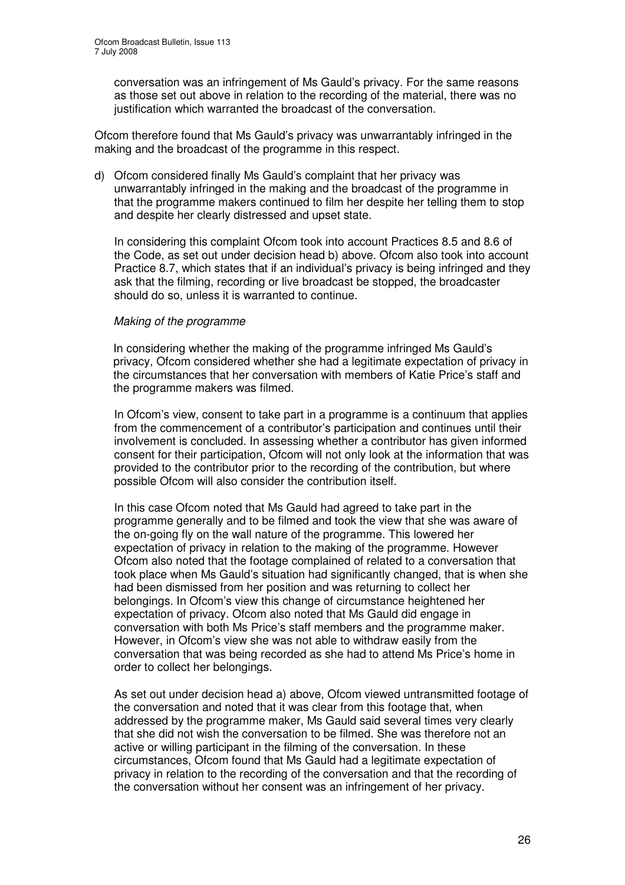conversation was an infringement of Ms Gauld's privacy. For the same reasons as those set out above in relation to the recording of the material, there was no justification which warranted the broadcast of the conversation.

Ofcom therefore found that Ms Gauld's privacy was unwarrantably infringed in the making and the broadcast of the programme in this respect.

d) Ofcom considered finally Ms Gauld's complaint that her privacy was unwarrantably infringed in the making and the broadcast of the programme in that the programme makers continued to film her despite her telling them to stop and despite her clearly distressed and upset state.

In considering this complaint Ofcom took into account Practices 8.5 and 8.6 of the Code, as set out under decision head b) above. Ofcom also took into account Practice 8.7, which states that if an individual's privacy is being infringed and they ask that the filming, recording or live broadcast be stopped, the broadcaster should do so, unless it is warranted to continue.

*Making of the programme*

In considering whether the making of the programme infringed Ms Gauld's privacy, Ofcom considered whether she had a legitimate expectation of privacy in the circumstances that her conversation with members of Katie Price's staff and the programme makers was filmed.

In Ofcom's view, consent to take part in a programme is a continuum that applies from the commencement of a contributor's participation and continues until their involvement is concluded. In assessing whether a contributor has given informed consent for their participation, Ofcom will not only look at the information that was provided to the contributor prior to the recording of the contribution, but where possible Ofcom will also consider the contribution itself.

In this case Ofcom noted that Ms Gauld had agreed to take part in the programme generally and to be filmed and took the view that she was aware of the on-going fly on the wall nature of the programme. This lowered her expectation of privacy in relation to the making of the programme. However Ofcom also noted that the footage complained of related to a conversation that took place when Ms Gauld's situation had significantly changed, that is when she had been dismissed from her position and was returning to collect her belongings. In Ofcom's view this change of circumstance heightened her expectation of privacy. Ofcom also noted that Ms Gauld did engage in conversation with both Ms Price's staff members and the programme maker. However, in Ofcom's view she was not able to withdraw easily from the conversation that was being recorded as she had to attend Ms Price's home in order to collect her belongings.

As set out under decision head a) above, Ofcom viewed untransmitted footage of the conversation and noted that it was clear from this footage that, when addressed by the programme maker, Ms Gauld said several times very clearly that she did not wish the conversation to be filmed. She was therefore not an active or willing participant in the filming of the conversation. In these circumstances, Ofcom found that Ms Gauld had a legitimate expectation of privacy in relation to the recording of the conversation and that the recording of the conversation without her consent was an infringement of her privacy.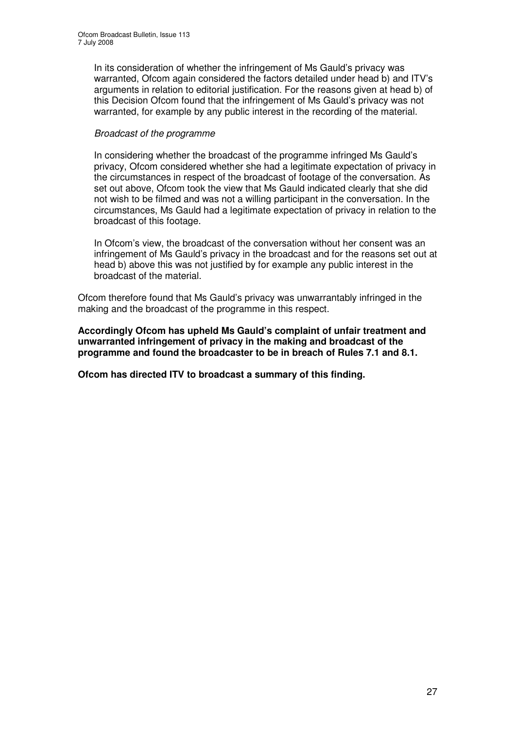In its consideration of whether the infringement of Ms Gauld's privacy was warranted, Ofcom again considered the factors detailed under head b) and ITV's arguments in relation to editorial justification. For the reasons given at head b) of this Decision Ofcom found that the infringement of Ms Gauld's privacy was not warranted, for example by any public interest in the recording of the material.

*Broadcast of the programme*

In considering whether the broadcast of the programme infringed Ms Gauld's privacy, Ofcom considered whether she had a legitimate expectation of privacy in the circumstances in respect of the broadcast of footage of the conversation. As set out above, Ofcom took the view that Ms Gauld indicated clearly that she did not wish to be filmed and was not a willing participant in the conversation. In the circumstances, Ms Gauld had a legitimate expectation of privacy in relation to the broadcast of this footage.

In Ofcom's view, the broadcast of the conversation without her consent was an infringement of Ms Gauld's privacy in the broadcast and for the reasons set out at head b) above this was not justified by for example any public interest in the broadcast of the material.

Ofcom therefore found that Ms Gauld's privacy was unwarrantably infringed in the making and the broadcast of the programme in this respect.

**Accordingly Ofcom has upheld Ms Gauld's complaint of unfair treatment and unwarranted infringement of privacy in the making and broadcast of the programme and found the broadcaster to be in breach of Rules 7.1 and 8.1.**

**Ofcom has directed ITV to broadcast a summary of this finding.**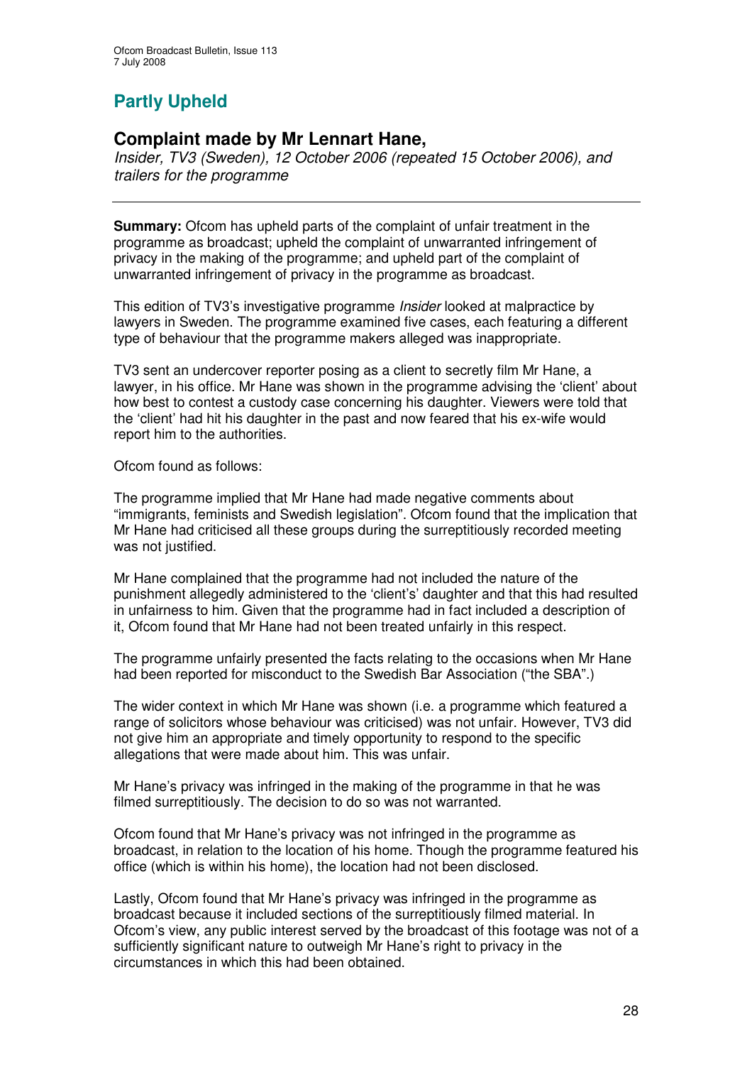## Partly Upheld

### Complaint made by Mr Lennart Hane,

*Insider, TV3 (Sweden), 12 October 2006 (repeated 15 October 2006), and trailers for the programme*

---

**Summary:** Ofcom has upheld parts of the complaint of unfair treatment in the programme as broadcast; upheld the complaint of unwarranted infringement of privacy in the making of the programme; and upheld part of the complaint of unwarranted infringement of privacy in the programme as broadcast.

This edition of TV3's investigative programme *Insider* looked at malpractice by lawyers in Sweden. The programme examined five cases, each featuring a different type of behaviour that the programme makers alleged was inappropriate.

TV3 sent an undercover reporter posing as a client to secretly film Mr Hane, a lawyer, in his office. Mr Hane was shown in the programme advising the 'client' about how best to contest a custody case concerning his daughter. Viewers were told that the 'client' had hit his daughter in the past and now feared that his ex-wife would report him to the authorities.

Ofcom found as follows:

The programme implied that Mr Hane had made negative comments about "immigrants, feminists and Swedish legislation". Ofcom found that the implication that Mr Hane had criticised all these groups during the surreptitiously recorded meeting was not justified.

Mr Hane complained that the programme had not included the nature of the punishment allegedly administered to the 'client's' daughter and that this had resulted in unfairness to him. Given that the programme had in fact included a description of it, Ofcom found that Mr Hane had not been treated unfairly in this respect.

The programme unfairly presented the facts relating to the occasions when Mr Hane had been reported for misconduct to the Swedish Bar Association ("the SBA".)

The wider context in which Mr Hane was shown (i.e. a programme which featured a range of solicitors whose behaviour was criticised) was not unfair. However, TV3 did not give him an appropriate and timely opportunity to respond to the specific allegations that were made about him. This was unfair.

Mr Hane's privacy was infringed in the making of the programme in that he was filmed surreptitiously. The decision to do so was not warranted.

Ofcom found that Mr Hane's privacy was not infringed in the programme as broadcast, in relation to the location of his home. Though the programme featured his office (which is within his home), the location had not been disclosed.

Lastly, Ofcom found that Mr Hane's privacy was infringed in the programme as broadcast because it included sections of the surreptitiously filmed material. In Ofcom's view, any public interest served by the broadcast of this footage was not of a sufficiently significant nature to outweigh Mr Hane's right to privacy in the circumstances in which this had been obtained.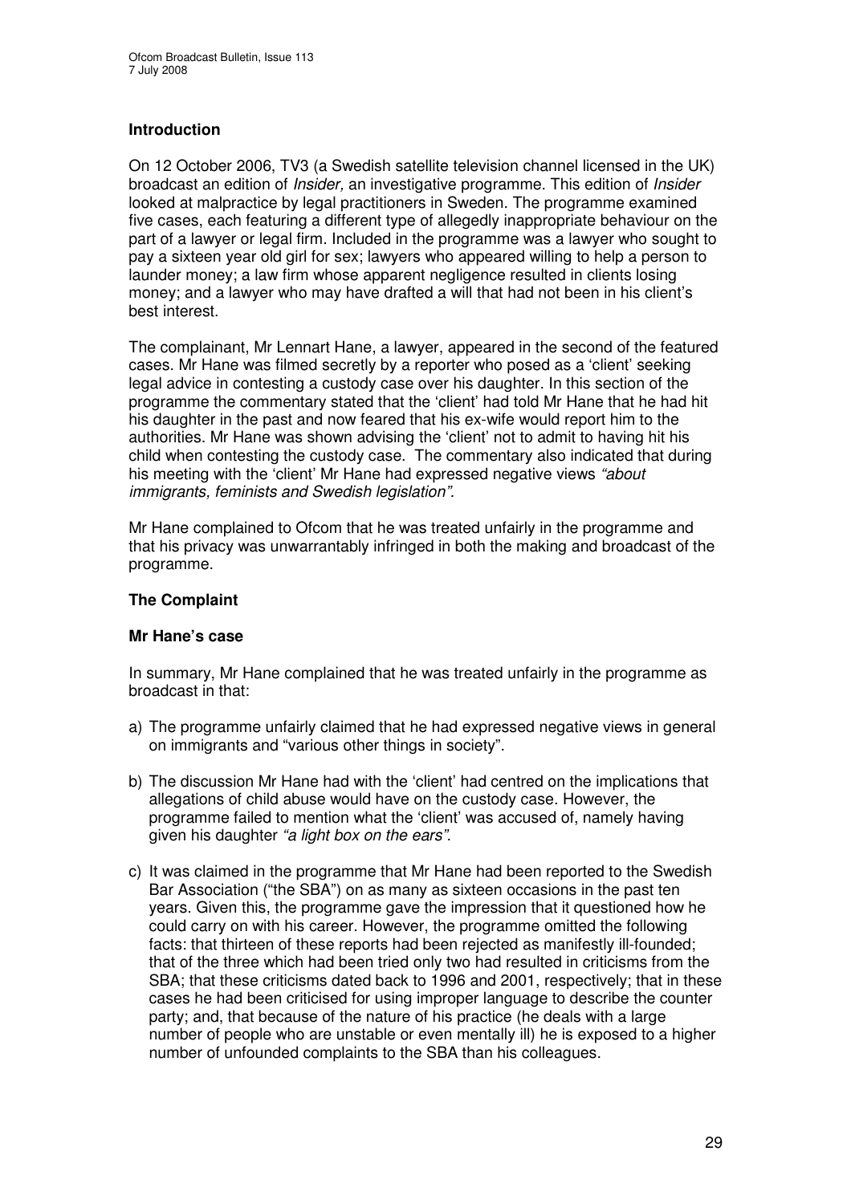### Introduction

On 12 October 2006, TV3 (a Swedish satellite television channel licensed in the UK) broadcast an edition of *Insider,* an investigative programme. This edition of *Insider* looked at malpractice by legal practitioners in Sweden. The programme examined five cases, each featuring a different type of allegedly inappropriate behaviour on the part of a lawyer or legal firm. Included in the programme was a lawyer who sought to pay a sixteen year old girl for sex; lawyers who appeared willing to help a person to launder money; a law firm whose apparent negligence resulted in clients losing money; and a lawyer who may have drafted a will that had not been in his client's best interest.

The complainant, Mr Lennart Hane, a lawyer, appeared in the second of the featured cases. Mr Hane was filmed secretly by a reporter who posed as a 'client' seeking legal advice in contesting a custody case over his daughter. In this section of the programme the commentary stated that the 'client' had told Mr Hane that he had hit his daughter in the past and now feared that his ex-wife would report him to the authorities. Mr Hane was shown advising the 'client' not to admit to having hit his child when contesting the custody case. The commentary also indicated that during his meeting with the 'client' Mr Hane had expressed negative views *"about immigrants, feminists and Swedish legislation".*

Mr Hane complained to Ofcom that he was treated unfairly in the programme and that his privacy was unwarrantably infringed in both the making and broadcast of the programme.

### The Complaint

#### Mr Hane's case

In summary, Mr Hane complained that he was treated unfairly in the programme as broadcast in that:

a) The programme unfairly claimed that he had expressed negative views in general on immigrants and "various other things in society".

b) The discussion Mr Hane had with the 'client' had centred on the implications that allegations of child abuse would have on the custody case. However, the programme failed to mention what the 'client' was accused of, namely having given his daughter *"a light box on the ears"*.

c) It was claimed in the programme that Mr Hane had been reported to the Swedish Bar Association ("the SBA") on as many as sixteen occasions in the past ten years. Given this, the programme gave the impression that it questioned how he could carry on with his career. However, the programme omitted the following facts: that thirteen of these reports had been rejected as manifestly ill-founded; that of the three which had been tried only two had resulted in criticisms from the SBA; that these criticisms dated back to 1996 and 2001, respectively; that in these cases he had been criticised for using improper language to describe the counter party; and, that because of the nature of his practice (he deals with a large number of people who are unstable or even mentally ill) he is exposed to a higher number of unfounded complaints to the SBA than his colleagues.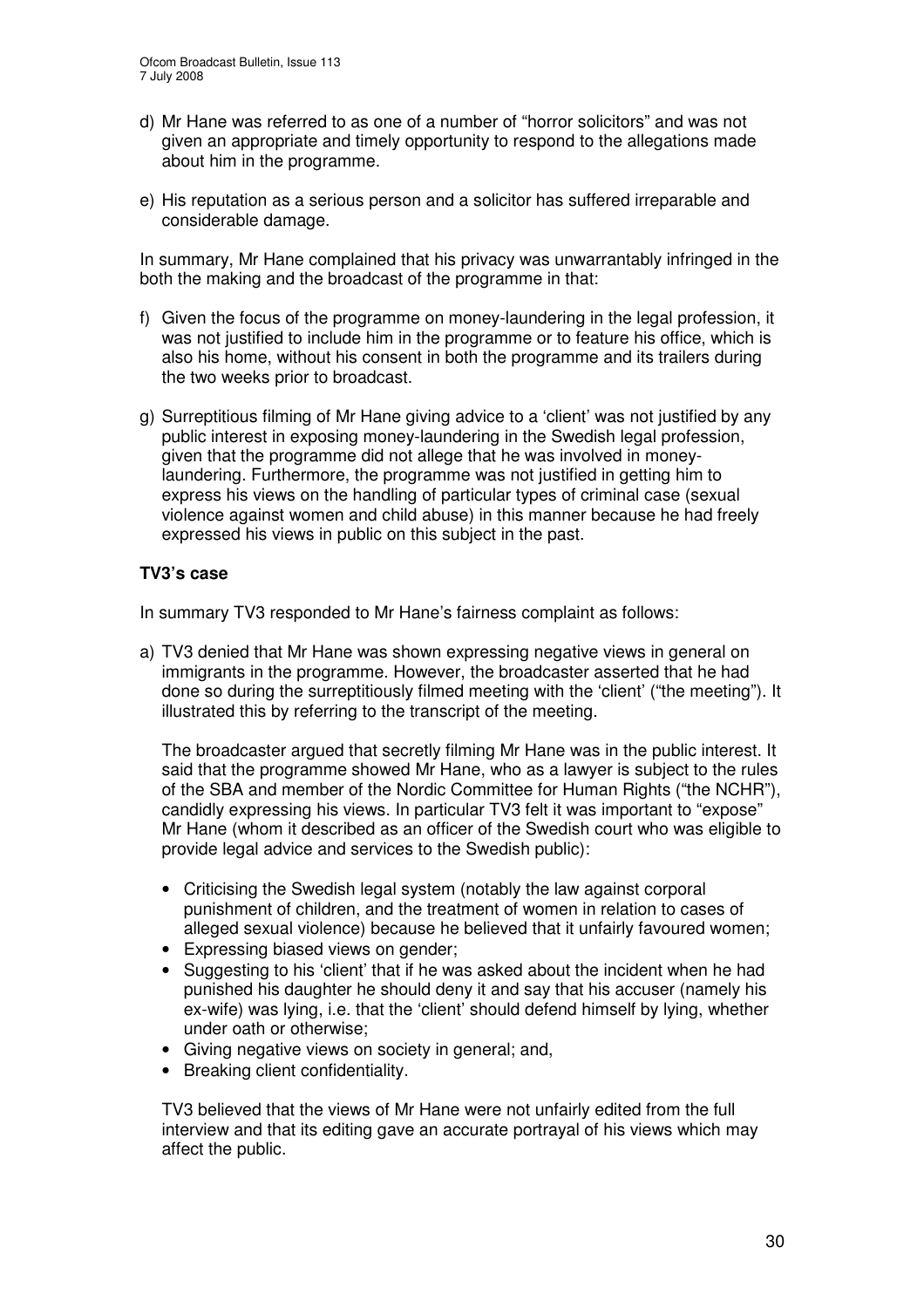d) Mr Hane was referred to as one of a number of "horror solicitors" and was not given an appropriate and timely opportunity to respond to the allegations made about him in the programme.

e) His reputation as a serious person and a solicitor has suffered irreparable and considerable damage.

In summary, Mr Hane complained that his privacy was unwarrantably infringed in the both the making and the broadcast of the programme in that:

f) Given the focus of the programme on money-laundering in the legal profession, it was not justified to include him in the programme or to feature his office, which is also his home, without his consent in both the programme and its trailers during the two weeks prior to broadcast.

g) Surreptitious filming of Mr Hane giving advice to a 'client' was not justified by any public interest in exposing money-laundering in the Swedish legal profession, given that the programme did not allege that he was involved in money-laundering. Furthermore, the programme was not justified in getting him to express his views on the handling of particular types of criminal case (sexual violence against women and child abuse) in this manner because he had freely expressed his views in public on this subject in the past.

**TV3's case**

In summary TV3 responded to Mr Hane's fairness complaint as follows:

a) TV3 denied that Mr Hane was shown expressing negative views in general on immigrants in the programme. However, the broadcaster asserted that he had done so during the surreptitiously filmed meeting with the 'client' ("the meeting"). It illustrated this by referring to the transcript of the meeting.

   The broadcaster argued that secretly filming Mr Hane was in the public interest. It said that the programme showed Mr Hane, who as a lawyer is subject to the rules of the SBA and member of the Nordic Committee for Human Rights ("the NCHR"), candidly expressing his views. In particular TV3 felt it was important to "expose" Mr Hane (whom it described as an officer of the Swedish court who was eligible to provide legal advice and services to the Swedish public):

   - Criticising the Swedish legal system (notably the law against corporal punishment of children, and the treatment of women in relation to cases of alleged sexual violence) because he believed that it unfairly favoured women;
   - Expressing biased views on gender;
   - Suggesting to his 'client' that if he was asked about the incident when he had punished his daughter he should deny it and say that his accuser (namely his ex-wife) was lying, i.e. that the 'client' should defend himself by lying, whether under oath or otherwise;
   - Giving negative views on society in general; and,
   - Breaking client confidentiality.

   TV3 believed that the views of Mr Hane were not unfairly edited from the full interview and that its editing gave an accurate portrayal of his views which may affect the public.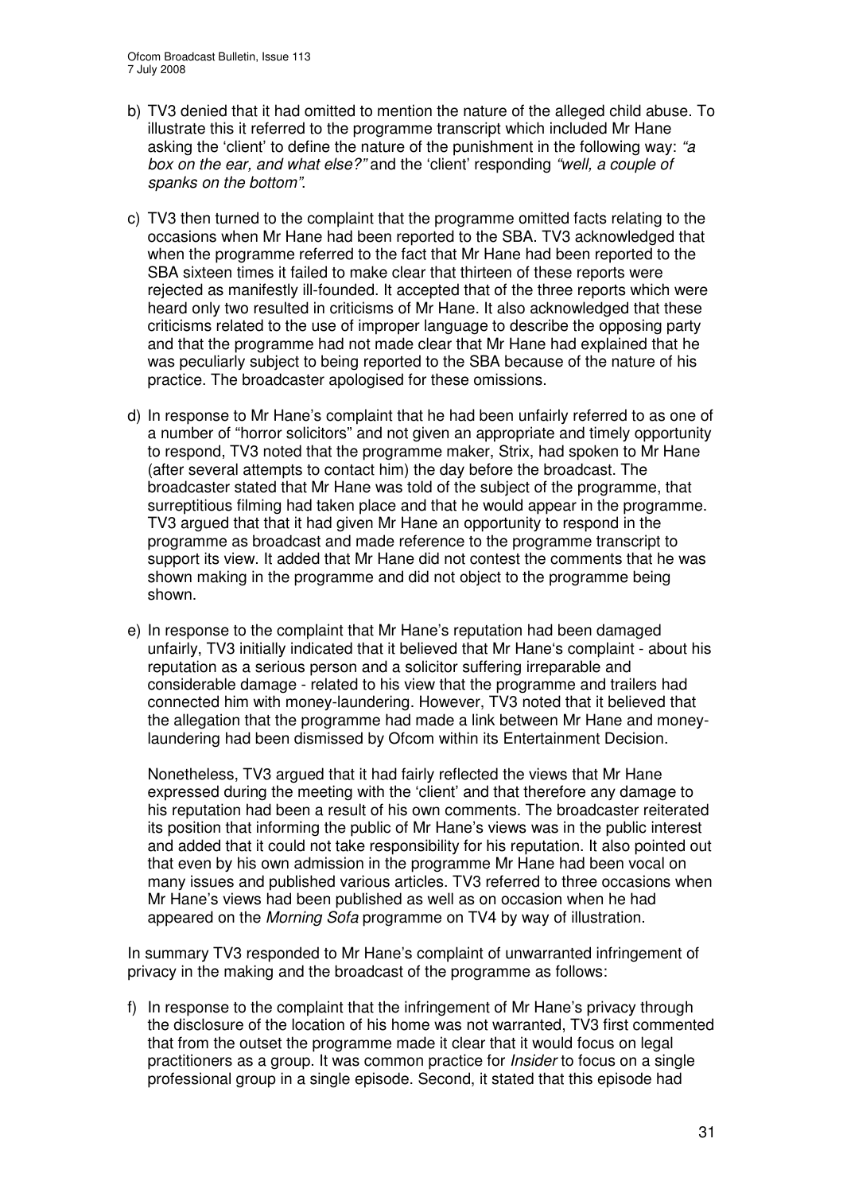b) TV3 denied that it had omitted to mention the nature of the alleged child abuse. To illustrate this it referred to the programme transcript which included Mr Hane asking the 'client' to define the nature of the punishment in the following way: *"a box on the ear, and what else?"* and the 'client' responding *"well, a couple of spanks on the bottom"*.

c) TV3 then turned to the complaint that the programme omitted facts relating to the occasions when Mr Hane had been reported to the SBA. TV3 acknowledged that when the programme referred to the fact that Mr Hane had been reported to the SBA sixteen times it failed to make clear that thirteen of these reports were rejected as manifestly ill-founded. It accepted that of the three reports which were heard only two resulted in criticisms of Mr Hane. It also acknowledged that these criticisms related to the use of improper language to describe the opposing party and that the programme had not made clear that Mr Hane had explained that he was peculiarly subject to being reported to the SBA because of the nature of his practice. The broadcaster apologised for these omissions.

d) In response to Mr Hane's complaint that he had been unfairly referred to as one of a number of "horror solicitors" and not given an appropriate and timely opportunity to respond, TV3 noted that the programme maker, Strix, had spoken to Mr Hane (after several attempts to contact him) the day before the broadcast. The broadcaster stated that Mr Hane was told of the subject of the programme, that surreptitious filming had taken place and that he would appear in the programme. TV3 argued that that it had given Mr Hane an opportunity to respond in the programme as broadcast and made reference to the programme transcript to support its view. It added that Mr Hane did not contest the comments that he was shown making in the programme and did not object to the programme being shown.

e) In response to the complaint that Mr Hane's reputation had been damaged unfairly, TV3 initially indicated that it believed that Mr Hane's complaint - about his reputation as a serious person and a solicitor suffering irreparable and considerable damage - related to his view that the programme and trailers had connected him with money-laundering. However, TV3 noted that it believed that the allegation that the programme had made a link between Mr Hane and money-laundering had been dismissed by Ofcom within its Entertainment Decision.

   Nonetheless, TV3 argued that it had fairly reflected the views that Mr Hane expressed during the meeting with the 'client' and that therefore any damage to his reputation had been a result of his own comments. The broadcaster reiterated its position that informing the public of Mr Hane's views was in the public interest and added that it could not take responsibility for his reputation. It also pointed out that even by his own admission in the programme Mr Hane had been vocal on many issues and published various articles. TV3 referred to three occasions when Mr Hane's views had been published as well as on occasion when he had appeared on the *Morning Sofa* programme on TV4 by way of illustration.

In summary TV3 responded to Mr Hane's complaint of unwarranted infringement of privacy in the making and the broadcast of the programme as follows:

f) In response to the complaint that the infringement of Mr Hane's privacy through the disclosure of the location of his home was not warranted, TV3 first commented that from the outset the programme made it clear that it would focus on legal practitioners as a group. It was common practice for *Insider* to focus on a single professional group in a single episode. Second, it stated that this episode had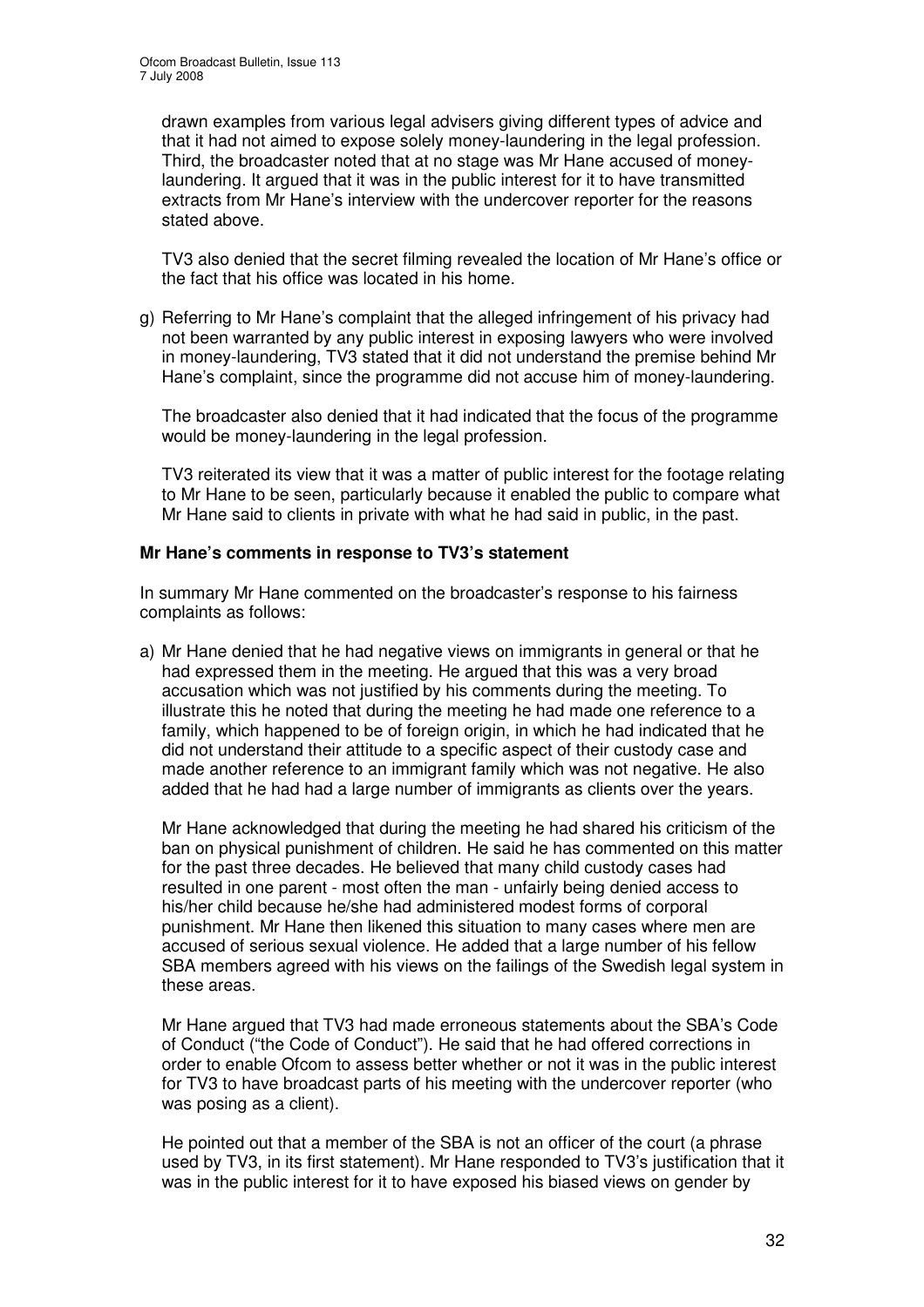drawn examples from various legal advisers giving different types of advice and that it had not aimed to expose solely money-laundering in the legal profession. Third, the broadcaster noted that at no stage was Mr Hane accused of money-laundering. It argued that it was in the public interest for it to have transmitted extracts from Mr Hane's interview with the undercover reporter for the reasons stated above.

TV3 also denied that the secret filming revealed the location of Mr Hane's office or the fact that his office was located in his home.

g) Referring to Mr Hane's complaint that the alleged infringement of his privacy had not been warranted by any public interest in exposing lawyers who were involved in money-laundering, TV3 stated that it did not understand the premise behind Mr Hane's complaint, since the programme did not accuse him of money-laundering.

The broadcaster also denied that it had indicated that the focus of the programme would be money-laundering in the legal profession.

TV3 reiterated its view that it was a matter of public interest for the footage relating to Mr Hane to be seen, particularly because it enabled the public to compare what Mr Hane said to clients in private with what he had said in public, in the past.

**Mr Hane's comments in response to TV3's statement**

In summary Mr Hane commented on the broadcaster's response to his fairness complaints as follows:

a) Mr Hane denied that he had negative views on immigrants in general or that he had expressed them in the meeting. He argued that this was a very broad accusation which was not justified by his comments during the meeting. To illustrate this he noted that during the meeting he had made one reference to a family, which happened to be of foreign origin, in which he had indicated that he did not understand their attitude to a specific aspect of their custody case and made another reference to an immigrant family which was not negative. He also added that he had had a large number of immigrants as clients over the years.

Mr Hane acknowledged that during the meeting he had shared his criticism of the ban on physical punishment of children. He said he has commented on this matter for the past three decades. He believed that many child custody cases had resulted in one parent - most often the man - unfairly being denied access to his/her child because he/she had administered modest forms of corporal punishment. Mr Hane then likened this situation to many cases where men are accused of serious sexual violence. He added that a large number of his fellow SBA members agreed with his views on the failings of the Swedish legal system in these areas.

Mr Hane argued that TV3 had made erroneous statements about the SBA's Code of Conduct ("the Code of Conduct"). He said that he had offered corrections in order to enable Ofcom to assess better whether or not it was in the public interest for TV3 to have broadcast parts of his meeting with the undercover reporter (who was posing as a client).

He pointed out that a member of the SBA is not an officer of the court (a phrase used by TV3, in its first statement). Mr Hane responded to TV3's justification that it was in the public interest for it to have exposed his biased views on gender by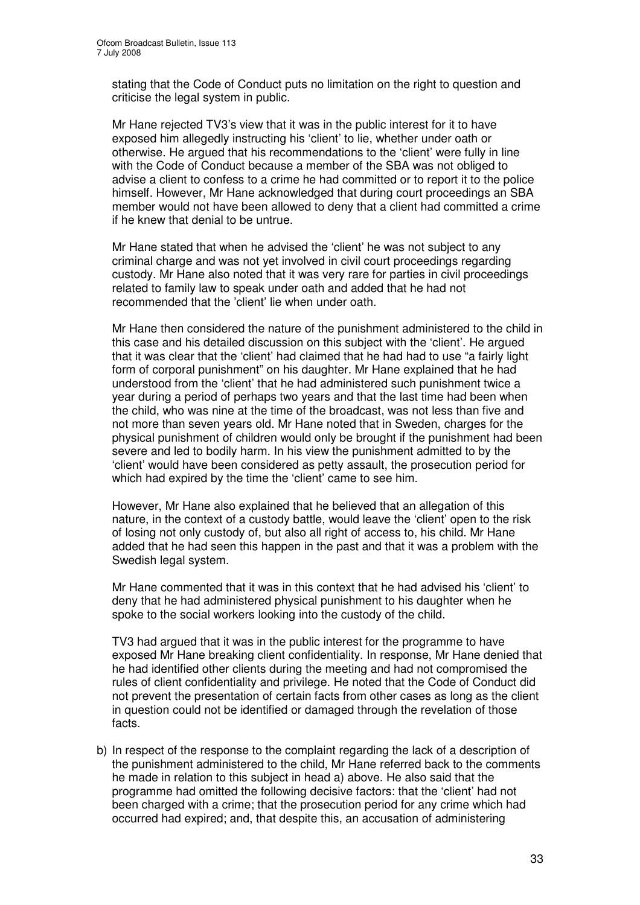stating that the Code of Conduct puts no limitation on the right to question and criticise the legal system in public.

Mr Hane rejected TV3's view that it was in the public interest for it to have exposed him allegedly instructing his 'client' to lie, whether under oath or otherwise. He argued that his recommendations to the 'client' were fully in line with the Code of Conduct because a member of the SBA was not obliged to advise a client to confess to a crime he had committed or to report it to the police himself. However, Mr Hane acknowledged that during court proceedings an SBA member would not have been allowed to deny that a client had committed a crime if he knew that denial to be untrue.

Mr Hane stated that when he advised the 'client' he was not subject to any criminal charge and was not yet involved in civil court proceedings regarding custody. Mr Hane also noted that it was very rare for parties in civil proceedings related to family law to speak under oath and added that he had not recommended that the 'client' lie when under oath.

Mr Hane then considered the nature of the punishment administered to the child in this case and his detailed discussion on this subject with the 'client'. He argued that it was clear that the 'client' had claimed that he had had to use "a fairly light form of corporal punishment" on his daughter. Mr Hane explained that he had understood from the 'client' that he had administered such punishment twice a year during a period of perhaps two years and that the last time had been when the child, who was nine at the time of the broadcast, was not less than five and not more than seven years old. Mr Hane noted that in Sweden, charges for the physical punishment of children would only be brought if the punishment had been severe and led to bodily harm. In his view the punishment admitted to by the 'client' would have been considered as petty assault, the prosecution period for which had expired by the time the 'client' came to see him.

However, Mr Hane also explained that he believed that an allegation of this nature, in the context of a custody battle, would leave the 'client' open to the risk of losing not only custody of, but also all right of access to, his child. Mr Hane added that he had seen this happen in the past and that it was a problem with the Swedish legal system.

Mr Hane commented that it was in this context that he had advised his 'client' to deny that he had administered physical punishment to his daughter when he spoke to the social workers looking into the custody of the child.

TV3 had argued that it was in the public interest for the programme to have exposed Mr Hane breaking client confidentiality. In response, Mr Hane denied that he had identified other clients during the meeting and had not compromised the rules of client confidentiality and privilege. He noted that the Code of Conduct did not prevent the presentation of certain facts from other cases as long as the client in question could not be identified or damaged through the revelation of those facts.

b) In respect of the response to the complaint regarding the lack of a description of the punishment administered to the child, Mr Hane referred back to the comments he made in relation to this subject in head a) above. He also said that the programme had omitted the following decisive factors: that the 'client' had not been charged with a crime; that the prosecution period for any crime which had occurred had expired; and, that despite this, an accusation of administering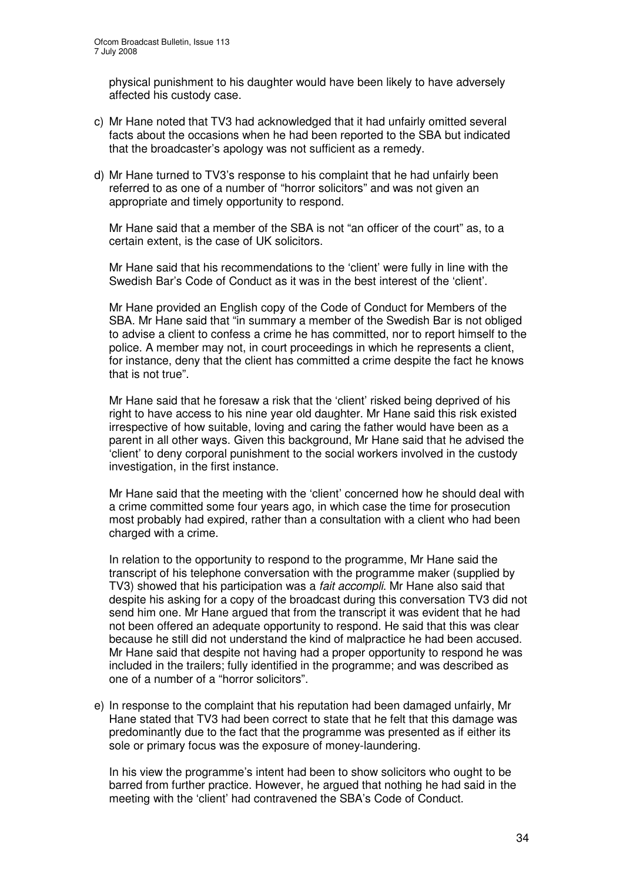physical punishment to his daughter would have been likely to have adversely affected his custody case.

c) Mr Hane noted that TV3 had acknowledged that it had unfairly omitted several facts about the occasions when he had been reported to the SBA but indicated that the broadcaster's apology was not sufficient as a remedy.

d) Mr Hane turned to TV3's response to his complaint that he had unfairly been referred to as one of a number of "horror solicitors" and was not given an appropriate and timely opportunity to respond.

   Mr Hane said that a member of the SBA is not "an officer of the court" as, to a certain extent, is the case of UK solicitors.

   Mr Hane said that his recommendations to the 'client' were fully in line with the Swedish Bar's Code of Conduct as it was in the best interest of the 'client'.

   Mr Hane provided an English copy of the Code of Conduct for Members of the SBA. Mr Hane said that "in summary a member of the Swedish Bar is not obliged to advise a client to confess a crime he has committed, nor to report himself to the police. A member may not, in court proceedings in which he represents a client, for instance, deny that the client has committed a crime despite the fact he knows that is not true".

   Mr Hane said that he foresaw a risk that the 'client' risked being deprived of his right to have access to his nine year old daughter. Mr Hane said this risk existed irrespective of how suitable, loving and caring the father would have been as a parent in all other ways. Given this background, Mr Hane said that he advised the 'client' to deny corporal punishment to the social workers involved in the custody investigation, in the first instance.

   Mr Hane said that the meeting with the 'client' concerned how he should deal with a crime committed some four years ago, in which case the time for prosecution most probably had expired, rather than a consultation with a client who had been charged with a crime.

   In relation to the opportunity to respond to the programme, Mr Hane said the transcript of his telephone conversation with the programme maker (supplied by TV3) showed that his participation was a *fait accompli*. Mr Hane also said that despite his asking for a copy of the broadcast during this conversation TV3 did not send him one. Mr Hane argued that from the transcript it was evident that he had not been offered an adequate opportunity to respond. He said that this was clear because he still did not understand the kind of malpractice he had been accused. Mr Hane said that despite not having had a proper opportunity to respond he was included in the trailers; fully identified in the programme; and was described as one of a number of a "horror solicitors".

e) In response to the complaint that his reputation had been damaged unfairly, Mr Hane stated that TV3 had been correct to state that he felt that this damage was predominantly due to the fact that the programme was presented as if either its sole or primary focus was the exposure of money-laundering.

   In his view the programme's intent had been to show solicitors who ought to be barred from further practice. However, he argued that nothing he had said in the meeting with the 'client' had contravened the SBA's Code of Conduct.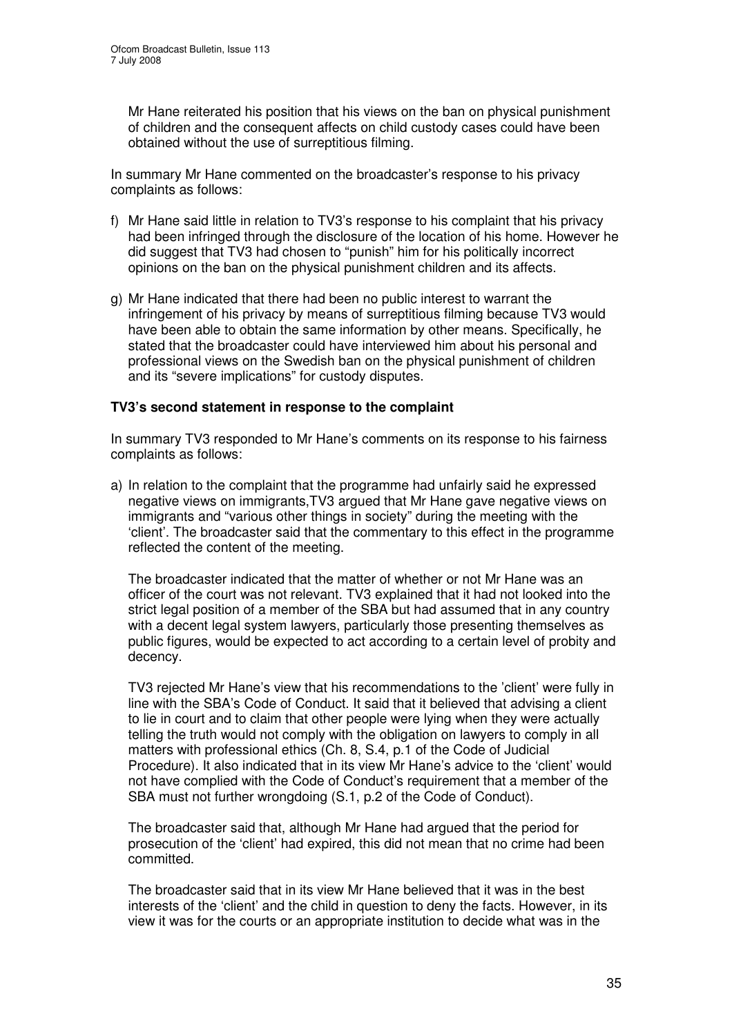Mr Hane reiterated his position that his views on the ban on physical punishment of children and the consequent affects on child custody cases could have been obtained without the use of surreptitious filming.

In summary Mr Hane commented on the broadcaster's response to his privacy complaints as follows:

f) Mr Hane said little in relation to TV3's response to his complaint that his privacy had been infringed through the disclosure of the location of his home. However he did suggest that TV3 had chosen to "punish" him for his politically incorrect opinions on the ban on the physical punishment children and its affects.

g) Mr Hane indicated that there had been no public interest to warrant the infringement of his privacy by means of surreptitious filming because TV3 would have been able to obtain the same information by other means. Specifically, he stated that the broadcaster could have interviewed him about his personal and professional views on the Swedish ban on the physical punishment of children and its "severe implications" for custody disputes.

**TV3's second statement in response to the complaint**

In summary TV3 responded to Mr Hane's comments on its response to his fairness complaints as follows:

a) In relation to the complaint that the programme had unfairly said he expressed negative views on immigrants,TV3 argued that Mr Hane gave negative views on immigrants and "various other things in society" during the meeting with the 'client'. The broadcaster said that the commentary to this effect in the programme reflected the content of the meeting.

   The broadcaster indicated that the matter of whether or not Mr Hane was an officer of the court was not relevant. TV3 explained that it had not looked into the strict legal position of a member of the SBA but had assumed that in any country with a decent legal system lawyers, particularly those presenting themselves as public figures, would be expected to act according to a certain level of probity and decency.

   TV3 rejected Mr Hane's view that his recommendations to the 'client' were fully in line with the SBA's Code of Conduct. It said that it believed that advising a client to lie in court and to claim that other people were lying when they were actually telling the truth would not comply with the obligation on lawyers to comply in all matters with professional ethics (Ch. 8, S.4, p.1 of the Code of Judicial Procedure). It also indicated that in its view Mr Hane's advice to the 'client' would not have complied with the Code of Conduct's requirement that a member of the SBA must not further wrongdoing (S.1, p.2 of the Code of Conduct).

   The broadcaster said that, although Mr Hane had argued that the period for prosecution of the 'client' had expired, this did not mean that no crime had been committed.

   The broadcaster said that in its view Mr Hane believed that it was in the best interests of the 'client' and the child in question to deny the facts. However, in its view it was for the courts or an appropriate institution to decide what was in the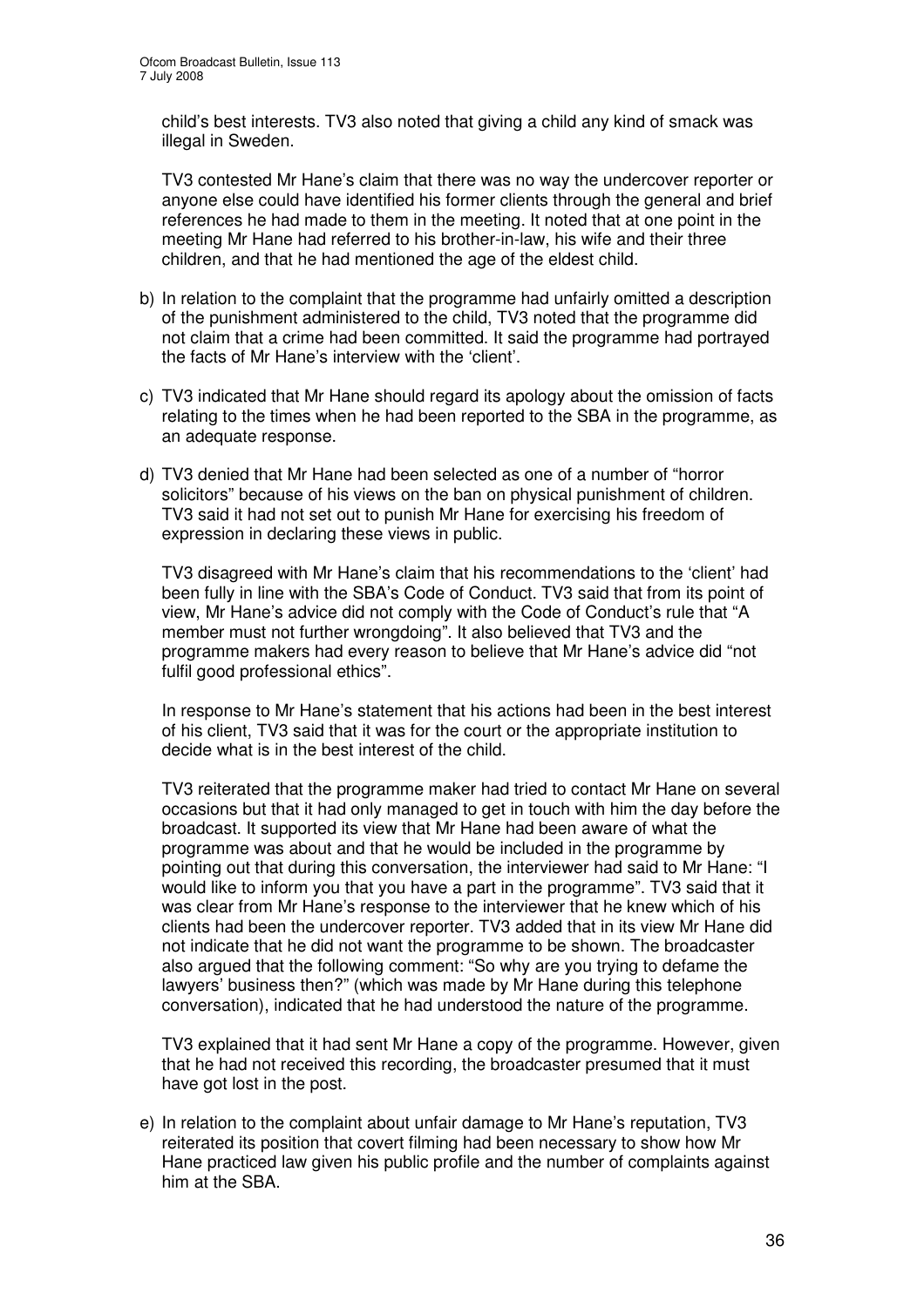child's best interests. TV3 also noted that giving a child any kind of smack was illegal in Sweden.

TV3 contested Mr Hane's claim that there was no way the undercover reporter or anyone else could have identified his former clients through the general and brief references he had made to them in the meeting. It noted that at one point in the meeting Mr Hane had referred to his brother-in-law, his wife and their three children, and that he had mentioned the age of the eldest child.

b) In relation to the complaint that the programme had unfairly omitted a description of the punishment administered to the child, TV3 noted that the programme did not claim that a crime had been committed. It said the programme had portrayed the facts of Mr Hane's interview with the 'client'.

c) TV3 indicated that Mr Hane should regard its apology about the omission of facts relating to the times when he had been reported to the SBA in the programme, as an adequate response.

d) TV3 denied that Mr Hane had been selected as one of a number of "horror solicitors" because of his views on the ban on physical punishment of children. TV3 said it had not set out to punish Mr Hane for exercising his freedom of expression in declaring these views in public.

TV3 disagreed with Mr Hane's claim that his recommendations to the 'client' had been fully in line with the SBA's Code of Conduct. TV3 said that from its point of view, Mr Hane's advice did not comply with the Code of Conduct's rule that "A member must not further wrongdoing". It also believed that TV3 and the programme makers had every reason to believe that Mr Hane's advice did "not fulfil good professional ethics".

In response to Mr Hane's statement that his actions had been in the best interest of his client, TV3 said that it was for the court or the appropriate institution to decide what is in the best interest of the child.

TV3 reiterated that the programme maker had tried to contact Mr Hane on several occasions but that it had only managed to get in touch with him the day before the broadcast. It supported its view that Mr Hane had been aware of what the programme was about and that he would be included in the programme by pointing out that during this conversation, the interviewer had said to Mr Hane: "I would like to inform you that you have a part in the programme". TV3 said that it was clear from Mr Hane's response to the interviewer that he knew which of his clients had been the undercover reporter. TV3 added that in its view Mr Hane did not indicate that he did not want the programme to be shown. The broadcaster also argued that the following comment: "So why are you trying to defame the lawyers' business then?" (which was made by Mr Hane during this telephone conversation), indicated that he had understood the nature of the programme.

TV3 explained that it had sent Mr Hane a copy of the programme. However, given that he had not received this recording, the broadcaster presumed that it must have got lost in the post.

e) In relation to the complaint about unfair damage to Mr Hane's reputation, TV3 reiterated its position that covert filming had been necessary to show how Mr Hane practiced law given his public profile and the number of complaints against him at the SBA.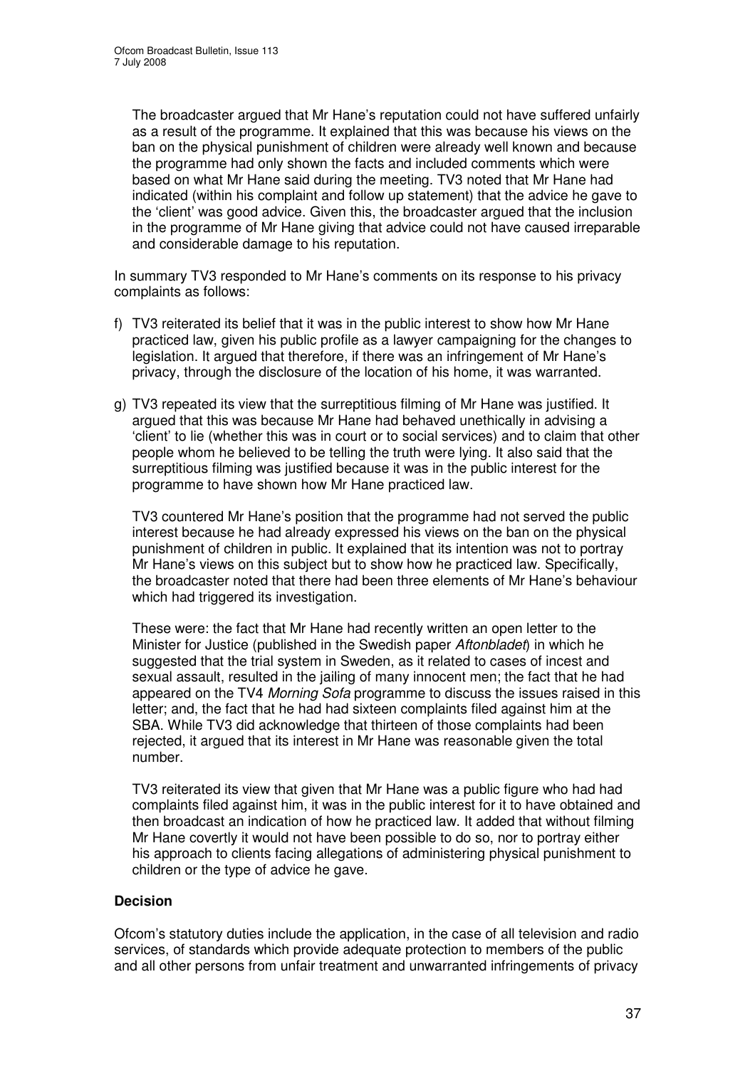The broadcaster argued that Mr Hane's reputation could not have suffered unfairly as a result of the programme. It explained that this was because his views on the ban on the physical punishment of children were already well known and because the programme had only shown the facts and included comments which were based on what Mr Hane said during the meeting. TV3 noted that Mr Hane had indicated (within his complaint and follow up statement) that the advice he gave to the 'client' was good advice. Given this, the broadcaster argued that the inclusion in the programme of Mr Hane giving that advice could not have caused irreparable and considerable damage to his reputation.

In summary TV3 responded to Mr Hane's comments on its response to his privacy complaints as follows:

f) TV3 reiterated its belief that it was in the public interest to show how Mr Hane practiced law, given his public profile as a lawyer campaigning for the changes to legislation. It argued that therefore, if there was an infringement of Mr Hane's privacy, through the disclosure of the location of his home, it was warranted.

g) TV3 repeated its view that the surreptitious filming of Mr Hane was justified. It argued that this was because Mr Hane had behaved unethically in advising a 'client' to lie (whether this was in court or to social services) and to claim that other people whom he believed to be telling the truth were lying. It also said that the surreptitious filming was justified because it was in the public interest for the programme to have shown how Mr Hane practiced law.

   TV3 countered Mr Hane's position that the programme had not served the public interest because he had already expressed his views on the ban on the physical punishment of children in public. It explained that its intention was not to portray Mr Hane's views on this subject but to show how he practiced law. Specifically, the broadcaster noted that there had been three elements of Mr Hane's behaviour which had triggered its investigation.

   These were: the fact that Mr Hane had recently written an open letter to the Minister for Justice (published in the Swedish paper *Aftonbladet*) in which he suggested that the trial system in Sweden, as it related to cases of incest and sexual assault, resulted in the jailing of many innocent men; the fact that he had appeared on the TV4 *Morning Sofa* programme to discuss the issues raised in this letter; and, the fact that he had had sixteen complaints filed against him at the SBA. While TV3 did acknowledge that thirteen of those complaints had been rejected, it argued that its interest in Mr Hane was reasonable given the total number.

   TV3 reiterated its view that given that Mr Hane was a public figure who had had complaints filed against him, it was in the public interest for it to have obtained and then broadcast an indication of how he practiced law. It added that without filming Mr Hane covertly it would not have been possible to do so, nor to portray either his approach to clients facing allegations of administering physical punishment to children or the type of advice he gave.

**Decision**

Ofcom's statutory duties include the application, in the case of all television and radio services, of standards which provide adequate protection to members of the public and all other persons from unfair treatment and unwarranted infringements of privacy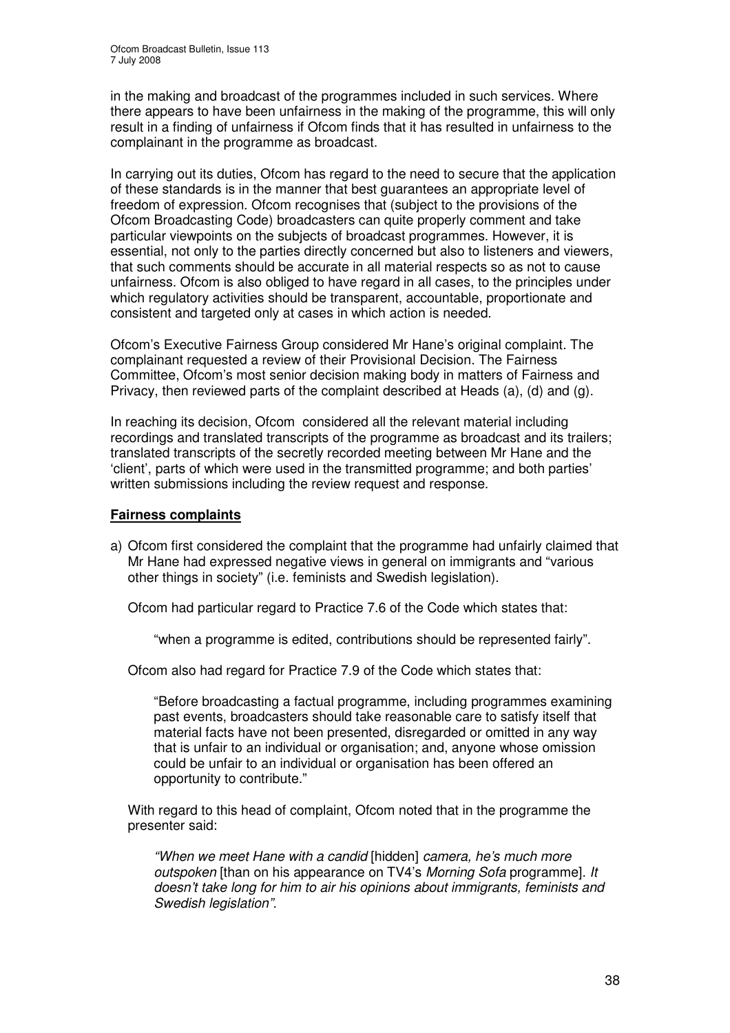in the making and broadcast of the programmes included in such services. Where there appears to have been unfairness in the making of the programme, this will only result in a finding of unfairness if Ofcom finds that it has resulted in unfairness to the complainant in the programme as broadcast.

In carrying out its duties, Ofcom has regard to the need to secure that the application of these standards is in the manner that best guarantees an appropriate level of freedom of expression. Ofcom recognises that (subject to the provisions of the Ofcom Broadcasting Code) broadcasters can quite properly comment and take particular viewpoints on the subjects of broadcast programmes. However, it is essential, not only to the parties directly concerned but also to listeners and viewers, that such comments should be accurate in all material respects so as not to cause unfairness. Ofcom is also obliged to have regard in all cases, to the principles under which regulatory activities should be transparent, accountable, proportionate and consistent and targeted only at cases in which action is needed.

Ofcom's Executive Fairness Group considered Mr Hane's original complaint. The complainant requested a review of their Provisional Decision. The Fairness Committee, Ofcom's most senior decision making body in matters of Fairness and Privacy, then reviewed parts of the complaint described at Heads (a), (d) and (g).

In reaching its decision, Ofcom considered all the relevant material including recordings and translated transcripts of the programme as broadcast and its trailers; translated transcripts of the secretly recorded meeting between Mr Hane and the 'client', parts of which were used in the transmitted programme; and both parties' written submissions including the review request and response.

## Fairness complaints

a) Ofcom first considered the complaint that the programme had unfairly claimed that Mr Hane had expressed negative views in general on immigrants and "various other things in society" (i.e. feminists and Swedish legislation).

   Ofcom had particular regard to Practice 7.6 of the Code which states that:

   > "when a programme is edited, contributions should be represented fairly".

   Ofcom also had regard for Practice 7.9 of the Code which states that:

   > "Before broadcasting a factual programme, including programmes examining past events, broadcasters should take reasonable care to satisfy itself that material facts have not been presented, disregarded or omitted in any way that is unfair to an individual or organisation; and, anyone whose omission could be unfair to an individual or organisation has been offered an opportunity to contribute."

   With regard to this head of complaint, Ofcom noted that in the programme the presenter said:

   > *"When we meet Hane with a candid* [hidden] *camera, he's much more outspoken* [than on his appearance on TV4's *Morning Sofa* programme]*. It doesn't take long for him to air his opinions about immigrants, feminists and Swedish legislation".*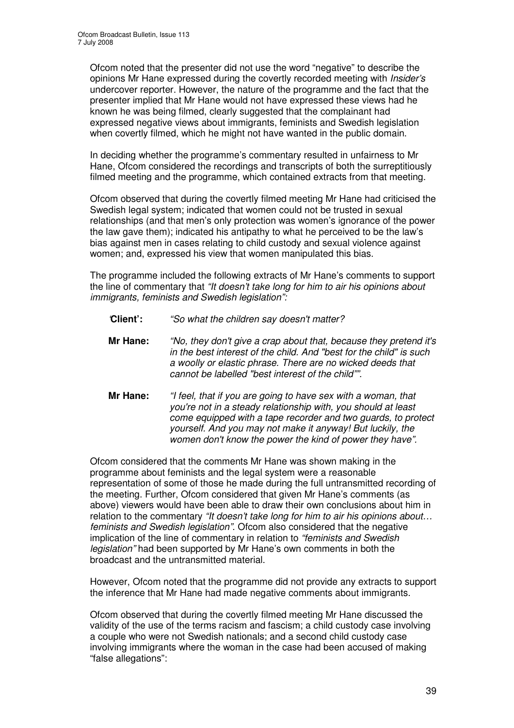Ofcom noted that the presenter did not use the word "negative" to describe the opinions Mr Hane expressed during the covertly recorded meeting with *Insider's* undercover reporter. However, the nature of the programme and the fact that the presenter implied that Mr Hane would not have expressed these views had he known he was being filmed, clearly suggested that the complainant had expressed negative views about immigrants, feminists and Swedish legislation when covertly filmed, which he might not have wanted in the public domain.

In deciding whether the programme's commentary resulted in unfairness to Mr Hane, Ofcom considered the recordings and transcripts of both the surreptitiously filmed meeting and the programme, which contained extracts from that meeting.

Ofcom observed that during the covertly filmed meeting Mr Hane had criticised the Swedish legal system; indicated that women could not be trusted in sexual relationships (and that men's only protection was women's ignorance of the power the law gave them); indicated his antipathy to what he perceived to be the law's bias against men in cases relating to child custody and sexual violence against women; and, expressed his view that women manipulated this bias.

The programme included the following extracts of Mr Hane's comments to support the line of commentary that *"It doesn't take long for him to air his opinions about immigrants, feminists and Swedish legislation"*:

**'Client':** *"So what the children say doesn't matter?*

**Mr Hane:** *"No, they don't give a crap about that, because they pretend it's in the best interest of the child. And "best for the child" is such a woolly or elastic phrase. There are no wicked deeds that cannot be labelled "best interest of the child"".*

**Mr Hane:** *"I feel, that if you are going to have sex with a woman, that you're not in a steady relationship with, you should at least come equipped with a tape recorder and two guards, to protect yourself. And you may not make it anyway! But luckily, the women don't know the power the kind of power they have".*

Ofcom considered that the comments Mr Hane was shown making in the programme about feminists and the legal system were a reasonable representation of some of those he made during the full untransmitted recording of the meeting. Further, Ofcom considered that given Mr Hane's comments (as above) viewers would have been able to draw their own conclusions about him in relation to the commentary *"It doesn't take long for him to air his opinions about… feminists and Swedish legislation"*. Ofcom also considered that the negative implication of the line of commentary in relation to *"feminists and Swedish legislation"* had been supported by Mr Hane's own comments in both the broadcast and the untransmitted material.

However, Ofcom noted that the programme did not provide any extracts to support the inference that Mr Hane had made negative comments about immigrants.

Ofcom observed that during the covertly filmed meeting Mr Hane discussed the validity of the use of the terms racism and fascism; a child custody case involving a couple who were not Swedish nationals; and a second child custody case involving immigrants where the woman in the case had been accused of making "false allegations":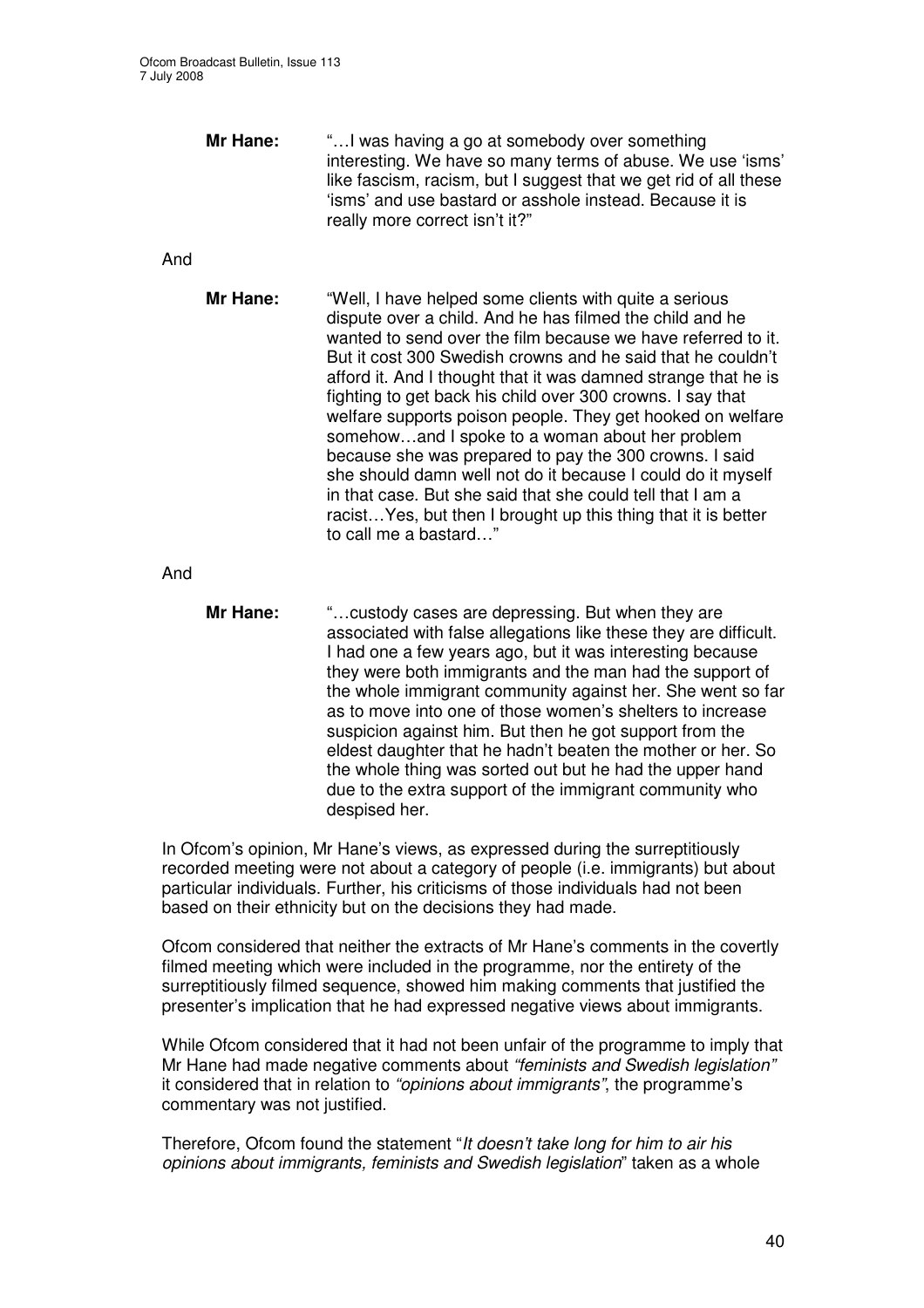**Mr Hane:** "…I was having a go at somebody over something interesting. We have so many terms of abuse. We use 'isms' like fascism, racism, but I suggest that we get rid of all these 'isms' and use bastard or asshole instead. Because it is really more correct isn't it?"

And

**Mr Hane:** "Well, I have helped some clients with quite a serious dispute over a child. And he has filmed the child and he wanted to send over the film because we have referred to it. But it cost 300 Swedish crowns and he said that he couldn't afford it. And I thought that it was damned strange that he is fighting to get back his child over 300 crowns. I say that welfare supports poison people. They get hooked on welfare somehow…and I spoke to a woman about her problem because she was prepared to pay the 300 crowns. I said she should damn well not do it because I could do it myself in that case. But she said that she could tell that I am a racist…Yes, but then I brought up this thing that it is better to call me a bastard…"

And

**Mr Hane:** "…custody cases are depressing. But when they are associated with false allegations like these they are difficult. I had one a few years ago, but it was interesting because they were both immigrants and the man had the support of the whole immigrant community against her. She went so far as to move into one of those women's shelters to increase suspicion against him. But then he got support from the eldest daughter that he hadn't beaten the mother or her. So the whole thing was sorted out but he had the upper hand due to the extra support of the immigrant community who despised her.

In Ofcom's opinion, Mr Hane's views, as expressed during the surreptitiously recorded meeting were not about a category of people (i.e. immigrants) but about particular individuals. Further, his criticisms of those individuals had not been based on their ethnicity but on the decisions they had made.

Ofcom considered that neither the extracts of Mr Hane's comments in the covertly filmed meeting which were included in the programme, nor the entirety of the surreptitiously filmed sequence, showed him making comments that justified the presenter's implication that he had expressed negative views about immigrants.

While Ofcom considered that it had not been unfair of the programme to imply that Mr Hane had made negative comments about *"feminists and Swedish legislation"* it considered that in relation to *"opinions about immigrants"*, the programme's commentary was not justified.

Therefore, Ofcom found the statement "*It doesn't take long for him to air his opinions about immigrants, feminists and Swedish legislation*" taken as a whole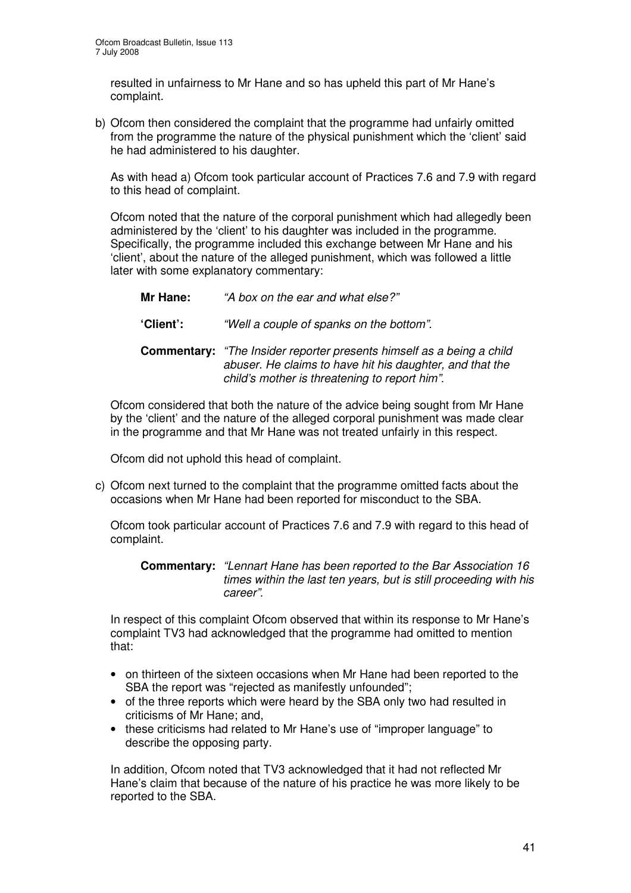resulted in unfairness to Mr Hane and so has upheld this part of Mr Hane's complaint.

b) Ofcom then considered the complaint that the programme had unfairly omitted from the programme the nature of the physical punishment which the 'client' said he had administered to his daughter.

   As with head a) Ofcom took particular account of Practices 7.6 and 7.9 with regard to this head of complaint.

   Ofcom noted that the nature of the corporal punishment which had allegedly been administered by the 'client' to his daughter was included in the programme. Specifically, the programme included this exchange between Mr Hane and his 'client', about the nature of the alleged punishment, which was followed a little later with some explanatory commentary:

   **Mr Hane:** *"A box on the ear and what else?"*

   **'Client':** *"Well a couple of spanks on the bottom".*

   **Commentary:** *"The Insider reporter presents himself as a being a child abuser. He claims to have hit his daughter, and that the child's mother is threatening to report him".*

   Ofcom considered that both the nature of the advice being sought from Mr Hane by the 'client' and the nature of the alleged corporal punishment was made clear in the programme and that Mr Hane was not treated unfairly in this respect.

   Ofcom did not uphold this head of complaint.

c) Ofcom next turned to the complaint that the programme omitted facts about the occasions when Mr Hane had been reported for misconduct to the SBA.

   Ofcom took particular account of Practices 7.6 and 7.9 with regard to this head of complaint.

   **Commentary:** *"Lennart Hane has been reported to the Bar Association 16 times within the last ten years, but is still proceeding with his career".*

   In respect of this complaint Ofcom observed that within its response to Mr Hane's complaint TV3 had acknowledged that the programme had omitted to mention that:

   - on thirteen of the sixteen occasions when Mr Hane had been reported to the SBA the report was "rejected as manifestly unfounded";
   - of the three reports which were heard by the SBA only two had resulted in criticisms of Mr Hane; and,
   - these criticisms had related to Mr Hane's use of "improper language" to describe the opposing party.

   In addition, Ofcom noted that TV3 acknowledged that it had not reflected Mr Hane's claim that because of the nature of his practice he was more likely to be reported to the SBA.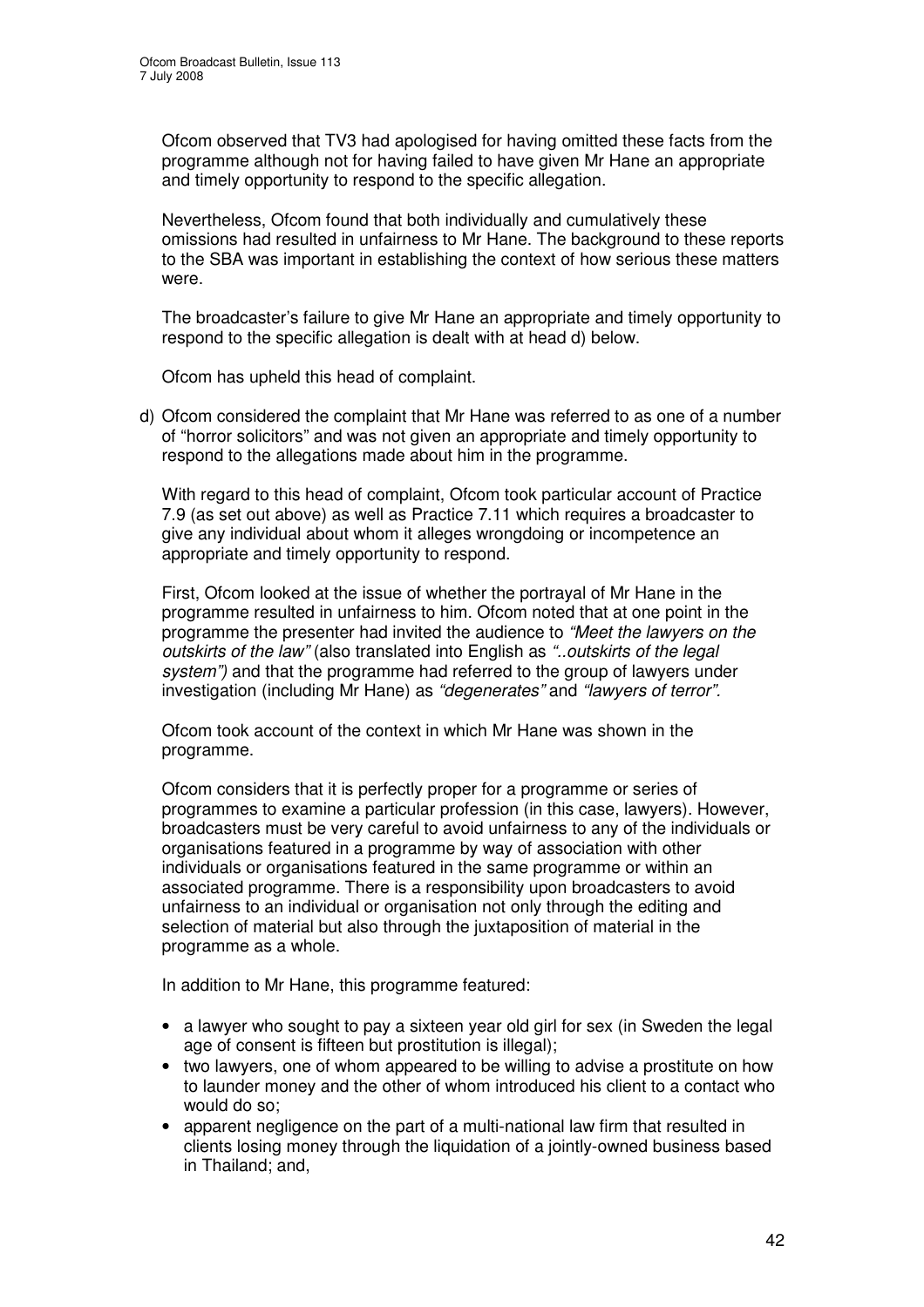Ofcom observed that TV3 had apologised for having omitted these facts from the programme although not for having failed to have given Mr Hane an appropriate and timely opportunity to respond to the specific allegation.

Nevertheless, Ofcom found that both individually and cumulatively these omissions had resulted in unfairness to Mr Hane. The background to these reports to the SBA was important in establishing the context of how serious these matters were.

The broadcaster's failure to give Mr Hane an appropriate and timely opportunity to respond to the specific allegation is dealt with at head d) below.

Ofcom has upheld this head of complaint.

d) Ofcom considered the complaint that Mr Hane was referred to as one of a number of "horror solicitors" and was not given an appropriate and timely opportunity to respond to the allegations made about him in the programme.

With regard to this head of complaint, Ofcom took particular account of Practice 7.9 (as set out above) as well as Practice 7.11 which requires a broadcaster to give any individual about whom it alleges wrongdoing or incompetence an appropriate and timely opportunity to respond.

First, Ofcom looked at the issue of whether the portrayal of Mr Hane in the programme resulted in unfairness to him. Ofcom noted that at one point in the programme the presenter had invited the audience to *"Meet the lawyers on the outskirts of the law"* (also translated into English as *"..outskirts of the legal system")* and that the programme had referred to the group of lawyers under investigation (including Mr Hane) as *"degenerates"* and *"lawyers of terror"*.

Ofcom took account of the context in which Mr Hane was shown in the programme.

Ofcom considers that it is perfectly proper for a programme or series of programmes to examine a particular profession (in this case, lawyers). However, broadcasters must be very careful to avoid unfairness to any of the individuals or organisations featured in a programme by way of association with other individuals or organisations featured in the same programme or within an associated programme. There is a responsibility upon broadcasters to avoid unfairness to an individual or organisation not only through the editing and selection of material but also through the juxtaposition of material in the programme as a whole.

In addition to Mr Hane, this programme featured:

- a lawyer who sought to pay a sixteen year old girl for sex (in Sweden the legal age of consent is fifteen but prostitution is illegal);
- two lawyers, one of whom appeared to be willing to advise a prostitute on how to launder money and the other of whom introduced his client to a contact who would do so;
- apparent negligence on the part of a multi-national law firm that resulted in clients losing money through the liquidation of a jointly-owned business based in Thailand; and,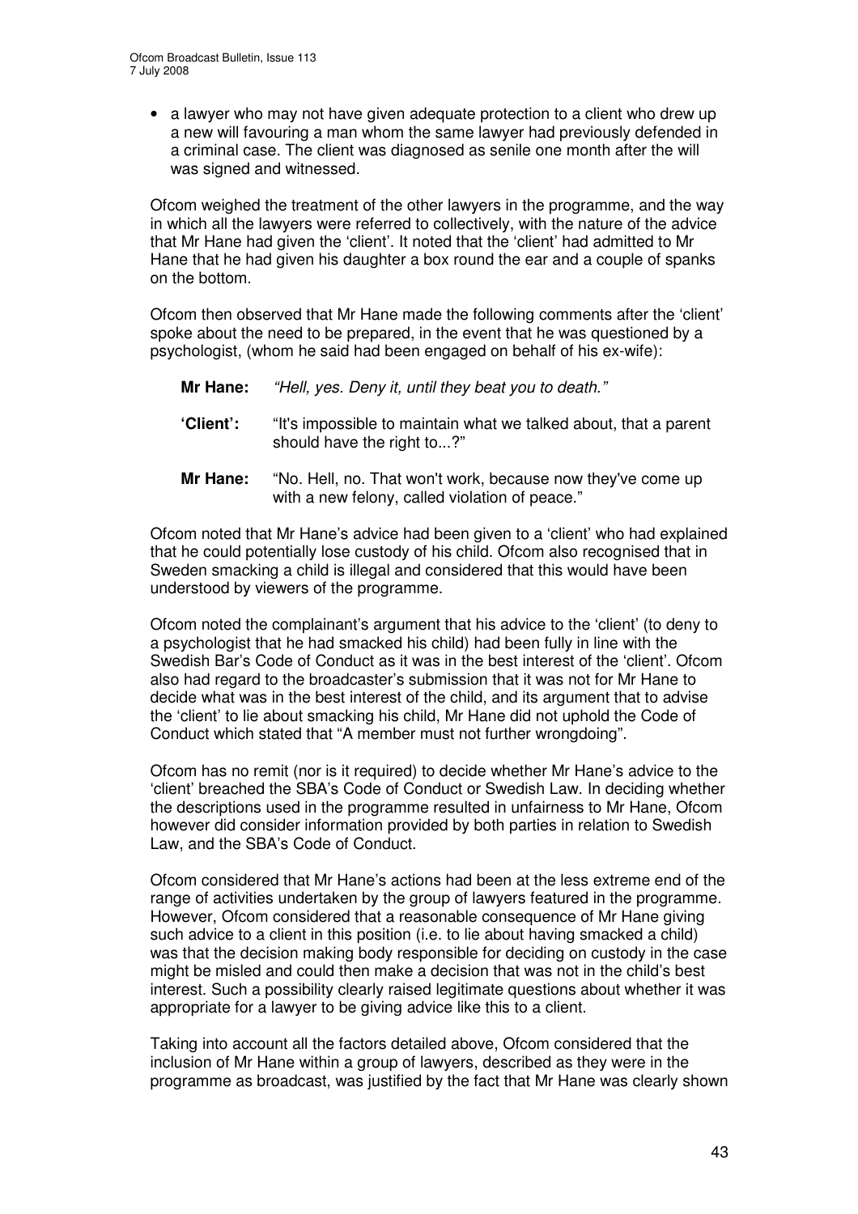- a lawyer who may not have given adequate protection to a client who drew up a new will favouring a man whom the same lawyer had previously defended in a criminal case. The client was diagnosed as senile one month after the will was signed and witnessed.

Ofcom weighed the treatment of the other lawyers in the programme, and the way in which all the lawyers were referred to collectively, with the nature of the advice that Mr Hane had given the 'client'. It noted that the 'client' had admitted to Mr Hane that he had given his daughter a box round the ear and a couple of spanks on the bottom.

Ofcom then observed that Mr Hane made the following comments after the 'client' spoke about the need to be prepared, in the event that he was questioned by a psychologist, (whom he said had been engaged on behalf of his ex-wife):

> **Mr Hane:** *"Hell, yes. Deny it, until they beat you to death."*
>
> **'Client':** "It's impossible to maintain what we talked about, that a parent should have the right to...?"
>
> **Mr Hane:** "No. Hell, no. That won't work, because now they've come up with a new felony, called violation of peace."

Ofcom noted that Mr Hane's advice had been given to a 'client' who had explained that he could potentially lose custody of his child. Ofcom also recognised that in Sweden smacking a child is illegal and considered that this would have been understood by viewers of the programme.

Ofcom noted the complainant's argument that his advice to the 'client' (to deny to a psychologist that he had smacked his child) had been fully in line with the Swedish Bar's Code of Conduct as it was in the best interest of the 'client'. Ofcom also had regard to the broadcaster's submission that it was not for Mr Hane to decide what was in the best interest of the child, and its argument that to advise the 'client' to lie about smacking his child, Mr Hane did not uphold the Code of Conduct which stated that "A member must not further wrongdoing".

Ofcom has no remit (nor is it required) to decide whether Mr Hane's advice to the 'client' breached the SBA's Code of Conduct or Swedish Law. In deciding whether the descriptions used in the programme resulted in unfairness to Mr Hane, Ofcom however did consider information provided by both parties in relation to Swedish Law, and the SBA's Code of Conduct.

Ofcom considered that Mr Hane's actions had been at the less extreme end of the range of activities undertaken by the group of lawyers featured in the programme. However, Ofcom considered that a reasonable consequence of Mr Hane giving such advice to a client in this position (i.e. to lie about having smacked a child) was that the decision making body responsible for deciding on custody in the case might be misled and could then make a decision that was not in the child's best interest. Such a possibility clearly raised legitimate questions about whether it was appropriate for a lawyer to be giving advice like this to a client.

Taking into account all the factors detailed above, Ofcom considered that the inclusion of Mr Hane within a group of lawyers, described as they were in the programme as broadcast, was justified by the fact that Mr Hane was clearly shown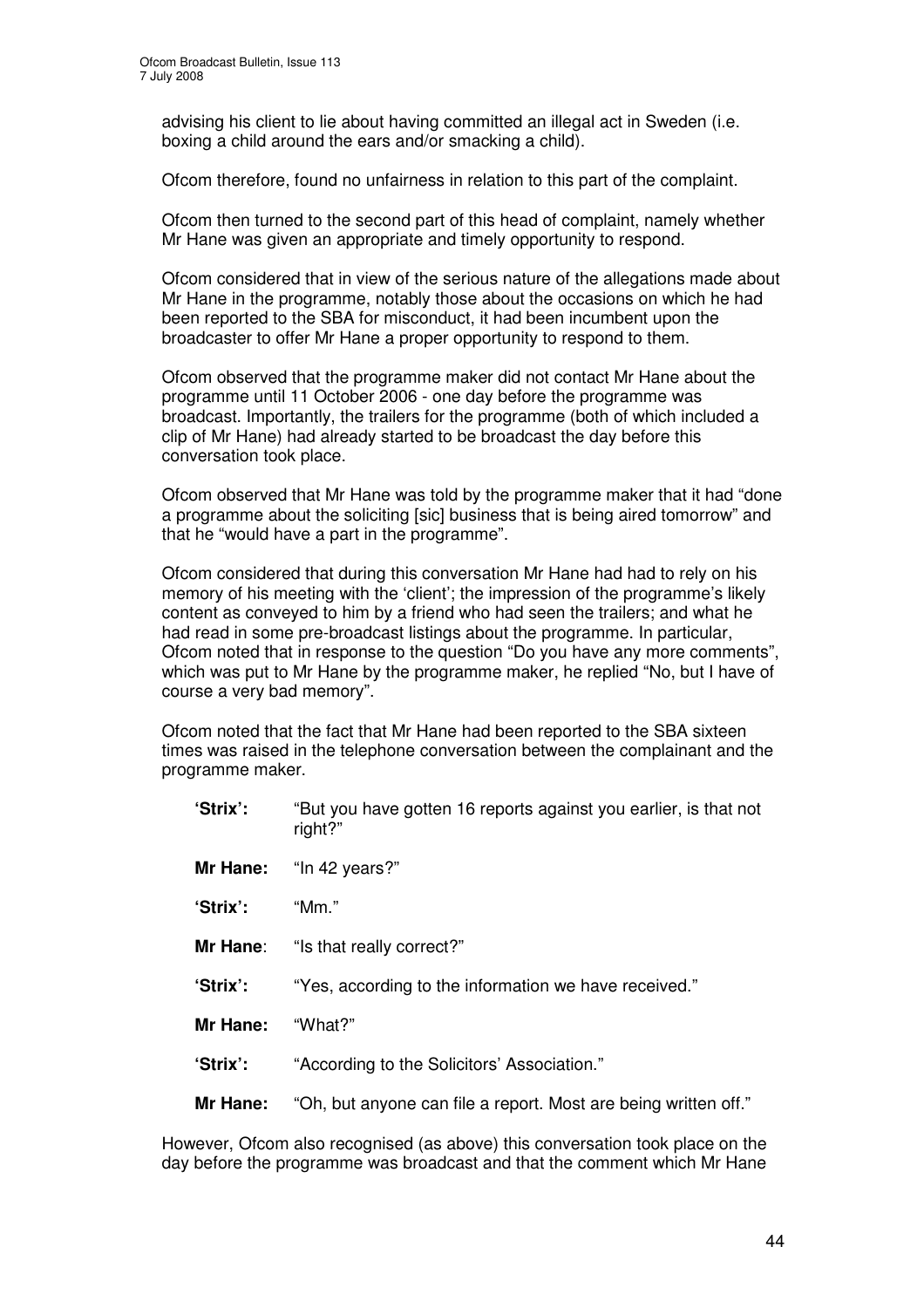advising his client to lie about having committed an illegal act in Sweden (i.e. boxing a child around the ears and/or smacking a child).

Ofcom therefore, found no unfairness in relation to this part of the complaint.

Ofcom then turned to the second part of this head of complaint, namely whether Mr Hane was given an appropriate and timely opportunity to respond.

Ofcom considered that in view of the serious nature of the allegations made about Mr Hane in the programme, notably those about the occasions on which he had been reported to the SBA for misconduct, it had been incumbent upon the broadcaster to offer Mr Hane a proper opportunity to respond to them.

Ofcom observed that the programme maker did not contact Mr Hane about the programme until 11 October 2006 - one day before the programme was broadcast. Importantly, the trailers for the programme (both of which included a clip of Mr Hane) had already started to be broadcast the day before this conversation took place.

Ofcom observed that Mr Hane was told by the programme maker that it had "done a programme about the soliciting [sic] business that is being aired tomorrow" and that he "would have a part in the programme".

Ofcom considered that during this conversation Mr Hane had had to rely on his memory of his meeting with the 'client'; the impression of the programme's likely content as conveyed to him by a friend who had seen the trailers; and what he had read in some pre-broadcast listings about the programme. In particular, Ofcom noted that in response to the question "Do you have any more comments", which was put to Mr Hane by the programme maker, he replied "No, but I have of course a very bad memory".

Ofcom noted that the fact that Mr Hane had been reported to the SBA sixteen times was raised in the telephone conversation between the complainant and the programme maker.

> **'Strix':** "But you have gotten 16 reports against you earlier, is that not right?"
>
> **Mr Hane:** "In 42 years?"
>
> **'Strix':** "Mm."
>
> **Mr Hane:** "Is that really correct?"
>
> **'Strix':** "Yes, according to the information we have received."
>
> **Mr Hane:** "What?"
>
> **'Strix':** "According to the Solicitors' Association."
>
> **Mr Hane:** "Oh, but anyone can file a report. Most are being written off."

However, Ofcom also recognised (as above) this conversation took place on the day before the programme was broadcast and that the comment which Mr Hane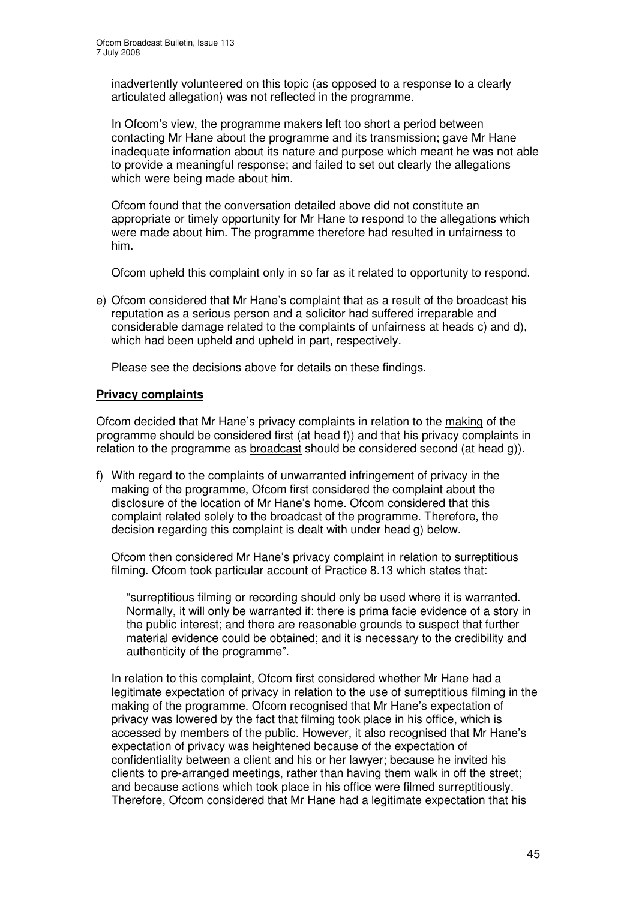inadvertently volunteered on this topic (as opposed to a response to a clearly articulated allegation) was not reflected in the programme.

In Ofcom's view, the programme makers left too short a period between contacting Mr Hane about the programme and its transmission; gave Mr Hane inadequate information about its nature and purpose which meant he was not able to provide a meaningful response; and failed to set out clearly the allegations which were being made about him.

Ofcom found that the conversation detailed above did not constitute an appropriate or timely opportunity for Mr Hane to respond to the allegations which were made about him. The programme therefore had resulted in unfairness to him.

Ofcom upheld this complaint only in so far as it related to opportunity to respond.

e) Ofcom considered that Mr Hane's complaint that as a result of the broadcast his reputation as a serious person and a solicitor had suffered irreparable and considerable damage related to the complaints of unfairness at heads c) and d), which had been upheld and upheld in part, respectively.

   Please see the decisions above for details on these findings.

**Privacy complaints**

Ofcom decided that Mr Hane's privacy complaints in relation to the making of the programme should be considered first (at head f)) and that his privacy complaints in relation to the programme as broadcast should be considered second (at head g)).

f) With regard to the complaints of unwarranted infringement of privacy in the making of the programme, Ofcom first considered the complaint about the disclosure of the location of Mr Hane's home. Ofcom considered that this complaint related solely to the broadcast of the programme. Therefore, the decision regarding this complaint is dealt with under head g) below.

   Ofcom then considered Mr Hane's privacy complaint in relation to surreptitious filming. Ofcom took particular account of Practice 8.13 which states that:

   > "surreptitious filming or recording should only be used where it is warranted. Normally, it will only be warranted if: there is prima facie evidence of a story in the public interest; and there are reasonable grounds to suspect that further material evidence could be obtained; and it is necessary to the credibility and authenticity of the programme".

   In relation to this complaint, Ofcom first considered whether Mr Hane had a legitimate expectation of privacy in relation to the use of surreptitious filming in the making of the programme. Ofcom recognised that Mr Hane's expectation of privacy was lowered by the fact that filming took place in his office, which is accessed by members of the public. However, it also recognised that Mr Hane's expectation of privacy was heightened because of the expectation of confidentiality between a client and his or her lawyer; because he invited his clients to pre-arranged meetings, rather than having them walk in off the street; and because actions which took place in his office were filmed surreptitiously. Therefore, Ofcom considered that Mr Hane had a legitimate expectation that his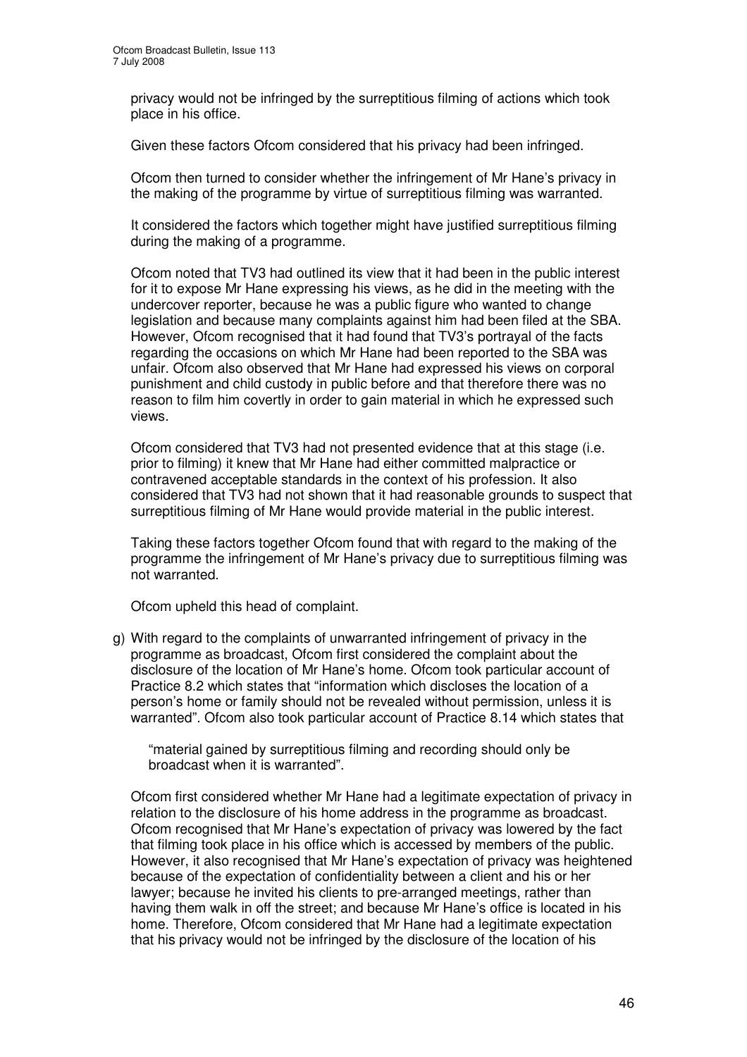privacy would not be infringed by the surreptitious filming of actions which took place in his office.

Given these factors Ofcom considered that his privacy had been infringed.

Ofcom then turned to consider whether the infringement of Mr Hane's privacy in the making of the programme by virtue of surreptitious filming was warranted.

It considered the factors which together might have justified surreptitious filming during the making of a programme.

Ofcom noted that TV3 had outlined its view that it had been in the public interest for it to expose Mr Hane expressing his views, as he did in the meeting with the undercover reporter, because he was a public figure who wanted to change legislation and because many complaints against him had been filed at the SBA. However, Ofcom recognised that it had found that TV3's portrayal of the facts regarding the occasions on which Mr Hane had been reported to the SBA was unfair. Ofcom also observed that Mr Hane had expressed his views on corporal punishment and child custody in public before and that therefore there was no reason to film him covertly in order to gain material in which he expressed such views.

Ofcom considered that TV3 had not presented evidence that at this stage (i.e. prior to filming) it knew that Mr Hane had either committed malpractice or contravened acceptable standards in the context of his profession. It also considered that TV3 had not shown that it had reasonable grounds to suspect that surreptitious filming of Mr Hane would provide material in the public interest.

Taking these factors together Ofcom found that with regard to the making of the programme the infringement of Mr Hane's privacy due to surreptitious filming was not warranted.

Ofcom upheld this head of complaint.

g) With regard to the complaints of unwarranted infringement of privacy in the programme as broadcast, Ofcom first considered the complaint about the disclosure of the location of Mr Hane's home. Ofcom took particular account of Practice 8.2 which states that "information which discloses the location of a person's home or family should not be revealed without permission, unless it is warranted". Ofcom also took particular account of Practice 8.14 which states that

> "material gained by surreptitious filming and recording should only be broadcast when it is warranted".

Ofcom first considered whether Mr Hane had a legitimate expectation of privacy in relation to the disclosure of his home address in the programme as broadcast. Ofcom recognised that Mr Hane's expectation of privacy was lowered by the fact that filming took place in his office which is accessed by members of the public. However, it also recognised that Mr Hane's expectation of privacy was heightened because of the expectation of confidentiality between a client and his or her lawyer; because he invited his clients to pre-arranged meetings, rather than having them walk in off the street; and because Mr Hane's office is located in his home. Therefore, Ofcom considered that Mr Hane had a legitimate expectation that his privacy would not be infringed by the disclosure of the location of his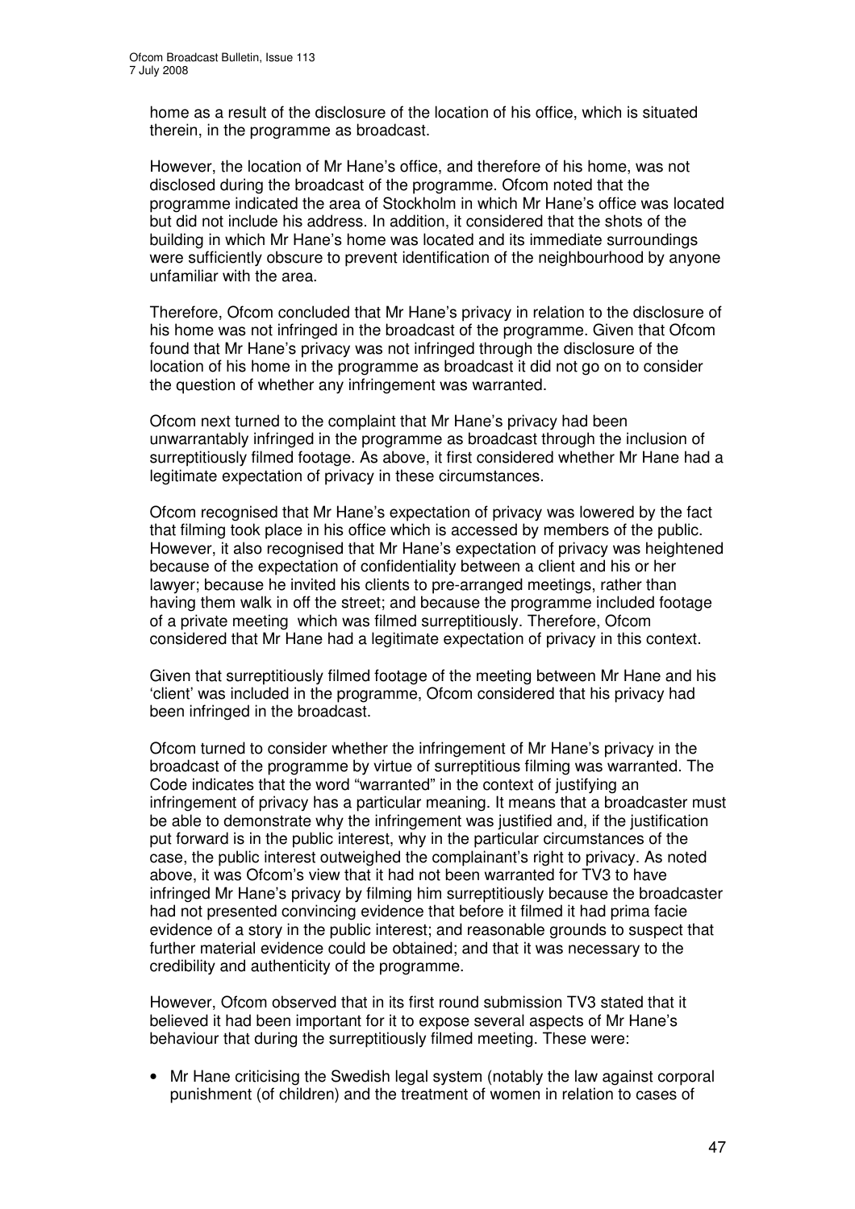home as a result of the disclosure of the location of his office, which is situated therein, in the programme as broadcast.

However, the location of Mr Hane's office, and therefore of his home, was not disclosed during the broadcast of the programme. Ofcom noted that the programme indicated the area of Stockholm in which Mr Hane's office was located but did not include his address. In addition, it considered that the shots of the building in which Mr Hane's home was located and its immediate surroundings were sufficiently obscure to prevent identification of the neighbourhood by anyone unfamiliar with the area.

Therefore, Ofcom concluded that Mr Hane's privacy in relation to the disclosure of his home was not infringed in the broadcast of the programme. Given that Ofcom found that Mr Hane's privacy was not infringed through the disclosure of the location of his home in the programme as broadcast it did not go on to consider the question of whether any infringement was warranted.

Ofcom next turned to the complaint that Mr Hane's privacy had been unwarrantably infringed in the programme as broadcast through the inclusion of surreptitiously filmed footage. As above, it first considered whether Mr Hane had a legitimate expectation of privacy in these circumstances.

Ofcom recognised that Mr Hane's expectation of privacy was lowered by the fact that filming took place in his office which is accessed by members of the public. However, it also recognised that Mr Hane's expectation of privacy was heightened because of the expectation of confidentiality between a client and his or her lawyer; because he invited his clients to pre-arranged meetings, rather than having them walk in off the street; and because the programme included footage of a private meeting which was filmed surreptitiously. Therefore, Ofcom considered that Mr Hane had a legitimate expectation of privacy in this context.

Given that surreptitiously filmed footage of the meeting between Mr Hane and his 'client' was included in the programme, Ofcom considered that his privacy had been infringed in the broadcast.

Ofcom turned to consider whether the infringement of Mr Hane's privacy in the broadcast of the programme by virtue of surreptitious filming was warranted. The Code indicates that the word "warranted" in the context of justifying an infringement of privacy has a particular meaning. It means that a broadcaster must be able to demonstrate why the infringement was justified and, if the justification put forward is in the public interest, why in the particular circumstances of the case, the public interest outweighed the complainant's right to privacy. As noted above, it was Ofcom's view that it had not been warranted for TV3 to have infringed Mr Hane's privacy by filming him surreptitiously because the broadcaster had not presented convincing evidence that before it filmed it had prima facie evidence of a story in the public interest; and reasonable grounds to suspect that further material evidence could be obtained; and that it was necessary to the credibility and authenticity of the programme.

However, Ofcom observed that in its first round submission TV3 stated that it believed it had been important for it to expose several aspects of Mr Hane's behaviour that during the surreptitiously filmed meeting. These were:

- Mr Hane criticising the Swedish legal system (notably the law against corporal punishment (of children) and the treatment of women in relation to cases of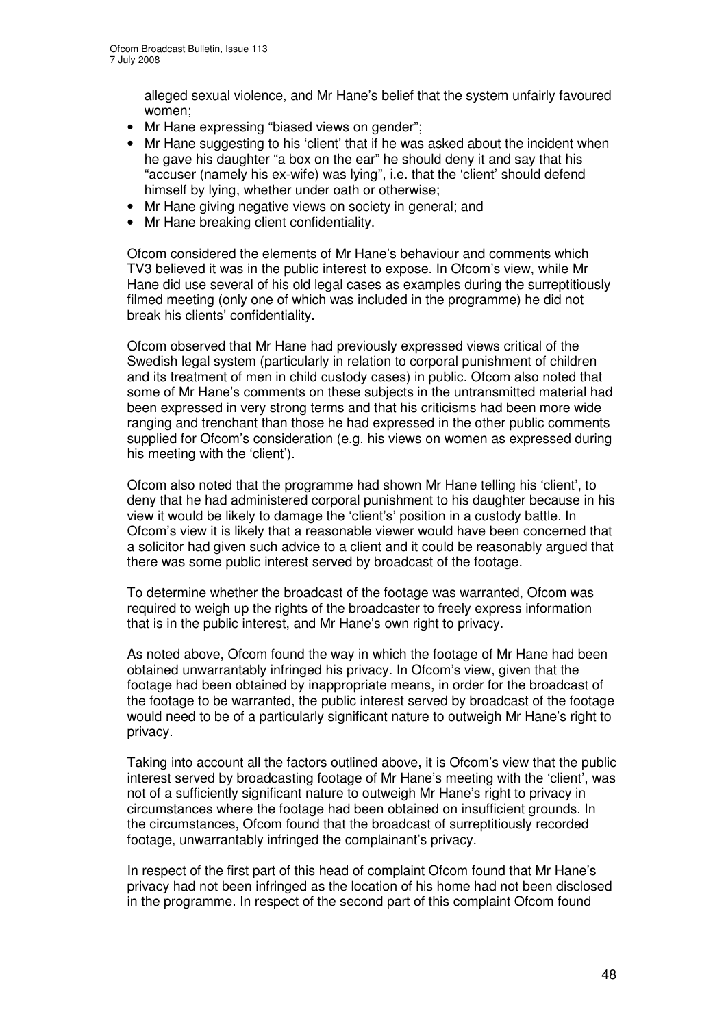alleged sexual violence, and Mr Hane's belief that the system unfairly favoured women;

- Mr Hane expressing "biased views on gender";
- Mr Hane suggesting to his 'client' that if he was asked about the incident when he gave his daughter "a box on the ear" he should deny it and say that his "accuser (namely his ex-wife) was lying", i.e. that the 'client' should defend himself by lying, whether under oath or otherwise;
- Mr Hane giving negative views on society in general; and
- Mr Hane breaking client confidentiality.

Ofcom considered the elements of Mr Hane's behaviour and comments which TV3 believed it was in the public interest to expose. In Ofcom's view, while Mr Hane did use several of his old legal cases as examples during the surreptitiously filmed meeting (only one of which was included in the programme) he did not break his clients' confidentiality.

Ofcom observed that Mr Hane had previously expressed views critical of the Swedish legal system (particularly in relation to corporal punishment of children and its treatment of men in child custody cases) in public. Ofcom also noted that some of Mr Hane's comments on these subjects in the untransmitted material had been expressed in very strong terms and that his criticisms had been more wide ranging and trenchant than those he had expressed in the other public comments supplied for Ofcom's consideration (e.g. his views on women as expressed during his meeting with the 'client').

Ofcom also noted that the programme had shown Mr Hane telling his 'client', to deny that he had administered corporal punishment to his daughter because in his view it would be likely to damage the 'client's' position in a custody battle. In Ofcom's view it is likely that a reasonable viewer would have been concerned that a solicitor had given such advice to a client and it could be reasonably argued that there was some public interest served by broadcast of the footage.

To determine whether the broadcast of the footage was warranted, Ofcom was required to weigh up the rights of the broadcaster to freely express information that is in the public interest, and Mr Hane's own right to privacy.

As noted above, Ofcom found the way in which the footage of Mr Hane had been obtained unwarrantably infringed his privacy. In Ofcom's view, given that the footage had been obtained by inappropriate means, in order for the broadcast of the footage to be warranted, the public interest served by broadcast of the footage would need to be of a particularly significant nature to outweigh Mr Hane's right to privacy.

Taking into account all the factors outlined above, it is Ofcom's view that the public interest served by broadcasting footage of Mr Hane's meeting with the 'client', was not of a sufficiently significant nature to outweigh Mr Hane's right to privacy in circumstances where the footage had been obtained on insufficient grounds. In the circumstances, Ofcom found that the broadcast of surreptitiously recorded footage, unwarrantably infringed the complainant's privacy.

In respect of the first part of this head of complaint Ofcom found that Mr Hane's privacy had not been infringed as the location of his home had not been disclosed in the programme. In respect of the second part of this complaint Ofcom found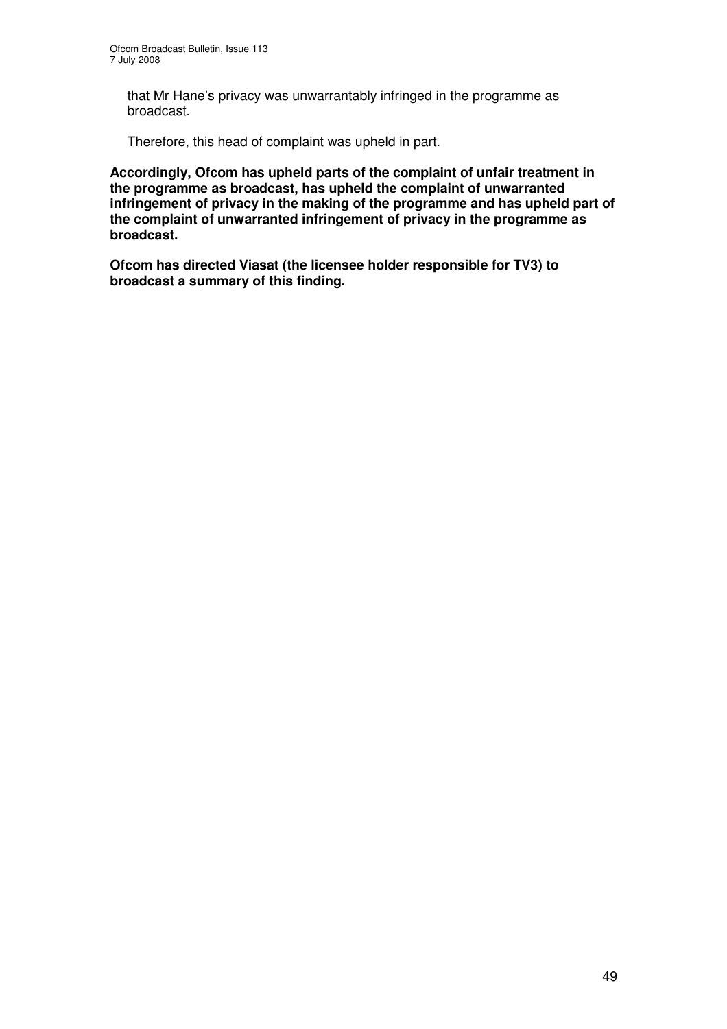that Mr Hane's privacy was unwarrantably infringed in the programme as broadcast.

Therefore, this head of complaint was upheld in part.

**Accordingly, Ofcom has upheld parts of the complaint of unfair treatment in the programme as broadcast, has upheld the complaint of unwarranted infringement of privacy in the making of the programme and has upheld part of the complaint of unwarranted infringement of privacy in the programme as broadcast.**

**Ofcom has directed Viasat (the licensee holder responsible for TV3) to broadcast a summary of this finding.**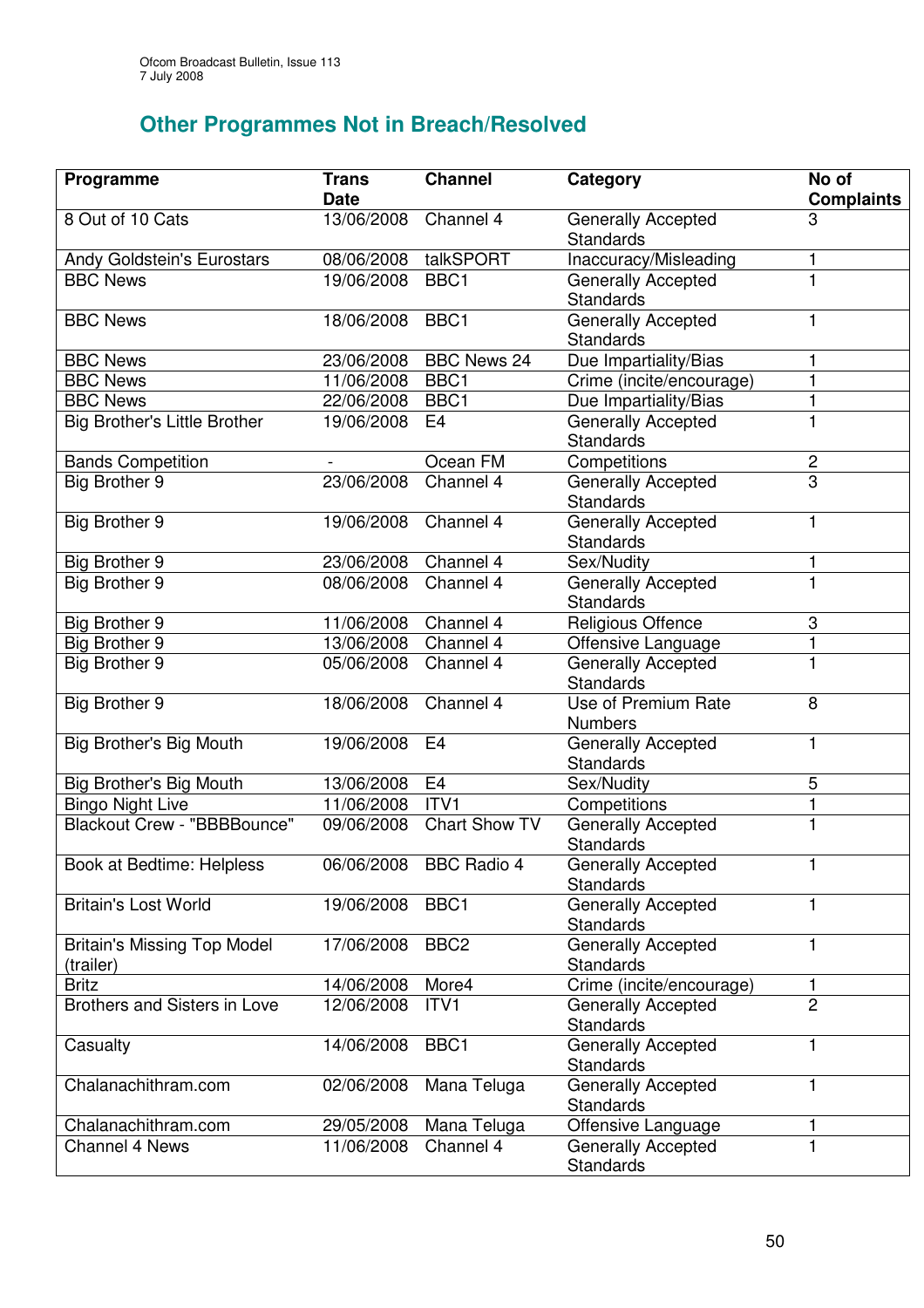## Other Programmes Not in Breach/Resolved

| Programme | Trans Date | Channel | Category | No of Complaints |
|---|---|---|---|---|
| 8 Out of 10 Cats | 13/06/2008 | Channel 4 | Generally Accepted Standards | 3 |
| Andy Goldstein's Eurostars | 08/06/2008 | talkSPORT | Inaccuracy/Misleading | 1 |
| BBC News | 19/06/2008 | BBC1 | Generally Accepted Standards | 1 |
| BBC News | 18/06/2008 | BBC1 | Generally Accepted Standards | 1 |
| BBC News | 23/06/2008 | BBC News 24 | Due Impartiality/Bias | 1 |
| BBC News | 11/06/2008 | BBC1 | Crime (incite/encourage) | 1 |
| BBC News | 22/06/2008 | BBC1 | Due Impartiality/Bias | 1 |
| Big Brother's Little Brother | 19/06/2008 | E4 | Generally Accepted Standards | 1 |
| Bands Competition | - | Ocean FM | Competitions | 2 |
| Big Brother 9 | 23/06/2008 | Channel 4 | Generally Accepted Standards | 3 |
| Big Brother 9 | 19/06/2008 | Channel 4 | Generally Accepted Standards | 1 |
| Big Brother 9 | 23/06/2008 | Channel 4 | Sex/Nudity | 1 |
| Big Brother 9 | 08/06/2008 | Channel 4 | Generally Accepted Standards | 1 |
| Big Brother 9 | 11/06/2008 | Channel 4 | Religious Offence | 3 |
| Big Brother 9 | 13/06/2008 | Channel 4 | Offensive Language | 1 |
| Big Brother 9 | 05/06/2008 | Channel 4 | Generally Accepted Standards | 1 |
| Big Brother 9 | 18/06/2008 | Channel 4 | Use of Premium Rate Numbers | 8 |
| Big Brother's Big Mouth | 19/06/2008 | E4 | Generally Accepted Standards | 1 |
| Big Brother's Big Mouth | 13/06/2008 | E4 | Sex/Nudity | 5 |
| Bingo Night Live | 11/06/2008 | ITV1 | Competitions | 1 |
| Blackout Crew - "BBBBounce" | 09/06/2008 | Chart Show TV | Generally Accepted Standards | 1 |
| Book at Bedtime: Helpless | 06/06/2008 | BBC Radio 4 | Generally Accepted Standards | 1 |
| Britain's Lost World | 19/06/2008 | BBC1 | Generally Accepted Standards | 1 |
| Britain's Missing Top Model (trailer) | 17/06/2008 | BBC2 | Generally Accepted Standards | 1 |
| Britz | 14/06/2008 | More4 | Crime (incite/encourage) | 1 |
| Brothers and Sisters in Love | 12/06/2008 | ITV1 | Generally Accepted Standards | 2 |
| Casualty | 14/06/2008 | BBC1 | Generally Accepted Standards | 1 |
| Chalanachithram.com | 02/06/2008 | Mana Teluga | Generally Accepted Standards | 1 |
| Chalanachithram.com | 29/05/2008 | Mana Teluga | Offensive Language | 1 |
| Channel 4 News | 11/06/2008 | Channel 4 | Generally Accepted Standards | 1 |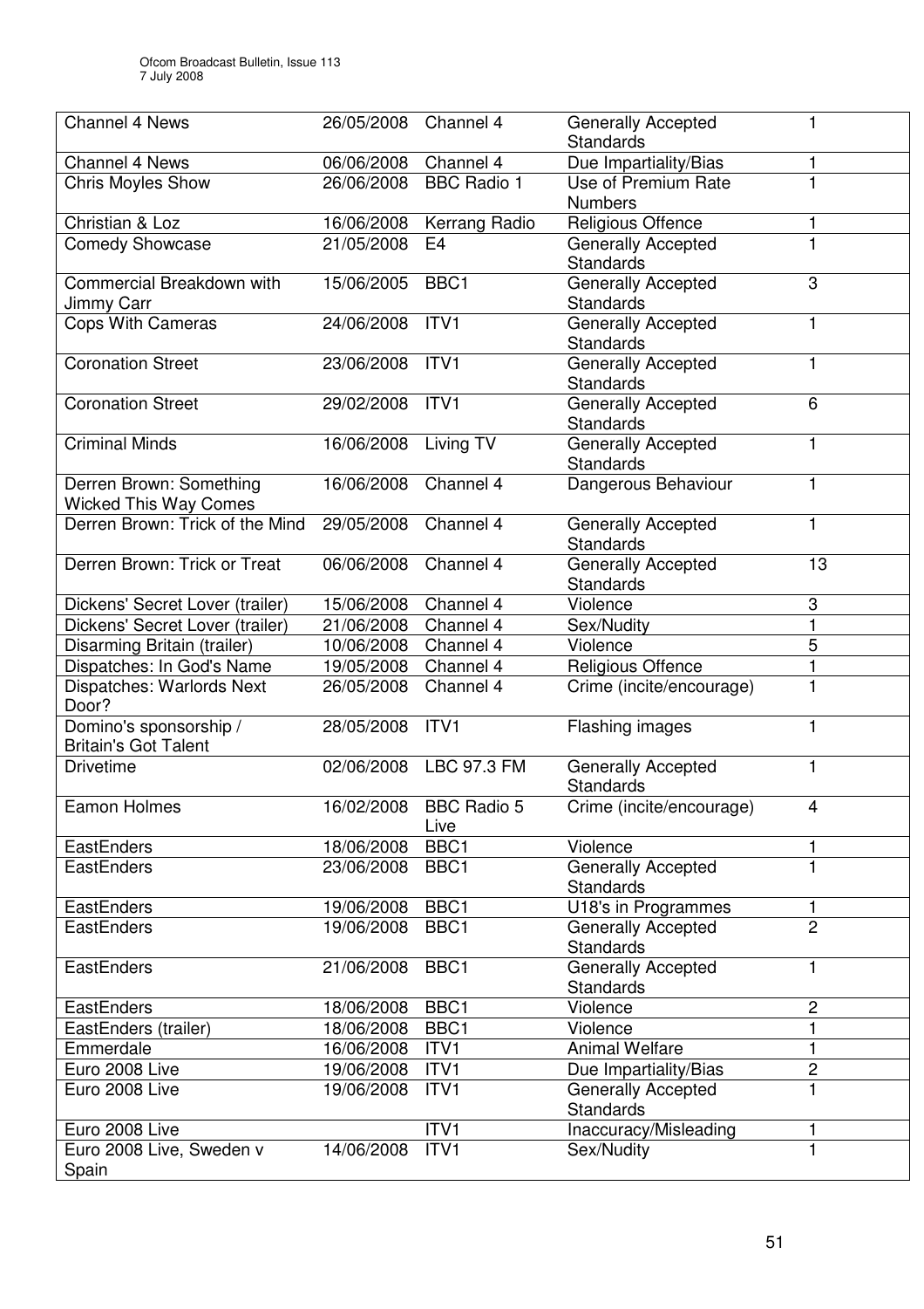| Channel 4 News | 26/05/2008 | Channel 4 | Generally Accepted Standards | 1 |
|---|---|---|---|---|
| Channel 4 News | 06/06/2008 | Channel 4 | Due Impartiality/Bias | 1 |
| Chris Moyles Show | 26/06/2008 | BBC Radio 1 | Use of Premium Rate Numbers | 1 |
| Christian & Loz | 16/06/2008 | Kerrang Radio | Religious Offence | 1 |
| Comedy Showcase | 21/05/2008 | E4 | Generally Accepted Standards | 1 |
| Commercial Breakdown with Jimmy Carr | 15/06/2005 | BBC1 | Generally Accepted Standards | 3 |
| Cops With Cameras | 24/06/2008 | ITV1 | Generally Accepted Standards | 1 |
| Coronation Street | 23/06/2008 | ITV1 | Generally Accepted Standards | 1 |
| Coronation Street | 29/02/2008 | ITV1 | Generally Accepted Standards | 6 |
| Criminal Minds | 16/06/2008 | Living TV | Generally Accepted Standards | 1 |
| Derren Brown: Something Wicked This Way Comes | 16/06/2008 | Channel 4 | Dangerous Behaviour | 1 |
| Derren Brown: Trick of the Mind | 29/05/2008 | Channel 4 | Generally Accepted Standards | 1 |
| Derren Brown: Trick or Treat | 06/06/2008 | Channel 4 | Generally Accepted Standards | 13 |
| Dickens' Secret Lover (trailer) | 15/06/2008 | Channel 4 | Violence | 3 |
| Dickens' Secret Lover (trailer) | 21/06/2008 | Channel 4 | Sex/Nudity | 1 |
| Disarming Britain (trailer) | 10/06/2008 | Channel 4 | Violence | 5 |
| Dispatches: In God's Name | 19/05/2008 | Channel 4 | Religious Offence | 1 |
| Dispatches: Warlords Next Door? | 26/05/2008 | Channel 4 | Crime (incite/encourage) | 1 |
| Domino's sponsorship / Britain's Got Talent | 28/05/2008 | ITV1 | Flashing images | 1 |
| Drivetime | 02/06/2008 | LBC 97.3 FM | Generally Accepted Standards | 1 |
| Eamon Holmes | 16/02/2008 | BBC Radio 5 Live | Crime (incite/encourage) | 4 |
| EastEnders | 18/06/2008 | BBC1 | Violence | 1 |
| EastEnders | 23/06/2008 | BBC1 | Generally Accepted Standards | 1 |
| EastEnders | 19/06/2008 | BBC1 | U18's in Programmes | 1 |
| EastEnders | 19/06/2008 | BBC1 | Generally Accepted Standards | 2 |
| EastEnders | 21/06/2008 | BBC1 | Generally Accepted Standards | 1 |
| EastEnders | 18/06/2008 | BBC1 | Violence | 2 |
| EastEnders (trailer) | 18/06/2008 | BBC1 | Violence | 1 |
| Emmerdale | 16/06/2008 | ITV1 | Animal Welfare | 1 |
| Euro 2008 Live | 19/06/2008 | ITV1 | Due Impartiality/Bias | 2 |
| Euro 2008 Live | 19/06/2008 | ITV1 | Generally Accepted Standards | 1 |
| Euro 2008 Live | | ITV1 | Inaccuracy/Misleading | 1 |
| Euro 2008 Live, Sweden v Spain | 14/06/2008 | ITV1 | Sex/Nudity | 1 |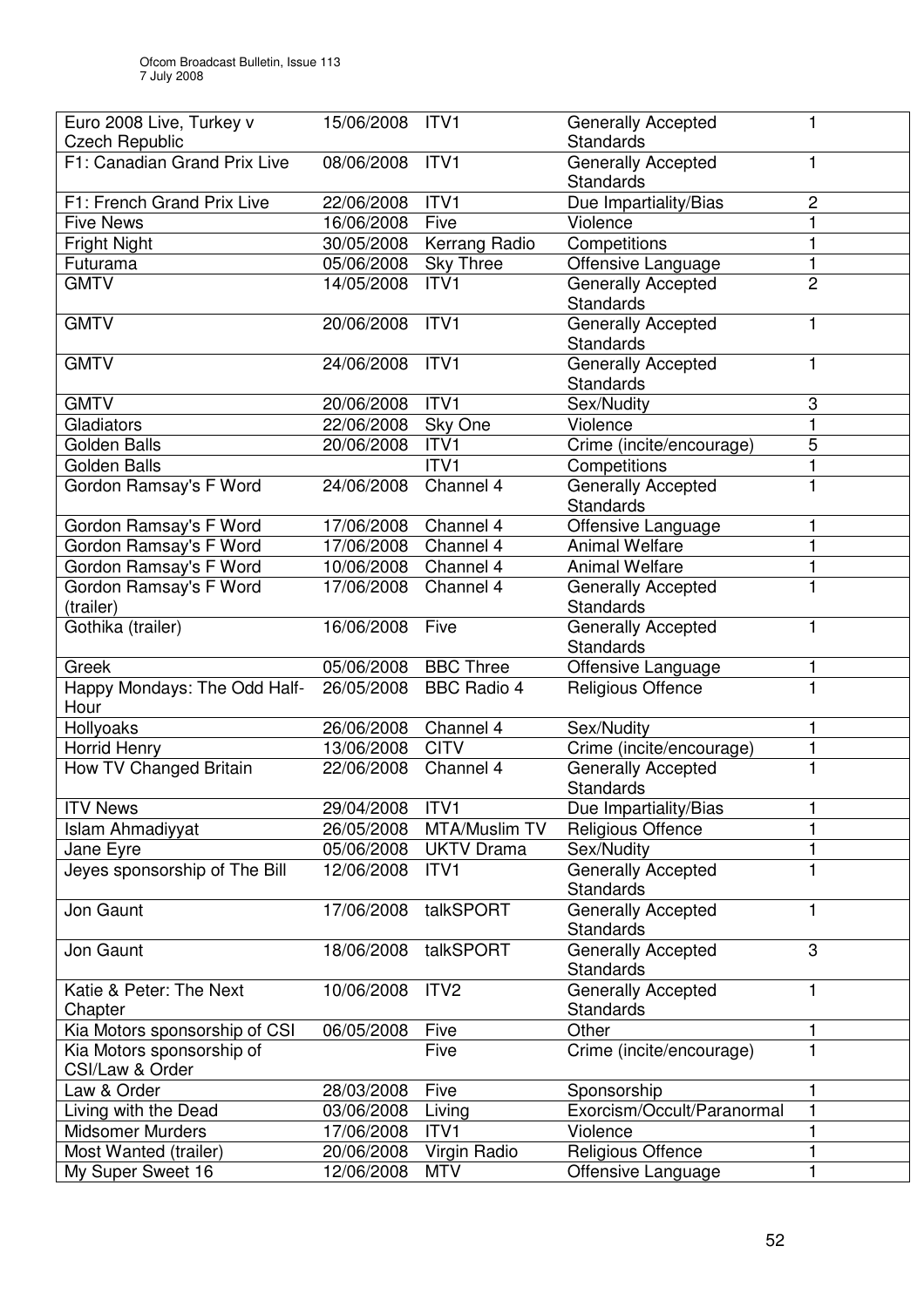| Euro 2008 Live, Turkey v Czech Republic | 15/06/2008 | ITV1 | Generally Accepted Standards | 1 |
|---|---|---|---|---|
| F1: Canadian Grand Prix Live | 08/06/2008 | ITV1 | Generally Accepted Standards | 1 |
| F1: French Grand Prix Live | 22/06/2008 | ITV1 | Due Impartiality/Bias | 2 |
| Five News | 16/06/2008 | Five | Violence | 1 |
| Fright Night | 30/05/2008 | Kerrang Radio | Competitions | 1 |
| Futurama | 05/06/2008 | Sky Three | Offensive Language | 1 |
| GMTV | 14/05/2008 | ITV1 | Generally Accepted Standards | 2 |
| GMTV | 20/06/2008 | ITV1 | Generally Accepted Standards | 1 |
| GMTV | 24/06/2008 | ITV1 | Generally Accepted Standards | 1 |
| GMTV | 20/06/2008 | ITV1 | Sex/Nudity | 3 |
| Gladiators | 22/06/2008 | Sky One | Violence | 1 |
| Golden Balls | 20/06/2008 | ITV1 | Crime (incite/encourage) | 5 |
| Golden Balls | | ITV1 | Competitions | 1 |
| Gordon Ramsay's F Word | 24/06/2008 | Channel 4 | Generally Accepted Standards | 1 |
| Gordon Ramsay's F Word | 17/06/2008 | Channel 4 | Offensive Language | 1 |
| Gordon Ramsay's F Word | 17/06/2008 | Channel 4 | Animal Welfare | 1 |
| Gordon Ramsay's F Word | 10/06/2008 | Channel 4 | Animal Welfare | 1 |
| Gordon Ramsay's F Word (trailer) | 17/06/2008 | Channel 4 | Generally Accepted Standards | 1 |
| Gothika (trailer) | 16/06/2008 | Five | Generally Accepted Standards | 1 |
| Greek | 05/06/2008 | BBC Three | Offensive Language | 1 |
| Happy Mondays: The Odd Half-Hour | 26/05/2008 | BBC Radio 4 | Religious Offence | 1 |
| Hollyoaks | 26/06/2008 | Channel 4 | Sex/Nudity | 1 |
| Horrid Henry | 13/06/2008 | CITV | Crime (incite/encourage) | 1 |
| How TV Changed Britain | 22/06/2008 | Channel 4 | Generally Accepted Standards | 1 |
| ITV News | 29/04/2008 | ITV1 | Due Impartiality/Bias | 1 |
| Islam Ahmadiyyat | 26/05/2008 | MTA/Muslim TV | Religious Offence | 1 |
| Jane Eyre | 05/06/2008 | UKTV Drama | Sex/Nudity | 1 |
| Jeyes sponsorship of The Bill | 12/06/2008 | ITV1 | Generally Accepted Standards | 1 |
| Jon Gaunt | 17/06/2008 | talkSPORT | Generally Accepted Standards | 1 |
| Jon Gaunt | 18/06/2008 | talkSPORT | Generally Accepted Standards | 3 |
| Katie & Peter: The Next Chapter | 10/06/2008 | ITV2 | Generally Accepted Standards | 1 |
| Kia Motors sponsorship of CSI | 06/05/2008 | Five | Other | 1 |
| Kia Motors sponsorship of CSI/Law & Order | | Five | Crime (incite/encourage) | 1 |
| Law & Order | 28/03/2008 | Five | Sponsorship | 1 |
| Living with the Dead | 03/06/2008 | Living | Exorcism/Occult/Paranormal | 1 |
| Midsomer Murders | 17/06/2008 | ITV1 | Violence | 1 |
| Most Wanted (trailer) | 20/06/2008 | Virgin Radio | Religious Offence | 1 |
| My Super Sweet 16 | 12/06/2008 | MTV | Offensive Language | 1 |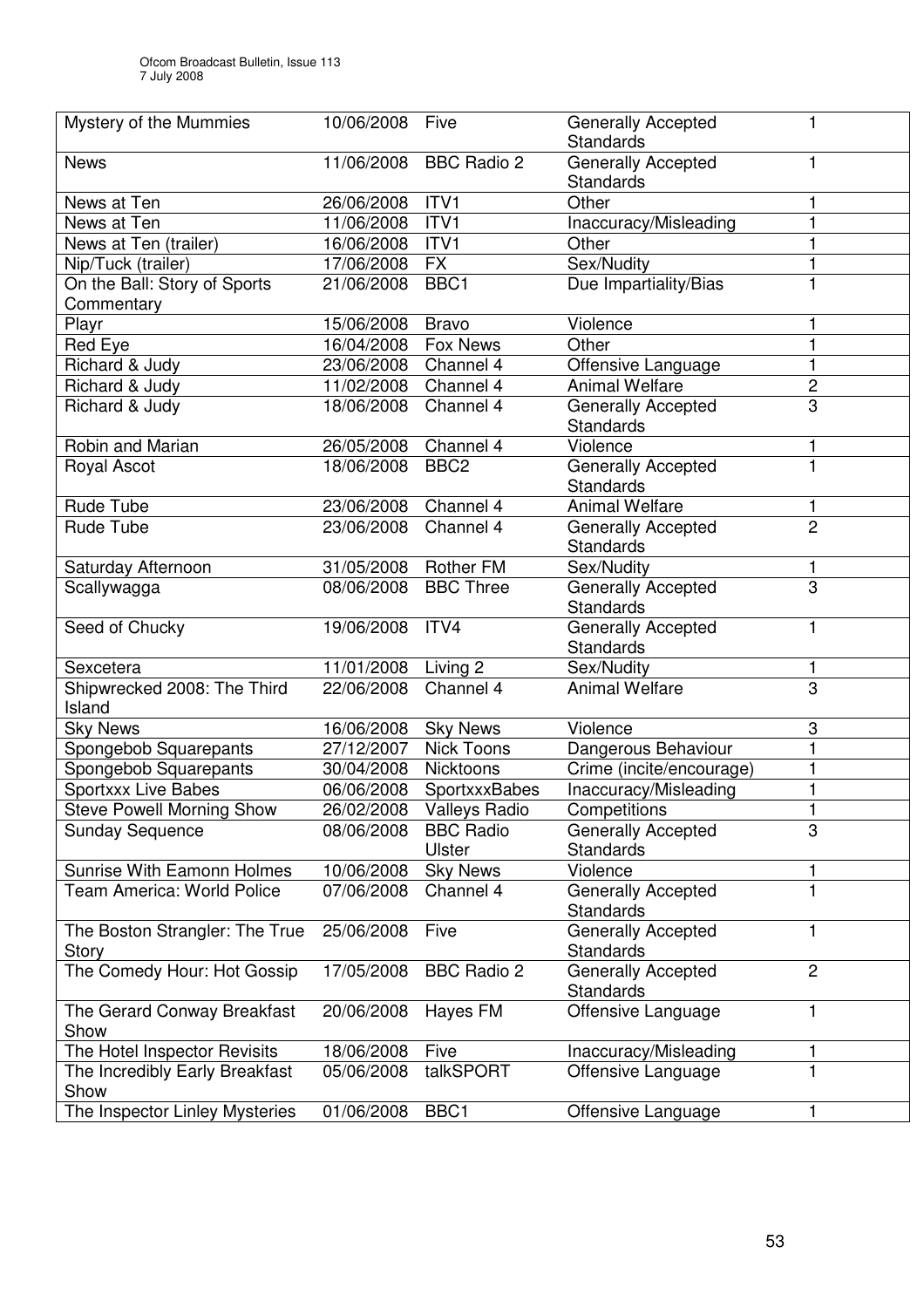| Mystery of the Mummies | 10/06/2008 | Five | Generally Accepted Standards | 1 |
|---|---|---|---|---|
| News | 11/06/2008 | BBC Radio 2 | Generally Accepted Standards | 1 |
| News at Ten | 26/06/2008 | ITV1 | Other | 1 |
| News at Ten | 11/06/2008 | ITV1 | Inaccuracy/Misleading | 1 |
| News at Ten (trailer) | 16/06/2008 | ITV1 | Other | 1 |
| Nip/Tuck (trailer) | 17/06/2008 | FX | Sex/Nudity | 1 |
| On the Ball: Story of Sports Commentary | 21/06/2008 | BBC1 | Due Impartiality/Bias | 1 |
| Playr | 15/06/2008 | Bravo | Violence | 1 |
| Red Eye | 16/04/2008 | Fox News | Other | 1 |
| Richard & Judy | 23/06/2008 | Channel 4 | Offensive Language | 1 |
| Richard & Judy | 11/02/2008 | Channel 4 | Animal Welfare | 2 |
| Richard & Judy | 18/06/2008 | Channel 4 | Generally Accepted Standards | 3 |
| Robin and Marian | 26/05/2008 | Channel 4 | Violence | 1 |
| Royal Ascot | 18/06/2008 | BBC2 | Generally Accepted Standards | 1 |
| Rude Tube | 23/06/2008 | Channel 4 | Animal Welfare | 1 |
| Rude Tube | 23/06/2008 | Channel 4 | Generally Accepted Standards | 2 |
| Saturday Afternoon | 31/05/2008 | Rother FM | Sex/Nudity | 1 |
| Scallywagga | 08/06/2008 | BBC Three | Generally Accepted Standards | 3 |
| Seed of Chucky | 19/06/2008 | ITV4 | Generally Accepted Standards | 1 |
| Sexcetera | 11/01/2008 | Living 2 | Sex/Nudity | 1 |
| Shipwrecked 2008: The Third Island | 22/06/2008 | Channel 4 | Animal Welfare | 3 |
| Sky News | 16/06/2008 | Sky News | Violence | 3 |
| Spongebob Squarepants | 27/12/2007 | Nick Toons | Dangerous Behaviour | 1 |
| Spongebob Squarepants | 30/04/2008 | Nicktoons | Crime (incite/encourage) | 1 |
| Sportxxx Live Babes | 06/06/2008 | SportxxxBabes | Inaccuracy/Misleading | 1 |
| Steve Powell Morning Show | 26/02/2008 | Valleys Radio | Competitions | 1 |
| Sunday Sequence | 08/06/2008 | BBC Radio Ulster | Generally Accepted Standards | 3 |
| Sunrise With Eamonn Holmes | 10/06/2008 | Sky News | Violence | 1 |
| Team America: World Police | 07/06/2008 | Channel 4 | Generally Accepted Standards | 1 |
| The Boston Strangler: The True Story | 25/06/2008 | Five | Generally Accepted Standards | 1 |
| The Comedy Hour: Hot Gossip | 17/05/2008 | BBC Radio 2 | Generally Accepted Standards | 2 |
| The Gerard Conway Breakfast Show | 20/06/2008 | Hayes FM | Offensive Language | 1 |
| The Hotel Inspector Revisits | 18/06/2008 | Five | Inaccuracy/Misleading | 1 |
| The Incredibly Early Breakfast Show | 05/06/2008 | talkSPORT | Offensive Language | 1 |
| The Inspector Linley Mysteries | 01/06/2008 | BBC1 | Offensive Language | 1 |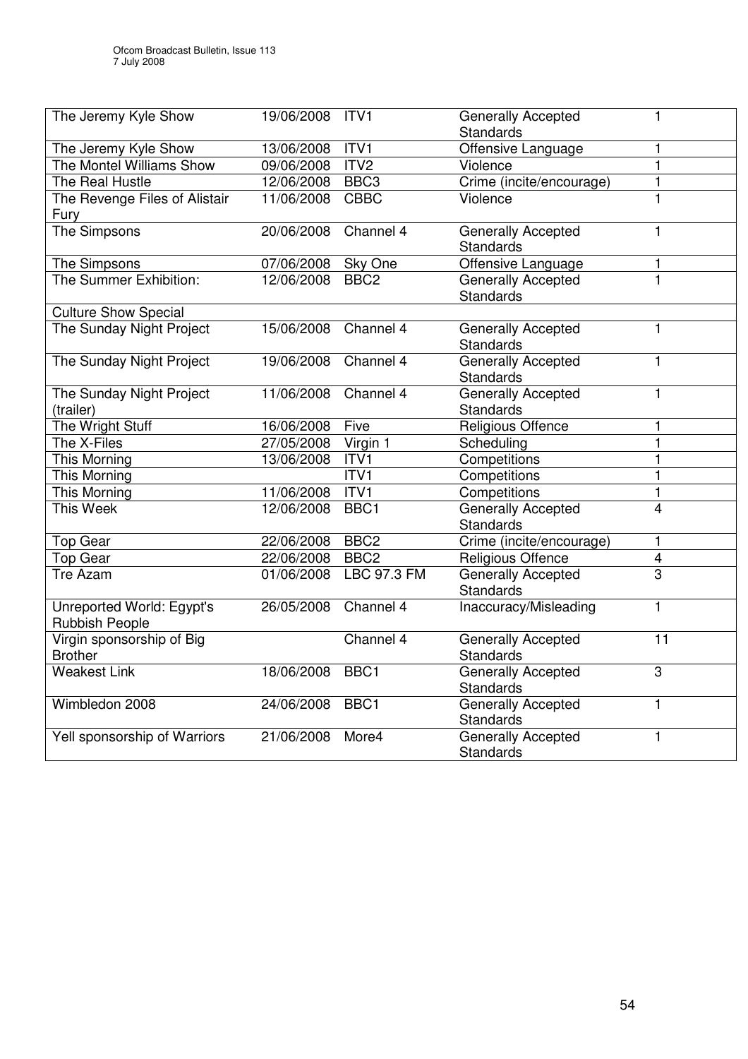| | | | | |
|---|---|---|---|---|
| The Jeremy Kyle Show | 19/06/2008 | ITV1 | Generally Accepted Standards | 1 |
| The Jeremy Kyle Show | 13/06/2008 | ITV1 | Offensive Language | 1 |
| The Montel Williams Show | 09/06/2008 | ITV2 | Violence | 1 |
| The Real Hustle | 12/06/2008 | BBC3 | Crime (incite/encourage) | 1 |
| The Revenge Files of Alistair Fury | 11/06/2008 | CBBC | Violence | 1 |
| The Simpsons | 20/06/2008 | Channel 4 | Generally Accepted Standards | 1 |
| The Simpsons | 07/06/2008 | Sky One | Offensive Language | 1 |
| The Summer Exhibition: | 12/06/2008 | BBC2 | Generally Accepted Standards | 1 |
| Culture Show Special | | | | |
| The Sunday Night Project | 15/06/2008 | Channel 4 | Generally Accepted Standards | 1 |
| The Sunday Night Project | 19/06/2008 | Channel 4 | Generally Accepted Standards | 1 |
| The Sunday Night Project (trailer) | 11/06/2008 | Channel 4 | Generally Accepted Standards | 1 |
| The Wright Stuff | 16/06/2008 | Five | Religious Offence | 1 |
| The X-Files | 27/05/2008 | Virgin 1 | Scheduling | 1 |
| This Morning | 13/06/2008 | ITV1 | Competitions | 1 |
| This Morning | | ITV1 | Competitions | 1 |
| This Morning | 11/06/2008 | ITV1 | Competitions | 1 |
| This Week | 12/06/2008 | BBC1 | Generally Accepted Standards | 4 |
| Top Gear | 22/06/2008 | BBC2 | Crime (incite/encourage) | 1 |
| Top Gear | 22/06/2008 | BBC2 | Religious Offence | 4 |
| Tre Azam | 01/06/2008 | LBC 97.3 FM | Generally Accepted Standards | 3 |
| Unreported World: Egypt's Rubbish People | 26/05/2008 | Channel 4 | Inaccuracy/Misleading | 1 |
| Virgin sponsorship of Big Brother | | Channel 4 | Generally Accepted Standards | 11 |
| Weakest Link | 18/06/2008 | BBC1 | Generally Accepted Standards | 3 |
| Wimbledon 2008 | 24/06/2008 | BBC1 | Generally Accepted Standards | 1 |
| Yell sponsorship of Warriors | 21/06/2008 | More4 | Generally Accepted Standards | 1 |